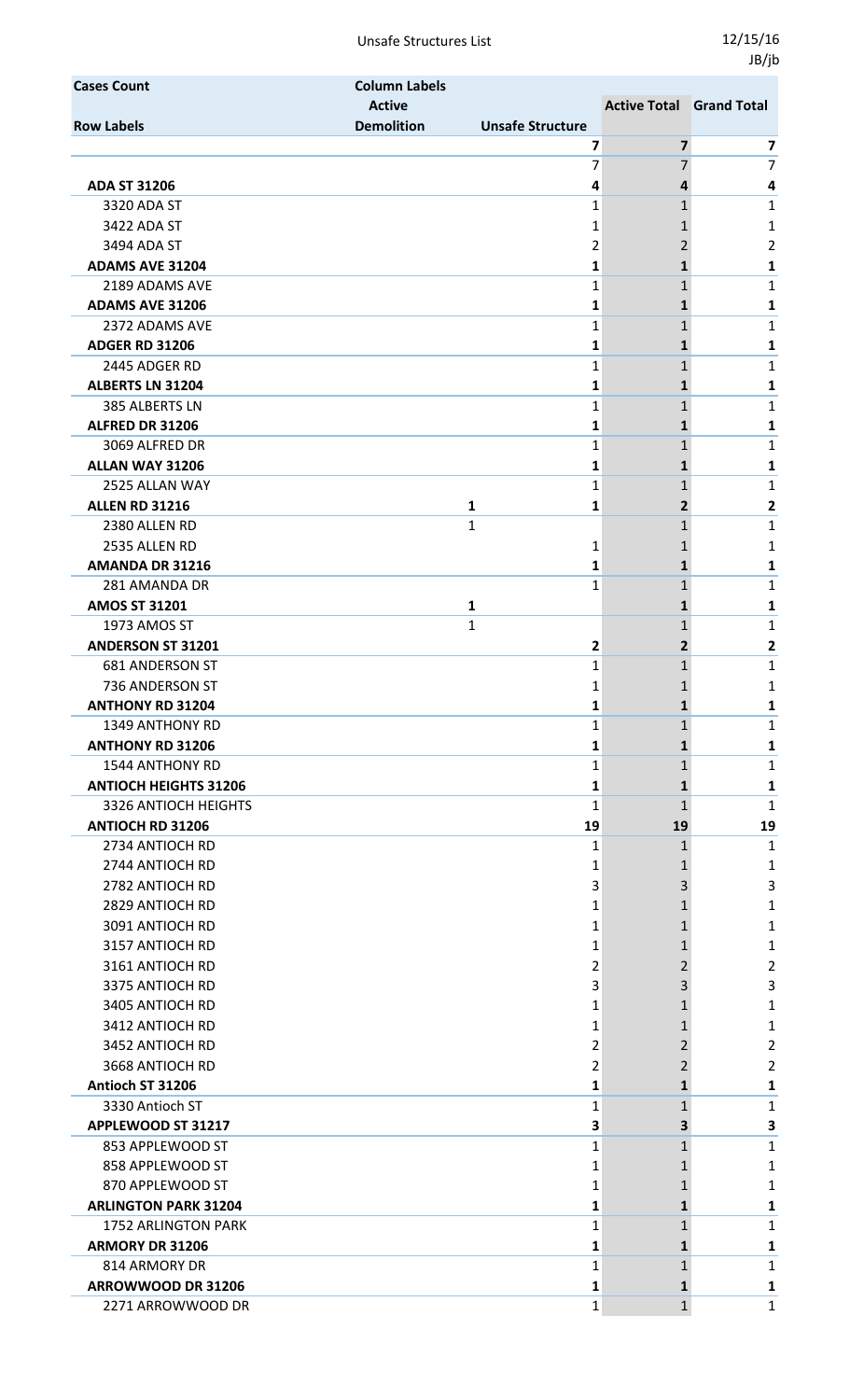Unsafe Structures List

12/15/16
JB/jb

| Cases Count | Column Labels | | | |
|---|---|---|---|---|
| | Active | | Active Total | Grand Total |
| Row Labels | Demolition | Unsafe Structure | | |
| | | **7** | **7** | **7** |
| | | 7 | 7 | 7 |
| **ADA ST 31206** | | **4** | **4** | **4** |
| 3320 ADA ST | | 1 | 1 | 1 |
| 3422 ADA ST | | 1 | 1 | 1 |
| 3494 ADA ST | | 2 | 2 | 2 |
| **ADAMS AVE 31204** | | **1** | **1** | **1** |
| 2189 ADAMS AVE | | 1 | 1 | 1 |
| **ADAMS AVE 31206** | | **1** | **1** | **1** |
| 2372 ADAMS AVE | | 1 | 1 | 1 |
| **ADGER RD 31206** | | **1** | **1** | **1** |
| 2445 ADGER RD | | 1 | 1 | 1 |
| **ALBERTS LN 31204** | | **1** | **1** | **1** |
| 385 ALBERTS LN | | 1 | 1 | 1 |
| **ALFRED DR 31206** | | **1** | **1** | **1** |
| 3069 ALFRED DR | | 1 | 1 | 1 |
| **ALLAN WAY 31206** | | **1** | **1** | **1** |
| 2525 ALLAN WAY | | 1 | 1 | 1 |
| **ALLEN RD 31216** | **1** | **1** | **2** | **2** |
| 2380 ALLEN RD | 1 | | 1 | 1 |
| 2535 ALLEN RD | | 1 | 1 | 1 |
| **AMANDA DR 31216** | | **1** | **1** | **1** |
| 281 AMANDA DR | | 1 | 1 | 1 |
| **AMOS ST 31201** | **1** | | **1** | **1** |
| 1973 AMOS ST | 1 | | 1 | 1 |
| **ANDERSON ST 31201** | | **2** | **2** | **2** |
| 681 ANDERSON ST | | 1 | 1 | 1 |
| 736 ANDERSON ST | | 1 | 1 | 1 |
| **ANTHONY RD 31204** | | **1** | **1** | **1** |
| 1349 ANTHONY RD | | 1 | 1 | 1 |
| **ANTHONY RD 31206** | | **1** | **1** | **1** |
| 1544 ANTHONY RD | | 1 | 1 | 1 |
| **ANTIOCH HEIGHTS 31206** | | **1** | **1** | **1** |
| 3326 ANTIOCH HEIGHTS | | 1 | 1 | 1 |
| **ANTIOCH RD 31206** | | **19** | **19** | **19** |
| 2734 ANTIOCH RD | | 1 | 1 | 1 |
| 2744 ANTIOCH RD | | 1 | 1 | 1 |
| 2782 ANTIOCH RD | | 3 | 3 | 3 |
| 2829 ANTIOCH RD | | 1 | 1 | 1 |
| 3091 ANTIOCH RD | | 1 | 1 | 1 |
| 3157 ANTIOCH RD | | 1 | 1 | 1 |
| 3161 ANTIOCH RD | | 2 | 2 | 2 |
| 3375 ANTIOCH RD | | 3 | 3 | 3 |
| 3405 ANTIOCH RD | | 1 | 1 | 1 |
| 3412 ANTIOCH RD | | 1 | 1 | 1 |
| 3452 ANTIOCH RD | | 2 | 2 | 2 |
| 3668 ANTIOCH RD | | 2 | 2 | 2 |
| **Antioch ST 31206** | | **1** | **1** | **1** |
| 3330 Antioch ST | | 1 | 1 | 1 |
| **APPLEWOOD ST 31217** | | **3** | **3** | **3** |
| 853 APPLEWOOD ST | | 1 | 1 | 1 |
| 858 APPLEWOOD ST | | 1 | 1 | 1 |
| 870 APPLEWOOD ST | | 1 | 1 | 1 |
| **ARLINGTON PARK 31204** | | **1** | **1** | **1** |
| 1752 ARLINGTON PARK | | 1 | 1 | 1 |
| **ARMORY DR 31206** | | **1** | **1** | **1** |
| 814 ARMORY DR | | 1 | 1 | 1 |
| **ARROWWOOD DR 31206** | | **1** | **1** | **1** |
| 2271 ARROWWOOD DR | | 1 | 1 | 1 |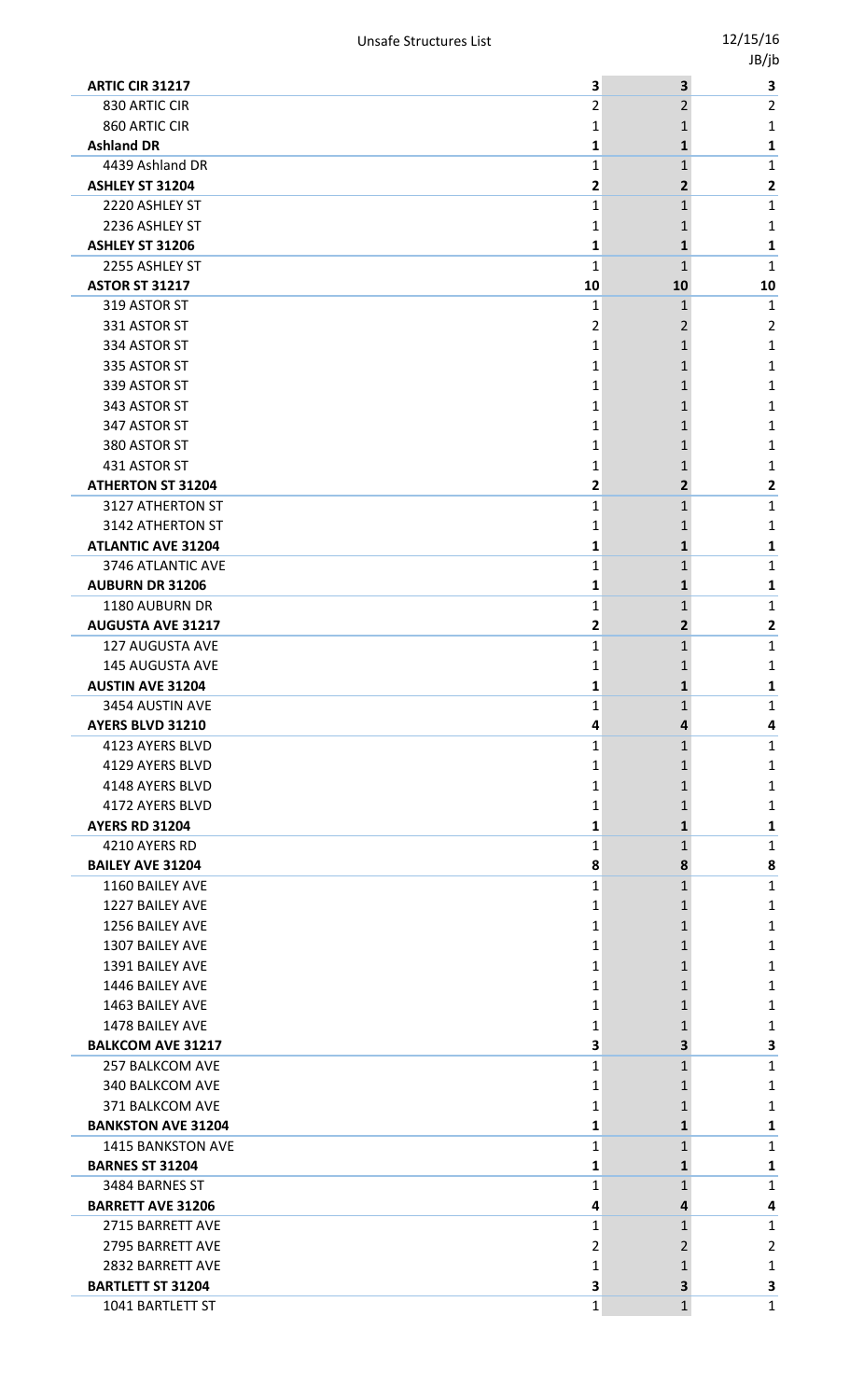| | | | |
|---|---|---|---|
| **ARTIC CIR 31217** | **3** | **3** | **3** |
| 830 ARTIC CIR | 2 | 2 | 2 |
| 860 ARTIC CIR | 1 | 1 | 1 |
| **Ashland DR** | **1** | **1** | **1** |
| 4439 Ashland DR | 1 | 1 | 1 |
| **ASHLEY ST 31204** | **2** | **2** | **2** |
| 2220 ASHLEY ST | 1 | 1 | 1 |
| 2236 ASHLEY ST | 1 | 1 | 1 |
| **ASHLEY ST 31206** | **1** | **1** | **1** |
| 2255 ASHLEY ST | 1 | 1 | 1 |
| **ASTOR ST 31217** | **10** | **10** | **10** |
| 319 ASTOR ST | 1 | 1 | 1 |
| 331 ASTOR ST | 2 | 2 | 2 |
| 334 ASTOR ST | 1 | 1 | 1 |
| 335 ASTOR ST | 1 | 1 | 1 |
| 339 ASTOR ST | 1 | 1 | 1 |
| 343 ASTOR ST | 1 | 1 | 1 |
| 347 ASTOR ST | 1 | 1 | 1 |
| 380 ASTOR ST | 1 | 1 | 1 |
| 431 ASTOR ST | 1 | 1 | 1 |
| **ATHERTON ST 31204** | **2** | **2** | **2** |
| 3127 ATHERTON ST | 1 | 1 | 1 |
| 3142 ATHERTON ST | 1 | 1 | 1 |
| **ATLANTIC AVE 31204** | **1** | **1** | **1** |
| 3746 ATLANTIC AVE | 1 | 1 | 1 |
| **AUBURN DR 31206** | **1** | **1** | **1** |
| 1180 AUBURN DR | 1 | 1 | 1 |
| **AUGUSTA AVE 31217** | **2** | **2** | **2** |
| 127 AUGUSTA AVE | 1 | 1 | 1 |
| 145 AUGUSTA AVE | 1 | 1 | 1 |
| **AUSTIN AVE 31204** | **1** | **1** | **1** |
| 3454 AUSTIN AVE | 1 | 1 | 1 |
| **AYERS BLVD 31210** | **4** | **4** | **4** |
| 4123 AYERS BLVD | 1 | 1 | 1 |
| 4129 AYERS BLVD | 1 | 1 | 1 |
| 4148 AYERS BLVD | 1 | 1 | 1 |
| 4172 AYERS BLVD | 1 | 1 | 1 |
| **AYERS RD 31204** | **1** | **1** | **1** |
| 4210 AYERS RD | 1 | 1 | 1 |
| **BAILEY AVE 31204** | **8** | **8** | **8** |
| 1160 BAILEY AVE | 1 | 1 | 1 |
| 1227 BAILEY AVE | 1 | 1 | 1 |
| 1256 BAILEY AVE | 1 | 1 | 1 |
| 1307 BAILEY AVE | 1 | 1 | 1 |
| 1391 BAILEY AVE | 1 | 1 | 1 |
| 1446 BAILEY AVE | 1 | 1 | 1 |
| 1463 BAILEY AVE | 1 | 1 | 1 |
| 1478 BAILEY AVE | 1 | 1 | 1 |
| **BALKCOM AVE 31217** | **3** | **3** | **3** |
| 257 BALKCOM AVE | 1 | 1 | 1 |
| 340 BALKCOM AVE | 1 | 1 | 1 |
| 371 BALKCOM AVE | 1 | 1 | 1 |
| **BANKSTON AVE 31204** | **1** | **1** | **1** |
| 1415 BANKSTON AVE | 1 | 1 | 1 |
| **BARNES ST 31204** | **1** | **1** | **1** |
| 3484 BARNES ST | 1 | 1 | 1 |
| **BARRETT AVE 31206** | **4** | **4** | **4** |
| 2715 BARRETT AVE | 1 | 1 | 1 |
| 2795 BARRETT AVE | 2 | 2 | 2 |
| 2832 BARRETT AVE | 1 | 1 | 1 |
| **BARTLETT ST 31204** | **3** | **3** | **3** |
| 1041 BARTLETT ST | 1 | 1 | 1 |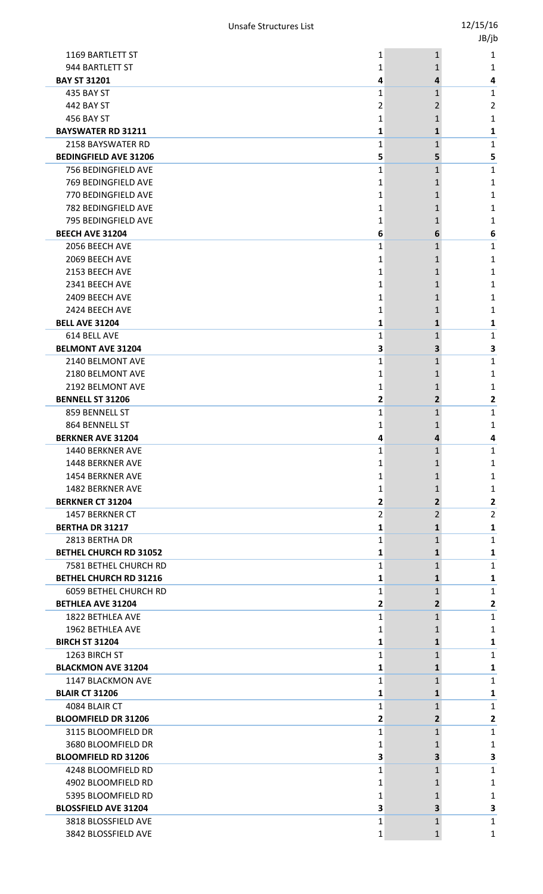| | | | |
|---|---|---|---|
| 1169 BARTLETT ST | 1 | 1 | 1 |
| 944 BARTLETT ST | 1 | 1 | 1 |
| **BAY ST 31201** | **4** | **4** | **4** |
| 435 BAY ST | 1 | 1 | 1 |
| 442 BAY ST | 2 | 2 | 2 |
| 456 BAY ST | 1 | 1 | 1 |
| **BAYSWATER RD 31211** | **1** | **1** | **1** |
| 2158 BAYSWATER RD | 1 | 1 | 1 |
| **BEDINGFIELD AVE 31206** | **5** | **5** | **5** |
| 756 BEDINGFIELD AVE | 1 | 1 | 1 |
| 769 BEDINGFIELD AVE | 1 | 1 | 1 |
| 770 BEDINGFIELD AVE | 1 | 1 | 1 |
| 782 BEDINGFIELD AVE | 1 | 1 | 1 |
| 795 BEDINGFIELD AVE | 1 | 1 | 1 |
| **BEECH AVE 31204** | **6** | **6** | **6** |
| 2056 BEECH AVE | 1 | 1 | 1 |
| 2069 BEECH AVE | 1 | 1 | 1 |
| 2153 BEECH AVE | 1 | 1 | 1 |
| 2341 BEECH AVE | 1 | 1 | 1 |
| 2409 BEECH AVE | 1 | 1 | 1 |
| 2424 BEECH AVE | 1 | 1 | 1 |
| **BELL AVE 31204** | **1** | **1** | **1** |
| 614 BELL AVE | 1 | 1 | 1 |
| **BELMONT AVE 31204** | **3** | **3** | **3** |
| 2140 BELMONT AVE | 1 | 1 | 1 |
| 2180 BELMONT AVE | 1 | 1 | 1 |
| 2192 BELMONT AVE | 1 | 1 | 1 |
| **BENNELL ST 31206** | **2** | **2** | **2** |
| 859 BENNELL ST | 1 | 1 | 1 |
| 864 BENNELL ST | 1 | 1 | 1 |
| **BERKNER AVE 31204** | **4** | **4** | **4** |
| 1440 BERKNER AVE | 1 | 1 | 1 |
| 1448 BERKNER AVE | 1 | 1 | 1 |
| 1454 BERKNER AVE | 1 | 1 | 1 |
| 1482 BERKNER AVE | 1 | 1 | 1 |
| **BERKNER CT 31204** | **2** | **2** | **2** |
| 1457 BERKNER CT | 2 | 2 | 2 |
| **BERTHA DR 31217** | **1** | **1** | **1** |
| 2813 BERTHA DR | 1 | 1 | 1 |
| **BETHEL CHURCH RD 31052** | **1** | **1** | **1** |
| 7581 BETHEL CHURCH RD | 1 | 1 | 1 |
| **BETHEL CHURCH RD 31216** | **1** | **1** | **1** |
| 6059 BETHEL CHURCH RD | 1 | 1 | 1 |
| **BETHLEA AVE 31204** | **2** | **2** | **2** |
| 1822 BETHLEA AVE | 1 | 1 | 1 |
| 1962 BETHLEA AVE | 1 | 1 | 1 |
| **BIRCH ST 31204** | **1** | **1** | **1** |
| 1263 BIRCH ST | 1 | 1 | 1 |
| **BLACKMON AVE 31204** | **1** | **1** | **1** |
| 1147 BLACKMON AVE | 1 | 1 | 1 |
| **BLAIR CT 31206** | **1** | **1** | **1** |
| 4084 BLAIR CT | 1 | 1 | 1 |
| **BLOOMFIELD DR 31206** | **2** | **2** | **2** |
| 3115 BLOOMFIELD DR | 1 | 1 | 1 |
| 3680 BLOOMFIELD DR | 1 | 1 | 1 |
| **BLOOMFIELD RD 31206** | **3** | **3** | **3** |
| 4248 BLOOMFIELD RD | 1 | 1 | 1 |
| 4902 BLOOMFIELD RD | 1 | 1 | 1 |
| 5395 BLOOMFIELD RD | 1 | 1 | 1 |
| **BLOSSFIELD AVE 31204** | **3** | **3** | **3** |
| 3818 BLOSSFIELD AVE | 1 | 1 | 1 |
| 3842 BLOSSFIELD AVE | 1 | 1 | 1 |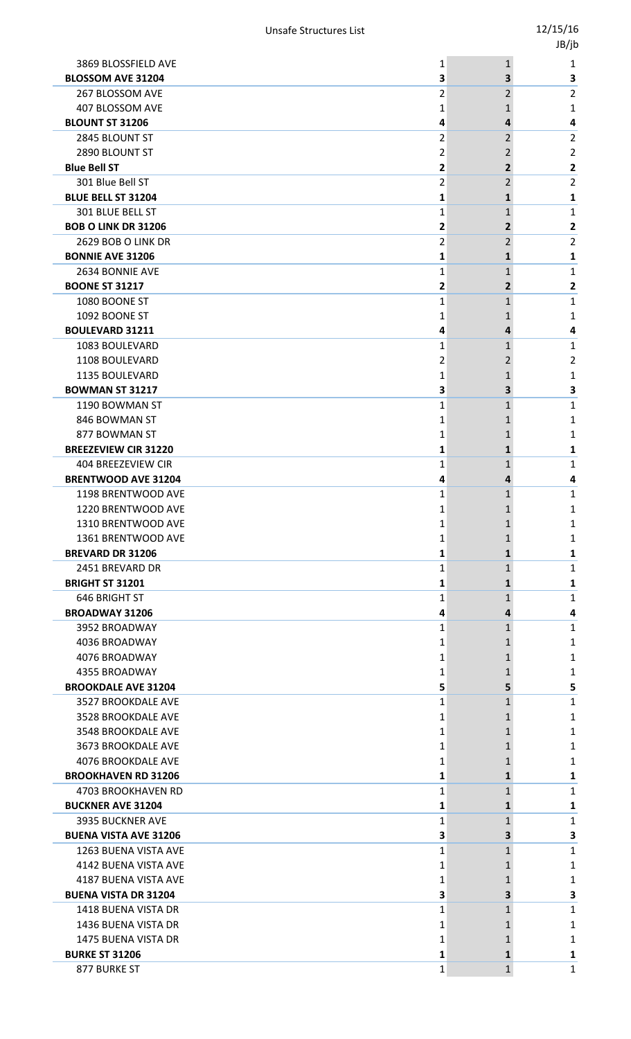| | | | |
|---|---|---|---|
| 3869 BLOSSFIELD AVE | 1 | 1 | 1 |
| **BLOSSOM AVE 31204** | **3** | **3** | **3** |
| 267 BLOSSOM AVE | 2 | 2 | 2 |
| 407 BLOSSOM AVE | 1 | 1 | 1 |
| **BLOUNT ST 31206** | **4** | **4** | **4** |
| 2845 BLOUNT ST | 2 | 2 | 2 |
| 2890 BLOUNT ST | 2 | 2 | 2 |
| **Blue Bell ST** | **2** | **2** | **2** |
| 301 Blue Bell ST | 2 | 2 | 2 |
| **BLUE BELL ST 31204** | **1** | **1** | **1** |
| 301 BLUE BELL ST | 1 | 1 | 1 |
| **BOB O LINK DR 31206** | **2** | **2** | **2** |
| 2629 BOB O LINK DR | 2 | 2 | 2 |
| **BONNIE AVE 31206** | **1** | **1** | **1** |
| 2634 BONNIE AVE | 1 | 1 | 1 |
| **BOONE ST 31217** | **2** | **2** | **2** |
| 1080 BOONE ST | 1 | 1 | 1 |
| 1092 BOONE ST | 1 | 1 | 1 |
| **BOULEVARD 31211** | **4** | **4** | **4** |
| 1083 BOULEVARD | 1 | 1 | 1 |
| 1108 BOULEVARD | 2 | 2 | 2 |
| 1135 BOULEVARD | 1 | 1 | 1 |
| **BOWMAN ST 31217** | **3** | **3** | **3** |
| 1190 BOWMAN ST | 1 | 1 | 1 |
| 846 BOWMAN ST | 1 | 1 | 1 |
| 877 BOWMAN ST | 1 | 1 | 1 |
| **BREEZEVIEW CIR 31220** | **1** | **1** | **1** |
| 404 BREEZEVIEW CIR | 1 | 1 | 1 |
| **BRENTWOOD AVE 31204** | **4** | **4** | **4** |
| 1198 BRENTWOOD AVE | 1 | 1 | 1 |
| 1220 BRENTWOOD AVE | 1 | 1 | 1 |
| 1310 BRENTWOOD AVE | 1 | 1 | 1 |
| 1361 BRENTWOOD AVE | 1 | 1 | 1 |
| **BREVARD DR 31206** | **1** | **1** | **1** |
| 2451 BREVARD DR | 1 | 1 | 1 |
| **BRIGHT ST 31201** | **1** | **1** | **1** |
| 646 BRIGHT ST | 1 | 1 | 1 |
| **BROADWAY 31206** | **4** | **4** | **4** |
| 3952 BROADWAY | 1 | 1 | 1 |
| 4036 BROADWAY | 1 | 1 | 1 |
| 4076 BROADWAY | 1 | 1 | 1 |
| 4355 BROADWAY | 1 | 1 | 1 |
| **BROOKDALE AVE 31204** | **5** | **5** | **5** |
| 3527 BROOKDALE AVE | 1 | 1 | 1 |
| 3528 BROOKDALE AVE | 1 | 1 | 1 |
| 3548 BROOKDALE AVE | 1 | 1 | 1 |
| 3673 BROOKDALE AVE | 1 | 1 | 1 |
| 4076 BROOKDALE AVE | 1 | 1 | 1 |
| **BROOKHAVEN RD 31206** | **1** | **1** | **1** |
| 4703 BROOKHAVEN RD | 1 | 1 | 1 |
| **BUCKNER AVE 31204** | **1** | **1** | **1** |
| 3935 BUCKNER AVE | 1 | 1 | 1 |
| **BUENA VISTA AVE 31206** | **3** | **3** | **3** |
| 1263 BUENA VISTA AVE | 1 | 1 | 1 |
| 4142 BUENA VISTA AVE | 1 | 1 | 1 |
| 4187 BUENA VISTA AVE | 1 | 1 | 1 |
| **BUENA VISTA DR 31204** | **3** | **3** | **3** |
| 1418 BUENA VISTA DR | 1 | 1 | 1 |
| 1436 BUENA VISTA DR | 1 | 1 | 1 |
| 1475 BUENA VISTA DR | 1 | 1 | 1 |
| **BURKE ST 31206** | **1** | **1** | **1** |
| 877 BURKE ST | 1 | 1 | 1 |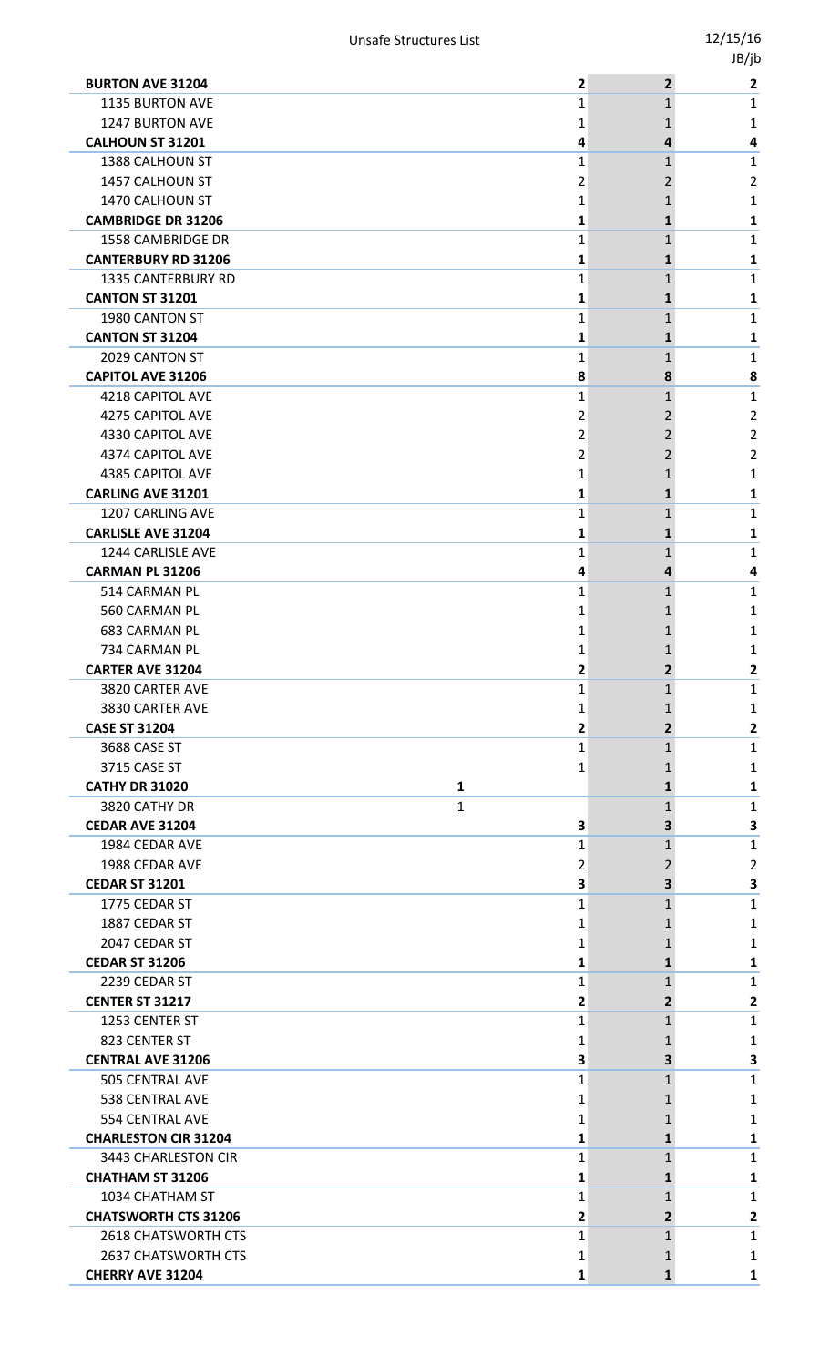| | | | | |
|---|---|---|---|---|
| **BURTON AVE 31204** | | **2** | **2** | **2** |
| 1135 BURTON AVE | | 1 | 1 | 1 |
| 1247 BURTON AVE | | 1 | 1 | 1 |
| **CALHOUN ST 31201** | | **4** | **4** | **4** |
| 1388 CALHOUN ST | | 1 | 1 | 1 |
| 1457 CALHOUN ST | | 2 | 2 | 2 |
| 1470 CALHOUN ST | | 1 | 1 | 1 |
| **CAMBRIDGE DR 31206** | | **1** | **1** | **1** |
| 1558 CAMBRIDGE DR | | 1 | 1 | 1 |
| **CANTERBURY RD 31206** | | **1** | **1** | **1** |
| 1335 CANTERBURY RD | | 1 | 1 | 1 |
| **CANTON ST 31201** | | **1** | **1** | **1** |
| 1980 CANTON ST | | 1 | 1 | 1 |
| **CANTON ST 31204** | | **1** | **1** | **1** |
| 2029 CANTON ST | | 1 | 1 | 1 |
| **CAPITOL AVE 31206** | | **8** | **8** | **8** |
| 4218 CAPITOL AVE | | 1 | 1 | 1 |
| 4275 CAPITOL AVE | | 2 | 2 | 2 |
| 4330 CAPITOL AVE | | 2 | 2 | 2 |
| 4374 CAPITOL AVE | | 2 | 2 | 2 |
| 4385 CAPITOL AVE | | 1 | 1 | 1 |
| **CARLING AVE 31201** | | **1** | **1** | **1** |
| 1207 CARLING AVE | | 1 | 1 | 1 |
| **CARLISLE AVE 31204** | | **1** | **1** | **1** |
| 1244 CARLISLE AVE | | 1 | 1 | 1 |
| **CARMAN PL 31206** | | **4** | **4** | **4** |
| 514 CARMAN PL | | 1 | 1 | 1 |
| 560 CARMAN PL | | 1 | 1 | 1 |
| 683 CARMAN PL | | 1 | 1 | 1 |
| 734 CARMAN PL | | 1 | 1 | 1 |
| **CARTER AVE 31204** | | **2** | **2** | **2** |
| 3820 CARTER AVE | | 1 | 1 | 1 |
| 3830 CARTER AVE | | 1 | 1 | 1 |
| **CASE ST 31204** | | **2** | **2** | **2** |
| 3688 CASE ST | | 1 | 1 | 1 |
| 3715 CASE ST | | 1 | 1 | 1 |
| **CATHY DR 31020** | **1** | | **1** | **1** |
| 3820 CATHY DR | 1 | | 1 | 1 |
| **CEDAR AVE 31204** | | **3** | **3** | **3** |
| 1984 CEDAR AVE | | 1 | 1 | 1 |
| 1988 CEDAR AVE | | 2 | 2 | 2 |
| **CEDAR ST 31201** | | **3** | **3** | **3** |
| 1775 CEDAR ST | | 1 | 1 | 1 |
| 1887 CEDAR ST | | 1 | 1 | 1 |
| 2047 CEDAR ST | | 1 | 1 | 1 |
| **CEDAR ST 31206** | | **1** | **1** | **1** |
| 2239 CEDAR ST | | 1 | 1 | 1 |
| **CENTER ST 31217** | | **2** | **2** | **2** |
| 1253 CENTER ST | | 1 | 1 | 1 |
| 823 CENTER ST | | 1 | 1 | 1 |
| **CENTRAL AVE 31206** | | **3** | **3** | **3** |
| 505 CENTRAL AVE | | 1 | 1 | 1 |
| 538 CENTRAL AVE | | 1 | 1 | 1 |
| 554 CENTRAL AVE | | 1 | 1 | 1 |
| **CHARLESTON CIR 31204** | | **1** | **1** | **1** |
| 3443 CHARLESTON CIR | | 1 | 1 | 1 |
| **CHATHAM ST 31206** | | **1** | **1** | **1** |
| 1034 CHATHAM ST | | 1 | 1 | 1 |
| **CHATSWORTH CTS 31206** | | **2** | **2** | **2** |
| 2618 CHATSWORTH CTS | | 1 | 1 | 1 |
| 2637 CHATSWORTH CTS | | 1 | 1 | 1 |
| **CHERRY AVE 31204** | | **1** | **1** | **1** |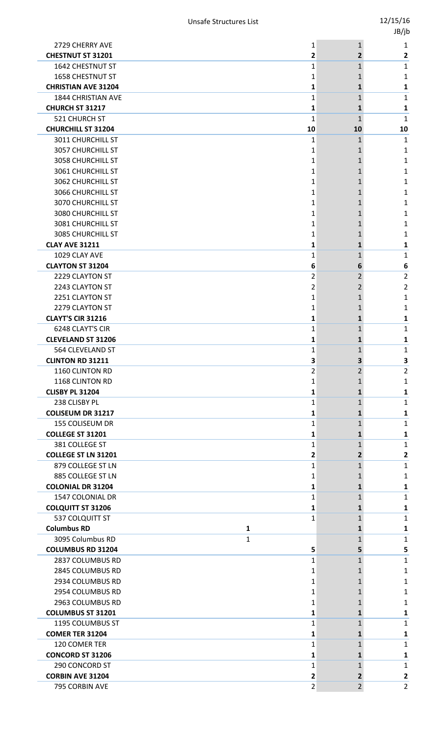| | | | | |
|---|---|---|---|---|
| 2729 CHERRY AVE | | 1 | 1 | 1 |
| **CHESTNUT ST 31201** | | **2** | **2** | **2** |
| 1642 CHESTNUT ST | | 1 | 1 | 1 |
| 1658 CHESTNUT ST | | 1 | 1 | 1 |
| **CHRISTIAN AVE 31204** | | **1** | **1** | **1** |
| 1844 CHRISTIAN AVE | | 1 | 1 | 1 |
| **CHURCH ST 31217** | | **1** | **1** | **1** |
| 521 CHURCH ST | | 1 | 1 | 1 |
| **CHURCHILL ST 31204** | | **10** | **10** | **10** |
| 3011 CHURCHILL ST | | 1 | 1 | 1 |
| 3057 CHURCHILL ST | | 1 | 1 | 1 |
| 3058 CHURCHILL ST | | 1 | 1 | 1 |
| 3061 CHURCHILL ST | | 1 | 1 | 1 |
| 3062 CHURCHILL ST | | 1 | 1 | 1 |
| 3066 CHURCHILL ST | | 1 | 1 | 1 |
| 3070 CHURCHILL ST | | 1 | 1 | 1 |
| 3080 CHURCHILL ST | | 1 | 1 | 1 |
| 3081 CHURCHILL ST | | 1 | 1 | 1 |
| 3085 CHURCHILL ST | | 1 | 1 | 1 |
| **CLAY AVE 31211** | | **1** | **1** | **1** |
| 1029 CLAY AVE | | 1 | 1 | 1 |
| **CLAYTON ST 31204** | | **6** | **6** | **6** |
| 2229 CLAYTON ST | | 2 | 2 | 2 |
| 2243 CLAYTON ST | | 2 | 2 | 2 |
| 2251 CLAYTON ST | | 1 | 1 | 1 |
| 2279 CLAYTON ST | | 1 | 1 | 1 |
| **CLAYT'S CIR 31216** | | **1** | **1** | **1** |
| 6248 CLAYT'S CIR | | 1 | 1 | 1 |
| **CLEVELAND ST 31206** | | **1** | **1** | **1** |
| 564 CLEVELAND ST | | 1 | 1 | 1 |
| **CLINTON RD 31211** | | **3** | **3** | **3** |
| 1160 CLINTON RD | | 2 | 2 | 2 |
| 1168 CLINTON RD | | 1 | 1 | 1 |
| **CLISBY PL 31204** | | **1** | **1** | **1** |
| 238 CLISBY PL | | 1 | 1 | 1 |
| **COLISEUM DR 31217** | | **1** | **1** | **1** |
| 155 COLISEUM DR | | 1 | 1 | 1 |
| **COLLEGE ST 31201** | | **1** | **1** | **1** |
| 381 COLLEGE ST | | 1 | 1 | 1 |
| **COLLEGE ST LN 31201** | | **2** | **2** | **2** |
| 879 COLLEGE ST LN | | 1 | 1 | 1 |
| 885 COLLEGE ST LN | | 1 | 1 | 1 |
| **COLONIAL DR 31204** | | **1** | **1** | **1** |
| 1547 COLONIAL DR | | 1 | 1 | 1 |
| **COLQUITT ST 31206** | | **1** | **1** | **1** |
| 537 COLQUITT ST | | 1 | 1 | 1 |
| **Columbus RD** | **1** | | **1** | **1** |
| 3095 Columbus RD | 1 | | 1 | 1 |
| **COLUMBUS RD 31204** | | **5** | **5** | **5** |
| 2837 COLUMBUS RD | | 1 | 1 | 1 |
| 2845 COLUMBUS RD | | 1 | 1 | 1 |
| 2934 COLUMBUS RD | | 1 | 1 | 1 |
| 2954 COLUMBUS RD | | 1 | 1 | 1 |
| 2963 COLUMBUS RD | | 1 | 1 | 1 |
| **COLUMBUS ST 31201** | | **1** | **1** | **1** |
| 1195 COLUMBUS ST | | 1 | 1 | 1 |
| **COMER TER 31204** | | **1** | **1** | **1** |
| 120 COMER TER | | 1 | 1 | 1 |
| **CONCORD ST 31206** | | **1** | **1** | **1** |
| 290 CONCORD ST | | 1 | 1 | 1 |
| **CORBIN AVE 31204** | | **2** | **2** | **2** |
| 795 CORBIN AVE | | 2 | 2 | 2 |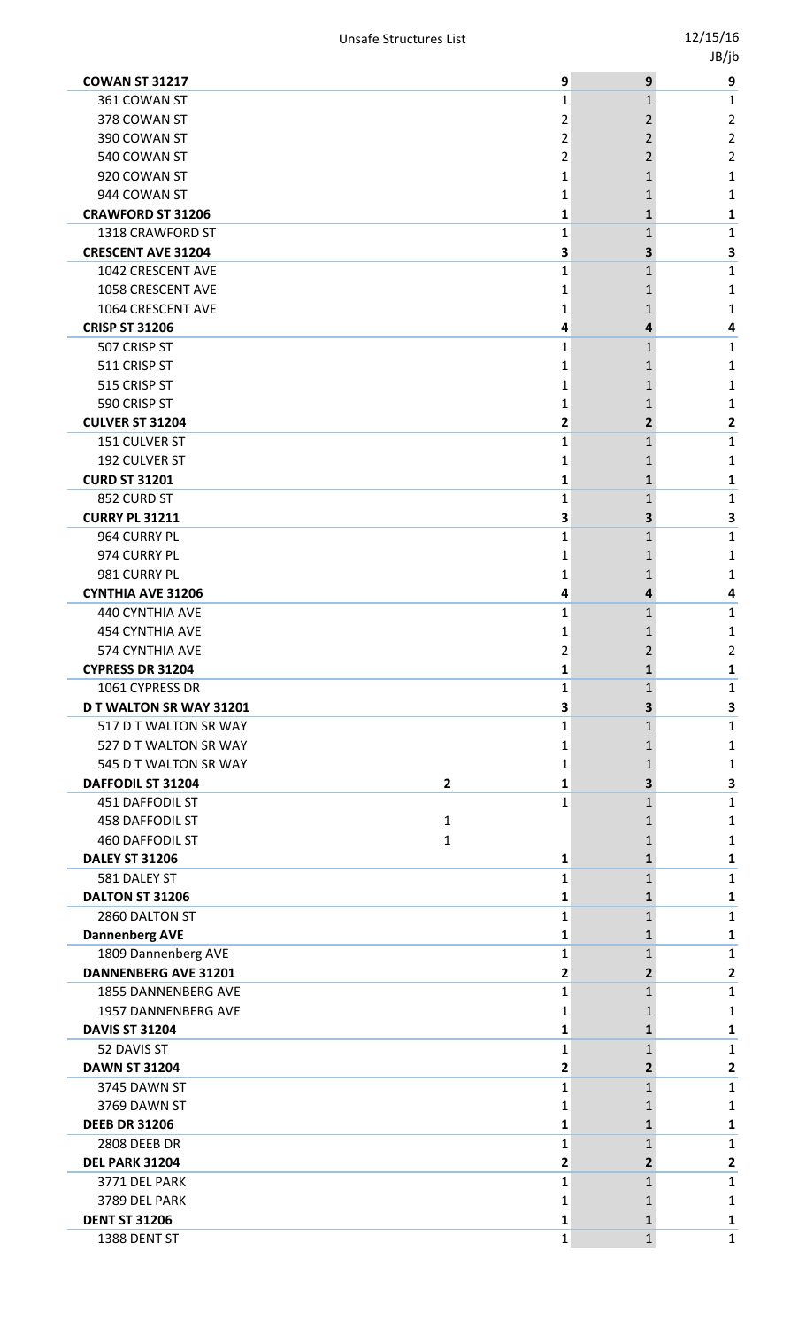| | | | | |
|---|---|---|---|---|
| **COWAN ST 31217** | | **9** | **9** | **9** |
| 361 COWAN ST | | 1 | 1 | 1 |
| 378 COWAN ST | | 2 | 2 | 2 |
| 390 COWAN ST | | 2 | 2 | 2 |
| 540 COWAN ST | | 2 | 2 | 2 |
| 920 COWAN ST | | 1 | 1 | 1 |
| 944 COWAN ST | | 1 | 1 | 1 |
| **CRAWFORD ST 31206** | | **1** | **1** | **1** |
| 1318 CRAWFORD ST | | 1 | 1 | 1 |
| **CRESCENT AVE 31204** | | **3** | **3** | **3** |
| 1042 CRESCENT AVE | | 1 | 1 | 1 |
| 1058 CRESCENT AVE | | 1 | 1 | 1 |
| 1064 CRESCENT AVE | | 1 | 1 | 1 |
| **CRISP ST 31206** | | **4** | **4** | **4** |
| 507 CRISP ST | | 1 | 1 | 1 |
| 511 CRISP ST | | 1 | 1 | 1 |
| 515 CRISP ST | | 1 | 1 | 1 |
| 590 CRISP ST | | 1 | 1 | 1 |
| **CULVER ST 31204** | | **2** | **2** | **2** |
| 151 CULVER ST | | 1 | 1 | 1 |
| 192 CULVER ST | | 1 | 1 | 1 |
| **CURD ST 31201** | | **1** | **1** | **1** |
| 852 CURD ST | | 1 | 1 | 1 |
| **CURRY PL 31211** | | **3** | **3** | **3** |
| 964 CURRY PL | | 1 | 1 | 1 |
| 974 CURRY PL | | 1 | 1 | 1 |
| 981 CURRY PL | | 1 | 1 | 1 |
| **CYNTHIA AVE 31206** | | **4** | **4** | **4** |
| 440 CYNTHIA AVE | | 1 | 1 | 1 |
| 454 CYNTHIA AVE | | 1 | 1 | 1 |
| 574 CYNTHIA AVE | | 2 | 2 | 2 |
| **CYPRESS DR 31204** | | **1** | **1** | **1** |
| 1061 CYPRESS DR | | 1 | 1 | 1 |
| **D T WALTON SR WAY 31201** | | **3** | **3** | **3** |
| 517 D T WALTON SR WAY | | 1 | 1 | 1 |
| 527 D T WALTON SR WAY | | 1 | 1 | 1 |
| 545 D T WALTON SR WAY | | 1 | 1 | 1 |
| **DAFFODIL ST 31204** | **2** | **1** | **3** | **3** |
| 451 DAFFODIL ST | | 1 | 1 | 1 |
| 458 DAFFODIL ST | 1 | | 1 | 1 |
| 460 DAFFODIL ST | 1 | | 1 | 1 |
| **DALEY ST 31206** | | **1** | **1** | **1** |
| 581 DALEY ST | | 1 | 1 | 1 |
| **DALTON ST 31206** | | **1** | **1** | **1** |
| 2860 DALTON ST | | 1 | 1 | 1 |
| **Dannenberg AVE** | | **1** | **1** | **1** |
| 1809 Dannenberg AVE | | 1 | 1 | 1 |
| **DANNENBERG AVE 31201** | | **2** | **2** | **2** |
| 1855 DANNENBERG AVE | | 1 | 1 | 1 |
| 1957 DANNENBERG AVE | | 1 | 1 | 1 |
| **DAVIS ST 31204** | | **1** | **1** | **1** |
| 52 DAVIS ST | | 1 | 1 | 1 |
| **DAWN ST 31204** | | **2** | **2** | **2** |
| 3745 DAWN ST | | 1 | 1 | 1 |
| 3769 DAWN ST | | 1 | 1 | 1 |
| **DEEB DR 31206** | | **1** | **1** | **1** |
| 2808 DEEB DR | | 1 | 1 | 1 |
| **DEL PARK 31204** | | **2** | **2** | **2** |
| 3771 DEL PARK | | 1 | 1 | 1 |
| 3789 DEL PARK | | 1 | 1 | 1 |
| **DENT ST 31206** | | **1** | **1** | **1** |
| 1388 DENT ST | | 1 | 1 | 1 |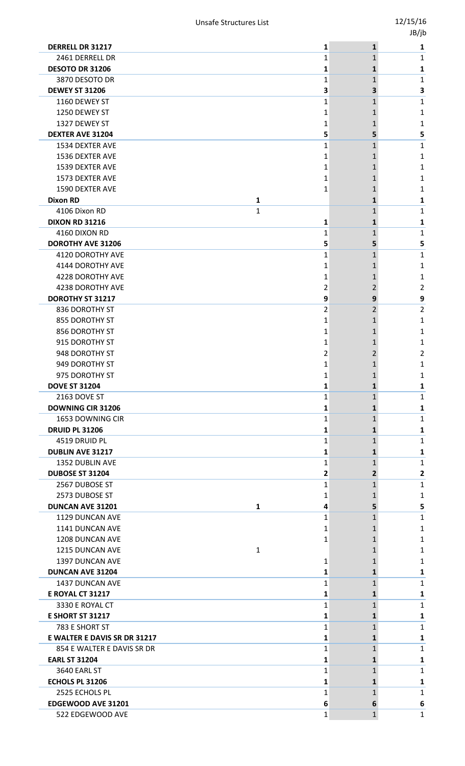| | | | | |
|---|---|---|---|---|
| **DERRELL DR 31217** | | **1** | **1** | **1** |
| 2461 DERRELL DR | | 1 | 1 | 1 |
| **DESOTO DR 31206** | | **1** | **1** | **1** |
| 3870 DESOTO DR | | 1 | 1 | 1 |
| **DEWEY ST 31206** | | **3** | **3** | **3** |
| 1160 DEWEY ST | | 1 | 1 | 1 |
| 1250 DEWEY ST | | 1 | 1 | 1 |
| 1327 DEWEY ST | | 1 | 1 | 1 |
| **DEXTER AVE 31204** | | **5** | **5** | **5** |
| 1534 DEXTER AVE | | 1 | 1 | 1 |
| 1536 DEXTER AVE | | 1 | 1 | 1 |
| 1539 DEXTER AVE | | 1 | 1 | 1 |
| 1573 DEXTER AVE | | 1 | 1 | 1 |
| 1590 DEXTER AVE | | 1 | 1 | 1 |
| **Dixon RD** | **1** | | **1** | **1** |
| 4106 Dixon RD | 1 | | 1 | 1 |
| **DIXON RD 31216** | | **1** | **1** | **1** |
| 4160 DIXON RD | | 1 | 1 | 1 |
| **DOROTHY AVE 31206** | | **5** | **5** | **5** |
| 4120 DOROTHY AVE | | 1 | 1 | 1 |
| 4144 DOROTHY AVE | | 1 | 1 | 1 |
| 4228 DOROTHY AVE | | 1 | 1 | 1 |
| 4238 DOROTHY AVE | | 2 | 2 | 2 |
| **DOROTHY ST 31217** | | **9** | **9** | **9** |
| 836 DOROTHY ST | | 2 | 2 | 2 |
| 855 DOROTHY ST | | 1 | 1 | 1 |
| 856 DOROTHY ST | | 1 | 1 | 1 |
| 915 DOROTHY ST | | 1 | 1 | 1 |
| 948 DOROTHY ST | | 2 | 2 | 2 |
| 949 DOROTHY ST | | 1 | 1 | 1 |
| 975 DOROTHY ST | | 1 | 1 | 1 |
| **DOVE ST 31204** | | **1** | **1** | **1** |
| 2163 DOVE ST | | 1 | 1 | 1 |
| **DOWNING CIR 31206** | | **1** | **1** | **1** |
| 1653 DOWNING CIR | | 1 | 1 | 1 |
| **DRUID PL 31206** | | **1** | **1** | **1** |
| 4519 DRUID PL | | 1 | 1 | 1 |
| **DUBLIN AVE 31217** | | **1** | **1** | **1** |
| 1352 DUBLIN AVE | | 1 | 1 | 1 |
| **DUBOSE ST 31204** | | **2** | **2** | **2** |
| 2567 DUBOSE ST | | 1 | 1 | 1 |
| 2573 DUBOSE ST | | 1 | 1 | 1 |
| **DUNCAN AVE 31201** | **1** | **4** | **5** | **5** |
| 1129 DUNCAN AVE | | 1 | 1 | 1 |
| 1141 DUNCAN AVE | | 1 | 1 | 1 |
| 1208 DUNCAN AVE | | 1 | 1 | 1 |
| 1215 DUNCAN AVE | 1 | | 1 | 1 |
| 1397 DUNCAN AVE | | 1 | 1 | 1 |
| **DUNCAN AVE 31204** | | **1** | **1** | **1** |
| 1437 DUNCAN AVE | | 1 | 1 | 1 |
| **E ROYAL CT 31217** | | **1** | **1** | **1** |
| 3330 E ROYAL CT | | 1 | 1 | 1 |
| **E SHORT ST 31217** | | **1** | **1** | **1** |
| 783 E SHORT ST | | 1 | 1 | 1 |
| **E WALTER E DAVIS SR DR 31217** | | **1** | **1** | **1** |
| 854 E WALTER E DAVIS SR DR | | 1 | 1 | 1 |
| **EARL ST 31204** | | **1** | **1** | **1** |
| 3640 EARL ST | | 1 | 1 | 1 |
| **ECHOLS PL 31206** | | **1** | **1** | **1** |
| 2525 ECHOLS PL | | 1 | 1 | 1 |
| **EDGEWOOD AVE 31201** | | **6** | **6** | **6** |
| 522 EDGEWOOD AVE | | 1 | 1 | 1 |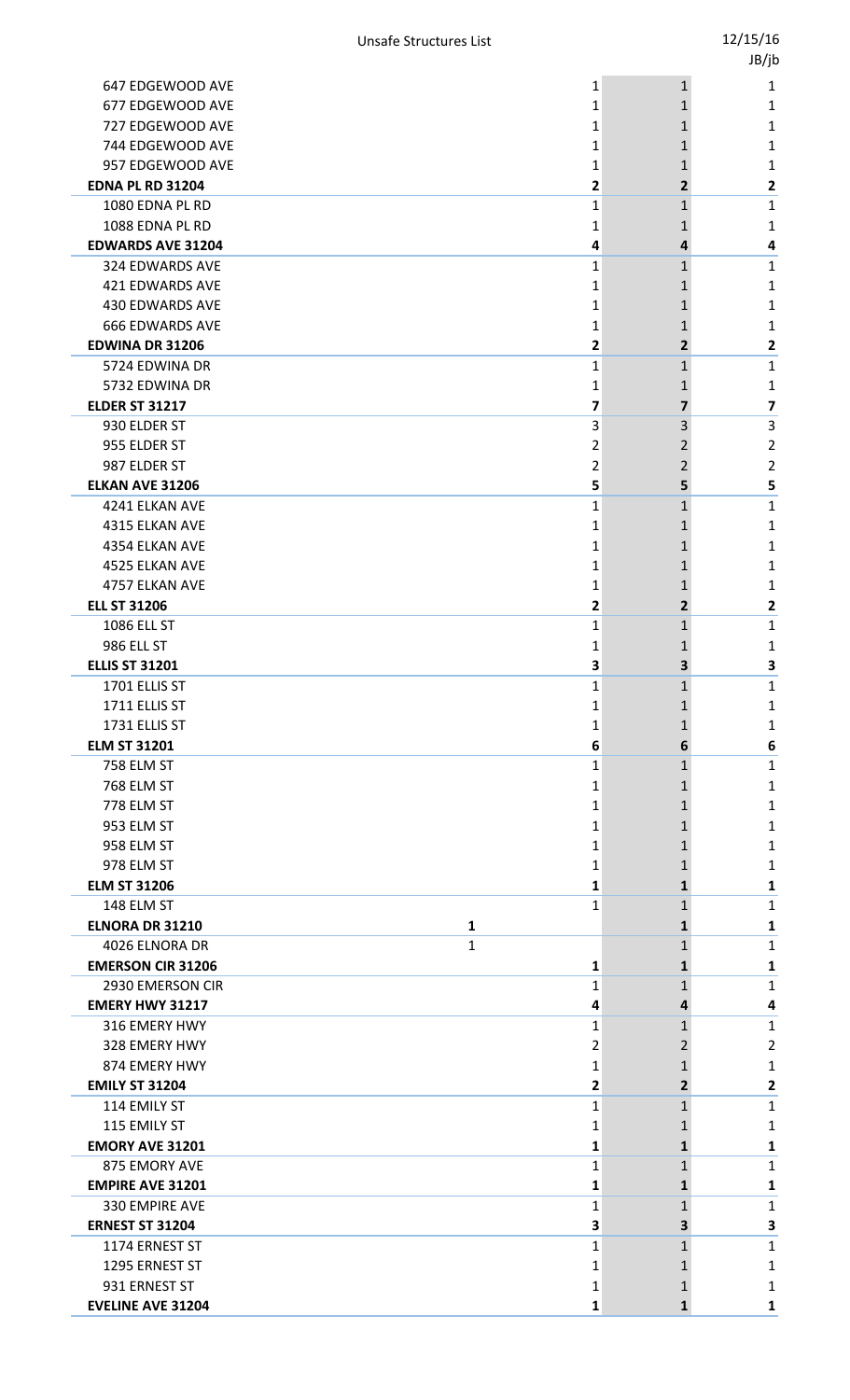| | | | | |
|---|---|---|---|---|
| 647 EDGEWOOD AVE | | 1 | 1 | 1 |
| 677 EDGEWOOD AVE | | 1 | 1 | 1 |
| 727 EDGEWOOD AVE | | 1 | 1 | 1 |
| 744 EDGEWOOD AVE | | 1 | 1 | 1 |
| 957 EDGEWOOD AVE | | 1 | 1 | 1 |
| **EDNA PL RD 31204** | | **2** | **2** | **2** |
| 1080 EDNA PL RD | | 1 | 1 | 1 |
| 1088 EDNA PL RD | | 1 | 1 | 1 |
| **EDWARDS AVE 31204** | | **4** | **4** | **4** |
| 324 EDWARDS AVE | | 1 | 1 | 1 |
| 421 EDWARDS AVE | | 1 | 1 | 1 |
| 430 EDWARDS AVE | | 1 | 1 | 1 |
| 666 EDWARDS AVE | | 1 | 1 | 1 |
| **EDWINA DR 31206** | | **2** | **2** | **2** |
| 5724 EDWINA DR | | 1 | 1 | 1 |
| 5732 EDWINA DR | | 1 | 1 | 1 |
| **ELDER ST 31217** | | **7** | **7** | **7** |
| 930 ELDER ST | | 3 | 3 | 3 |
| 955 ELDER ST | | 2 | 2 | 2 |
| 987 ELDER ST | | 2 | 2 | 2 |
| **ELKAN AVE 31206** | | **5** | **5** | **5** |
| 4241 ELKAN AVE | | 1 | 1 | 1 |
| 4315 ELKAN AVE | | 1 | 1 | 1 |
| 4354 ELKAN AVE | | 1 | 1 | 1 |
| 4525 ELKAN AVE | | 1 | 1 | 1 |
| 4757 ELKAN AVE | | 1 | 1 | 1 |
| **ELL ST 31206** | | **2** | **2** | **2** |
| 1086 ELL ST | | 1 | 1 | 1 |
| 986 ELL ST | | 1 | 1 | 1 |
| **ELLIS ST 31201** | | **3** | **3** | **3** |
| 1701 ELLIS ST | | 1 | 1 | 1 |
| 1711 ELLIS ST | | 1 | 1 | 1 |
| 1731 ELLIS ST | | 1 | 1 | 1 |
| **ELM ST 31201** | | **6** | **6** | **6** |
| 758 ELM ST | | 1 | 1 | 1 |
| 768 ELM ST | | 1 | 1 | 1 |
| 778 ELM ST | | 1 | 1 | 1 |
| 953 ELM ST | | 1 | 1 | 1 |
| 958 ELM ST | | 1 | 1 | 1 |
| 978 ELM ST | | 1 | 1 | 1 |
| **ELM ST 31206** | | **1** | **1** | **1** |
| 148 ELM ST | | 1 | 1 | 1 |
| **ELNORA DR 31210** | **1** | | **1** | **1** |
| 4026 ELNORA DR | 1 | | 1 | 1 |
| **EMERSON CIR 31206** | | **1** | **1** | **1** |
| 2930 EMERSON CIR | | 1 | 1 | 1 |
| **EMERY HWY 31217** | | **4** | **4** | **4** |
| 316 EMERY HWY | | 1 | 1 | 1 |
| 328 EMERY HWY | | 2 | 2 | 2 |
| 874 EMERY HWY | | 1 | 1 | 1 |
| **EMILY ST 31204** | | **2** | **2** | **2** |
| 114 EMILY ST | | 1 | 1 | 1 |
| 115 EMILY ST | | 1 | 1 | 1 |
| **EMORY AVE 31201** | | **1** | **1** | **1** |
| 875 EMORY AVE | | 1 | 1 | 1 |
| **EMPIRE AVE 31201** | | **1** | **1** | **1** |
| 330 EMPIRE AVE | | 1 | 1 | 1 |
| **ERNEST ST 31204** | | **3** | **3** | **3** |
| 1174 ERNEST ST | | 1 | 1 | 1 |
| 1295 ERNEST ST | | 1 | 1 | 1 |
| 931 ERNEST ST | | 1 | 1 | 1 |
| **EVELINE AVE 31204** | | **1** | **1** | **1** |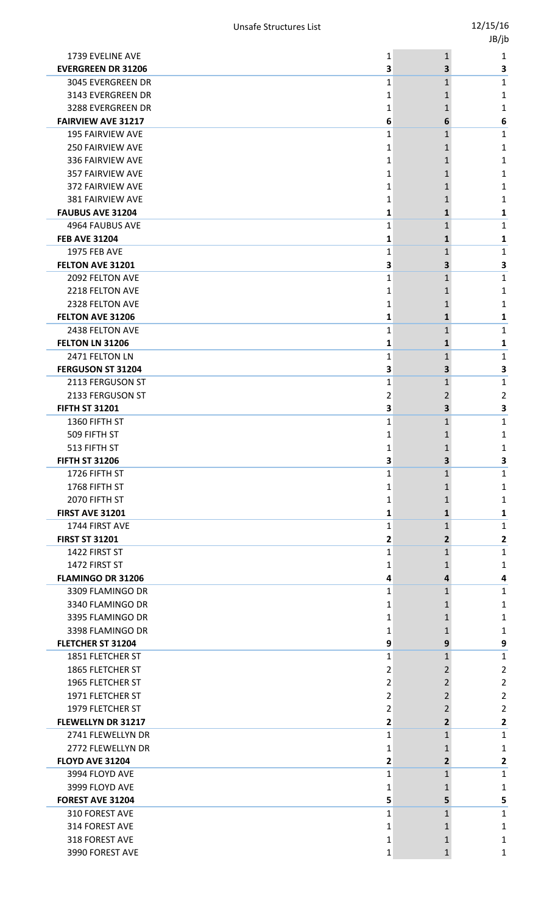| | | | |
|---|---|---|---|
| 1739 EVELINE AVE | 1 | 1 | 1 |
| **EVERGREEN DR 31206** | **3** | **3** | **3** |
| 3045 EVERGREEN DR | 1 | 1 | 1 |
| 3143 EVERGREEN DR | 1 | 1 | 1 |
| 3288 EVERGREEN DR | 1 | 1 | 1 |
| **FAIRVIEW AVE 31217** | **6** | **6** | **6** |
| 195 FAIRVIEW AVE | 1 | 1 | 1 |
| 250 FAIRVIEW AVE | 1 | 1 | 1 |
| 336 FAIRVIEW AVE | 1 | 1 | 1 |
| 357 FAIRVIEW AVE | 1 | 1 | 1 |
| 372 FAIRVIEW AVE | 1 | 1 | 1 |
| 381 FAIRVIEW AVE | 1 | 1 | 1 |
| **FAUBUS AVE 31204** | **1** | **1** | **1** |
| 4964 FAUBUS AVE | 1 | 1 | 1 |
| **FEB AVE 31204** | **1** | **1** | **1** |
| 1975 FEB AVE | 1 | 1 | 1 |
| **FELTON AVE 31201** | **3** | **3** | **3** |
| 2092 FELTON AVE | 1 | 1 | 1 |
| 2218 FELTON AVE | 1 | 1 | 1 |
| 2328 FELTON AVE | 1 | 1 | 1 |
| **FELTON AVE 31206** | **1** | **1** | **1** |
| 2438 FELTON AVE | 1 | 1 | 1 |
| **FELTON LN 31206** | **1** | **1** | **1** |
| 2471 FELTON LN | 1 | 1 | 1 |
| **FERGUSON ST 31204** | **3** | **3** | **3** |
| 2113 FERGUSON ST | 1 | 1 | 1 |
| 2133 FERGUSON ST | 2 | 2 | 2 |
| **FIFTH ST 31201** | **3** | **3** | **3** |
| 1360 FIFTH ST | 1 | 1 | 1 |
| 509 FIFTH ST | 1 | 1 | 1 |
| 513 FIFTH ST | 1 | 1 | 1 |
| **FIFTH ST 31206** | **3** | **3** | **3** |
| 1726 FIFTH ST | 1 | 1 | 1 |
| 1768 FIFTH ST | 1 | 1 | 1 |
| 2070 FIFTH ST | 1 | 1 | 1 |
| **FIRST AVE 31201** | **1** | **1** | **1** |
| 1744 FIRST AVE | 1 | 1 | 1 |
| **FIRST ST 31201** | **2** | **2** | **2** |
| 1422 FIRST ST | 1 | 1 | 1 |
| 1472 FIRST ST | 1 | 1 | 1 |
| **FLAMINGO DR 31206** | **4** | **4** | **4** |
| 3309 FLAMINGO DR | 1 | 1 | 1 |
| 3340 FLAMINGO DR | 1 | 1 | 1 |
| 3395 FLAMINGO DR | 1 | 1 | 1 |
| 3398 FLAMINGO DR | 1 | 1 | 1 |
| **FLETCHER ST 31204** | **9** | **9** | **9** |
| 1851 FLETCHER ST | 1 | 1 | 1 |
| 1865 FLETCHER ST | 2 | 2 | 2 |
| 1965 FLETCHER ST | 2 | 2 | 2 |
| 1971 FLETCHER ST | 2 | 2 | 2 |
| 1979 FLETCHER ST | 2 | 2 | 2 |
| **FLEWELLYN DR 31217** | **2** | **2** | **2** |
| 2741 FLEWELLYN DR | 1 | 1 | 1 |
| 2772 FLEWELLYN DR | 1 | 1 | 1 |
| **FLOYD AVE 31204** | **2** | **2** | **2** |
| 3994 FLOYD AVE | 1 | 1 | 1 |
| 3999 FLOYD AVE | 1 | 1 | 1 |
| **FOREST AVE 31204** | **5** | **5** | **5** |
| 310 FOREST AVE | 1 | 1 | 1 |
| 314 FOREST AVE | 1 | 1 | 1 |
| 318 FOREST AVE | 1 | 1 | 1 |
| 3990 FOREST AVE | 1 | 1 | 1 |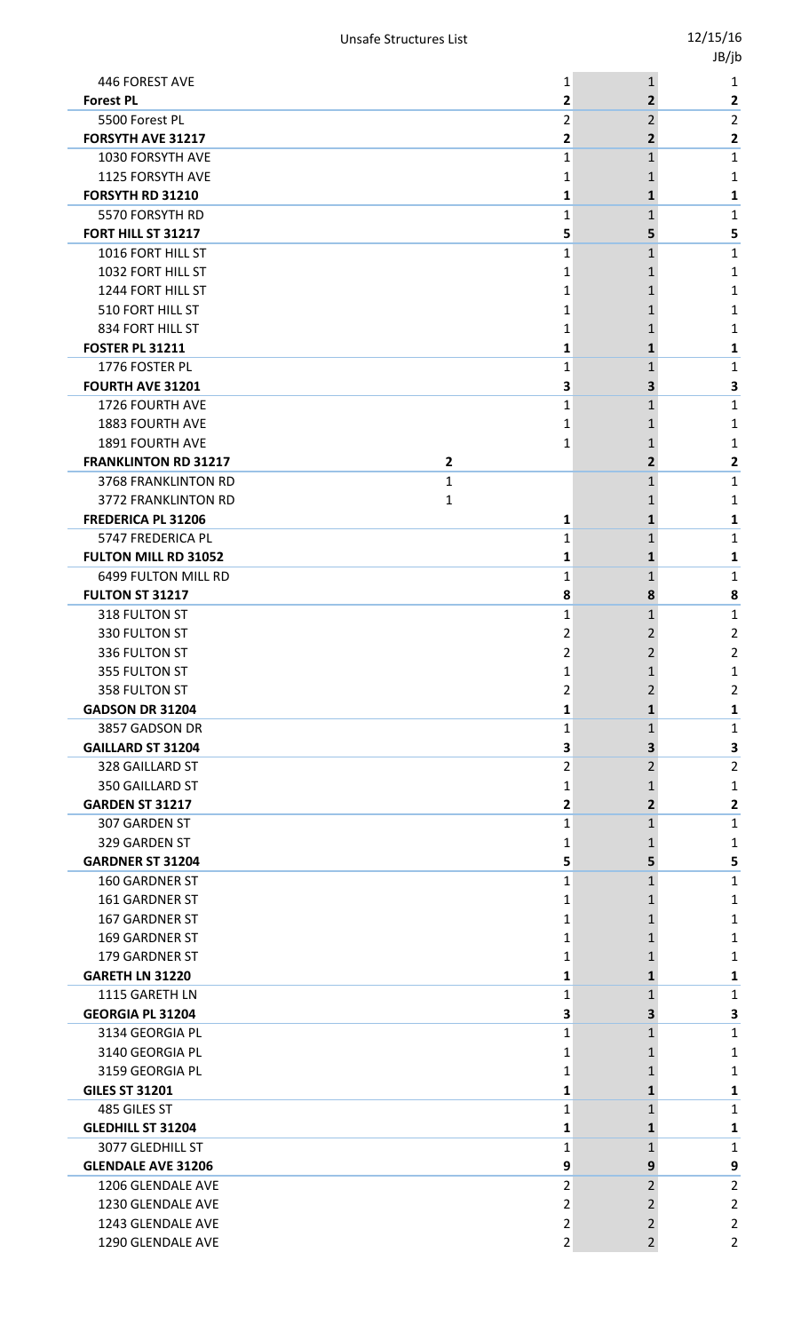| | | | | |
|---|---|---|---|---|
| 446 FOREST AVE | | 1 | 1 | 1 |
| **Forest PL** | | **2** | **2** | **2** |
| 5500 Forest PL | | 2 | 2 | 2 |
| **FORSYTH AVE 31217** | | **2** | **2** | **2** |
| 1030 FORSYTH AVE | | 1 | 1 | 1 |
| 1125 FORSYTH AVE | | 1 | 1 | 1 |
| **FORSYTH RD 31210** | | **1** | **1** | **1** |
| 5570 FORSYTH RD | | 1 | 1 | 1 |
| **FORT HILL ST 31217** | | **5** | **5** | **5** |
| 1016 FORT HILL ST | | 1 | 1 | 1 |
| 1032 FORT HILL ST | | 1 | 1 | 1 |
| 1244 FORT HILL ST | | 1 | 1 | 1 |
| 510 FORT HILL ST | | 1 | 1 | 1 |
| 834 FORT HILL ST | | 1 | 1 | 1 |
| **FOSTER PL 31211** | | **1** | **1** | **1** |
| 1776 FOSTER PL | | 1 | 1 | 1 |
| **FOURTH AVE 31201** | | **3** | **3** | **3** |
| 1726 FOURTH AVE | | 1 | 1 | 1 |
| 1883 FOURTH AVE | | 1 | 1 | 1 |
| 1891 FOURTH AVE | | 1 | 1 | 1 |
| **FRANKLINTON RD 31217** | **2** | | **2** | **2** |
| 3768 FRANKLINTON RD | 1 | | 1 | 1 |
| 3772 FRANKLINTON RD | 1 | | 1 | 1 |
| **FREDERICA PL 31206** | | **1** | **1** | **1** |
| 5747 FREDERICA PL | | 1 | 1 | 1 |
| **FULTON MILL RD 31052** | | **1** | **1** | **1** |
| 6499 FULTON MILL RD | | 1 | 1 | 1 |
| **FULTON ST 31217** | | **8** | **8** | **8** |
| 318 FULTON ST | | 1 | 1 | 1 |
| 330 FULTON ST | | 2 | 2 | 2 |
| 336 FULTON ST | | 2 | 2 | 2 |
| 355 FULTON ST | | 1 | 1 | 1 |
| 358 FULTON ST | | 2 | 2 | 2 |
| **GADSON DR 31204** | | **1** | **1** | **1** |
| 3857 GADSON DR | | 1 | 1 | 1 |
| **GAILLARD ST 31204** | | **3** | **3** | **3** |
| 328 GAILLARD ST | | 2 | 2 | 2 |
| 350 GAILLARD ST | | 1 | 1 | 1 |
| **GARDEN ST 31217** | | **2** | **2** | **2** |
| 307 GARDEN ST | | 1 | 1 | 1 |
| 329 GARDEN ST | | 1 | 1 | 1 |
| **GARDNER ST 31204** | | **5** | **5** | **5** |
| 160 GARDNER ST | | 1 | 1 | 1 |
| 161 GARDNER ST | | 1 | 1 | 1 |
| 167 GARDNER ST | | 1 | 1 | 1 |
| 169 GARDNER ST | | 1 | 1 | 1 |
| 179 GARDNER ST | | 1 | 1 | 1 |
| **GARETH LN 31220** | | **1** | **1** | **1** |
| 1115 GARETH LN | | 1 | 1 | 1 |
| **GEORGIA PL 31204** | | **3** | **3** | **3** |
| 3134 GEORGIA PL | | 1 | 1 | 1 |
| 3140 GEORGIA PL | | 1 | 1 | 1 |
| 3159 GEORGIA PL | | 1 | 1 | 1 |
| **GILES ST 31201** | | **1** | **1** | **1** |
| 485 GILES ST | | 1 | 1 | 1 |
| **GLEDHILL ST 31204** | | **1** | **1** | **1** |
| 3077 GLEDHILL ST | | 1 | 1 | 1 |
| **GLENDALE AVE 31206** | | **9** | **9** | **9** |
| 1206 GLENDALE AVE | | 2 | 2 | 2 |
| 1230 GLENDALE AVE | | 2 | 2 | 2 |
| 1243 GLENDALE AVE | | 2 | 2 | 2 |
| 1290 GLENDALE AVE | | 2 | 2 | 2 |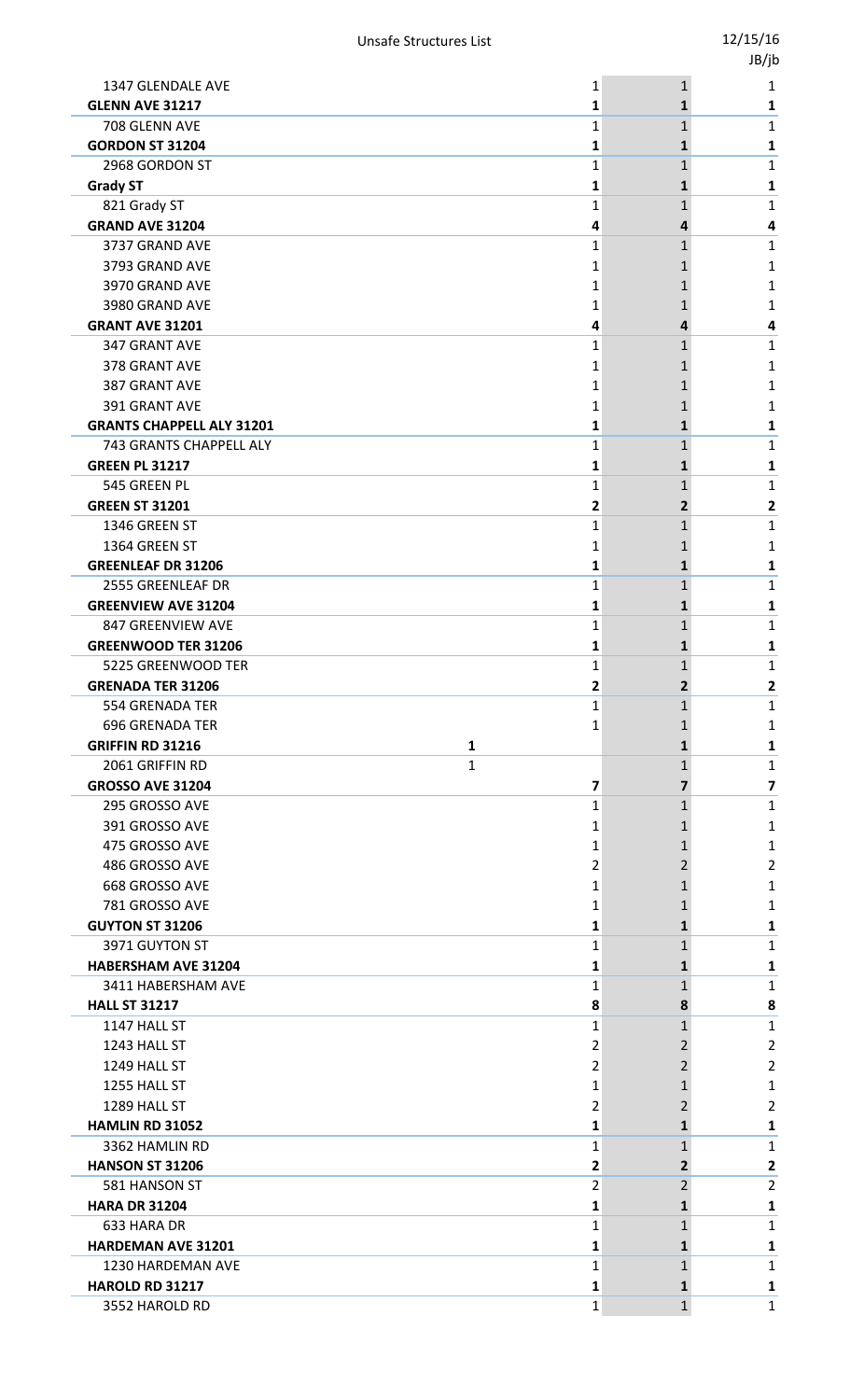| | | | | |
|---|---|---|---|---|
| 1347 GLENDALE AVE | | 1 | 1 | 1 |
| **GLENN AVE 31217** | | **1** | **1** | **1** |
| 708 GLENN AVE | | 1 | 1 | 1 |
| **GORDON ST 31204** | | **1** | **1** | **1** |
| 2968 GORDON ST | | 1 | 1 | 1 |
| **Grady ST** | | **1** | **1** | **1** |
| 821 Grady ST | | 1 | 1 | 1 |
| **GRAND AVE 31204** | | **4** | **4** | **4** |
| 3737 GRAND AVE | | 1 | 1 | 1 |
| 3793 GRAND AVE | | 1 | 1 | 1 |
| 3970 GRAND AVE | | 1 | 1 | 1 |
| 3980 GRAND AVE | | 1 | 1 | 1 |
| **GRANT AVE 31201** | | **4** | **4** | **4** |
| 347 GRANT AVE | | 1 | 1 | 1 |
| 378 GRANT AVE | | 1 | 1 | 1 |
| 387 GRANT AVE | | 1 | 1 | 1 |
| 391 GRANT AVE | | 1 | 1 | 1 |
| **GRANTS CHAPPELL ALY 31201** | | **1** | **1** | **1** |
| 743 GRANTS CHAPPELL ALY | | 1 | 1 | 1 |
| **GREEN PL 31217** | | **1** | **1** | **1** |
| 545 GREEN PL | | 1 | 1 | 1 |
| **GREEN ST 31201** | | **2** | **2** | **2** |
| 1346 GREEN ST | | 1 | 1 | 1 |
| 1364 GREEN ST | | 1 | 1 | 1 |
| **GREENLEAF DR 31206** | | **1** | **1** | **1** |
| 2555 GREENLEAF DR | | 1 | 1 | 1 |
| **GREENVIEW AVE 31204** | | **1** | **1** | **1** |
| 847 GREENVIEW AVE | | 1 | 1 | 1 |
| **GREENWOOD TER 31206** | | **1** | **1** | **1** |
| 5225 GREENWOOD TER | | 1 | 1 | 1 |
| **GRENADA TER 31206** | | **2** | **2** | **2** |
| 554 GRENADA TER | | 1 | 1 | 1 |
| 696 GRENADA TER | | 1 | 1 | 1 |
| **GRIFFIN RD 31216** | **1** | | **1** | **1** |
| 2061 GRIFFIN RD | 1 | | 1 | 1 |
| **GROSSO AVE 31204** | | **7** | **7** | **7** |
| 295 GROSSO AVE | | 1 | 1 | 1 |
| 391 GROSSO AVE | | 1 | 1 | 1 |
| 475 GROSSO AVE | | 1 | 1 | 1 |
| 486 GROSSO AVE | | 2 | 2 | 2 |
| 668 GROSSO AVE | | 1 | 1 | 1 |
| 781 GROSSO AVE | | 1 | 1 | 1 |
| **GUYTON ST 31206** | | **1** | **1** | **1** |
| 3971 GUYTON ST | | 1 | 1 | 1 |
| **HABERSHAM AVE 31204** | | **1** | **1** | **1** |
| 3411 HABERSHAM AVE | | 1 | 1 | 1 |
| **HALL ST 31217** | | **8** | **8** | **8** |
| 1147 HALL ST | | 1 | 1 | 1 |
| 1243 HALL ST | | 2 | 2 | 2 |
| 1249 HALL ST | | 2 | 2 | 2 |
| 1255 HALL ST | | 1 | 1 | 1 |
| 1289 HALL ST | | 2 | 2 | 2 |
| **HAMLIN RD 31052** | | **1** | **1** | **1** |
| 3362 HAMLIN RD | | 1 | 1 | 1 |
| **HANSON ST 31206** | | **2** | **2** | **2** |
| 581 HANSON ST | | 2 | 2 | 2 |
| **HARA DR 31204** | | **1** | **1** | **1** |
| 633 HARA DR | | 1 | 1 | 1 |
| **HARDEMAN AVE 31201** | | **1** | **1** | **1** |
| 1230 HARDEMAN AVE | | 1 | 1 | 1 |
| **HAROLD RD 31217** | | **1** | **1** | **1** |
| 3552 HAROLD RD | | 1 | 1 | 1 |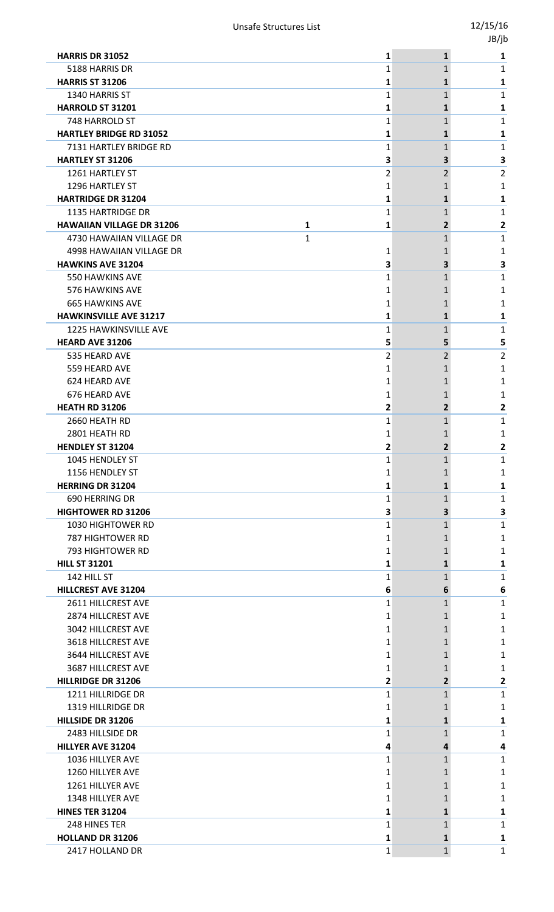| | | | | |
|---|---|---|---|---|
| **HARRIS DR 31052** | | **1** | **1** | **1** |
| 5188 HARRIS DR | | 1 | 1 | 1 |
| **HARRIS ST 31206** | | **1** | **1** | **1** |
| 1340 HARRIS ST | | 1 | 1 | 1 |
| **HARROLD ST 31201** | | **1** | **1** | **1** |
| 748 HARROLD ST | | 1 | 1 | 1 |
| **HARTLEY BRIDGE RD 31052** | | **1** | **1** | **1** |
| 7131 HARTLEY BRIDGE RD | | 1 | 1 | 1 |
| **HARTLEY ST 31206** | | **3** | **3** | **3** |
| 1261 HARTLEY ST | | 2 | 2 | 2 |
| 1296 HARTLEY ST | | 1 | 1 | 1 |
| **HARTRIDGE DR 31204** | | **1** | **1** | **1** |
| 1135 HARTRIDGE DR | | 1 | 1 | 1 |
| **HAWAIIAN VILLAGE DR 31206** | **1** | **1** | **2** | **2** |
| 4730 HAWAIIAN VILLAGE DR | 1 | | 1 | 1 |
| 4998 HAWAIIAN VILLAGE DR | | 1 | 1 | 1 |
| **HAWKINS AVE 31204** | | **3** | **3** | **3** |
| 550 HAWKINS AVE | | 1 | 1 | 1 |
| 576 HAWKINS AVE | | 1 | 1 | 1 |
| 665 HAWKINS AVE | | 1 | 1 | 1 |
| **HAWKINSVILLE AVE 31217** | | **1** | **1** | **1** |
| 1225 HAWKINSVILLE AVE | | 1 | 1 | 1 |
| **HEARD AVE 31206** | | **5** | **5** | **5** |
| 535 HEARD AVE | | 2 | 2 | 2 |
| 559 HEARD AVE | | 1 | 1 | 1 |
| 624 HEARD AVE | | 1 | 1 | 1 |
| 676 HEARD AVE | | 1 | 1 | 1 |
| **HEATH RD 31206** | | **2** | **2** | **2** |
| 2660 HEATH RD | | 1 | 1 | 1 |
| 2801 HEATH RD | | 1 | 1 | 1 |
| **HENDLEY ST 31204** | | **2** | **2** | **2** |
| 1045 HENDLEY ST | | 1 | 1 | 1 |
| 1156 HENDLEY ST | | 1 | 1 | 1 |
| **HERRING DR 31204** | | **1** | **1** | **1** |
| 690 HERRING DR | | 1 | 1 | 1 |
| **HIGHTOWER RD 31206** | | **3** | **3** | **3** |
| 1030 HIGHTOWER RD | | 1 | 1 | 1 |
| 787 HIGHTOWER RD | | 1 | 1 | 1 |
| 793 HIGHTOWER RD | | 1 | 1 | 1 |
| **HILL ST 31201** | | **1** | **1** | **1** |
| 142 HILL ST | | 1 | 1 | 1 |
| **HILLCREST AVE 31204** | | **6** | **6** | **6** |
| 2611 HILLCREST AVE | | 1 | 1 | 1 |
| 2874 HILLCREST AVE | | 1 | 1 | 1 |
| 3042 HILLCREST AVE | | 1 | 1 | 1 |
| 3618 HILLCREST AVE | | 1 | 1 | 1 |
| 3644 HILLCREST AVE | | 1 | 1 | 1 |
| 3687 HILLCREST AVE | | 1 | 1 | 1 |
| **HILLRIDGE DR 31206** | | **2** | **2** | **2** |
| 1211 HILLRIDGE DR | | 1 | 1 | 1 |
| 1319 HILLRIDGE DR | | 1 | 1 | 1 |
| **HILLSIDE DR 31206** | | **1** | **1** | **1** |
| 2483 HILLSIDE DR | | 1 | 1 | 1 |
| **HILLYER AVE 31204** | | **4** | **4** | **4** |
| 1036 HILLYER AVE | | 1 | 1 | 1 |
| 1260 HILLYER AVE | | 1 | 1 | 1 |
| 1261 HILLYER AVE | | 1 | 1 | 1 |
| 1348 HILLYER AVE | | 1 | 1 | 1 |
| **HINES TER 31204** | | **1** | **1** | **1** |
| 248 HINES TER | | 1 | 1 | 1 |
| **HOLLAND DR 31206** | | **1** | **1** | **1** |
| 2417 HOLLAND DR | | 1 | 1 | 1 |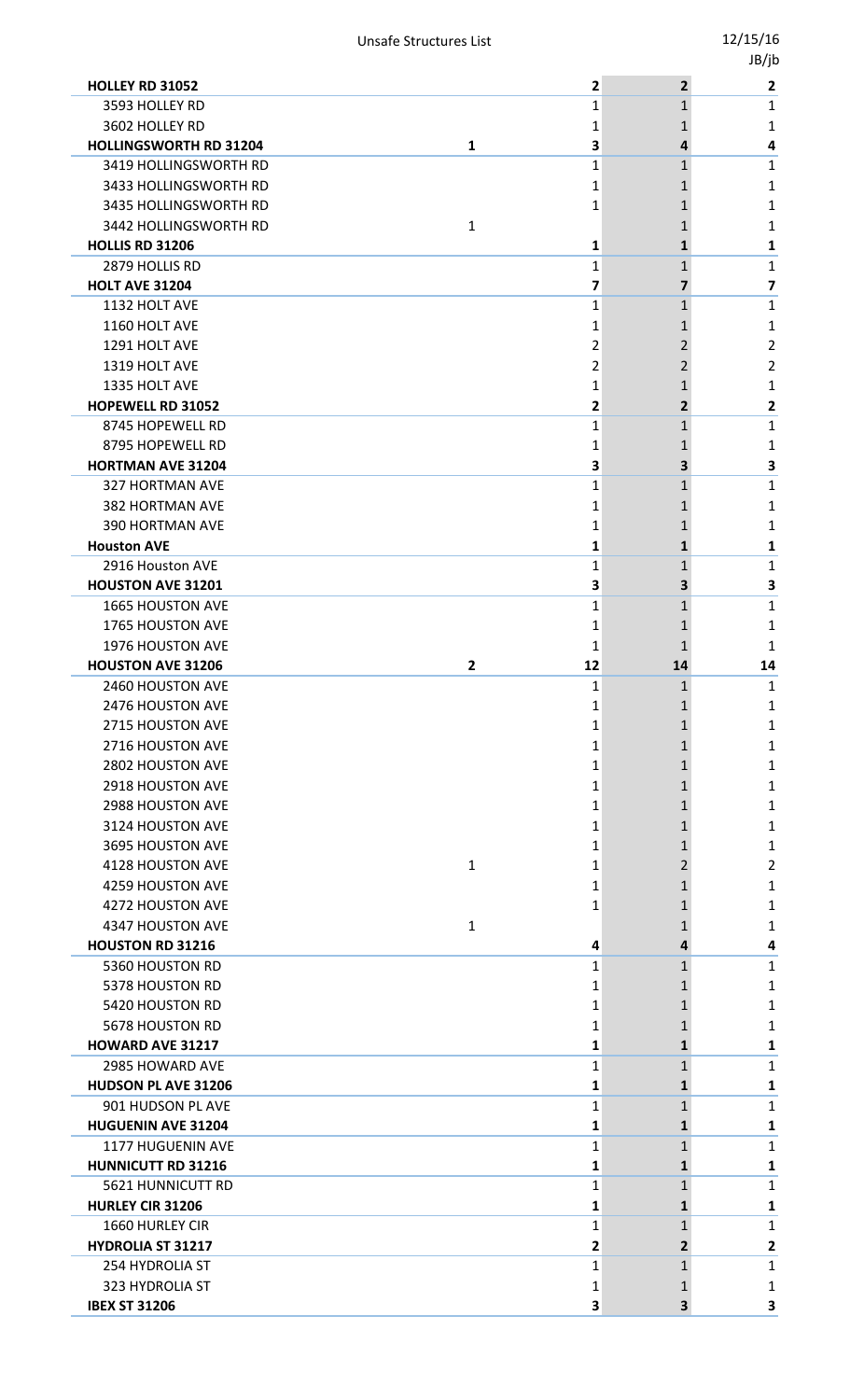| | | | | |
|---|---|---|---|---|
| **HOLLEY RD 31052** | | **2** | **2** | **2** |
| 3593 HOLLEY RD | | 1 | 1 | 1 |
| 3602 HOLLEY RD | | 1 | 1 | 1 |
| **HOLLINGSWORTH RD 31204** | **1** | **3** | **4** | **4** |
| 3419 HOLLINGSWORTH RD | | 1 | 1 | 1 |
| 3433 HOLLINGSWORTH RD | | 1 | 1 | 1 |
| 3435 HOLLINGSWORTH RD | | 1 | 1 | 1 |
| 3442 HOLLINGSWORTH RD | 1 | | 1 | 1 |
| **HOLLIS RD 31206** | | **1** | **1** | **1** |
| 2879 HOLLIS RD | | 1 | 1 | 1 |
| **HOLT AVE 31204** | | **7** | **7** | **7** |
| 1132 HOLT AVE | | 1 | 1 | 1 |
| 1160 HOLT AVE | | 1 | 1 | 1 |
| 1291 HOLT AVE | | 2 | 2 | 2 |
| 1319 HOLT AVE | | 2 | 2 | 2 |
| 1335 HOLT AVE | | 1 | 1 | 1 |
| **HOPEWELL RD 31052** | | **2** | **2** | **2** |
| 8745 HOPEWELL RD | | 1 | 1 | 1 |
| 8795 HOPEWELL RD | | 1 | 1 | 1 |
| **HORTMAN AVE 31204** | | **3** | **3** | **3** |
| 327 HORTMAN AVE | | 1 | 1 | 1 |
| 382 HORTMAN AVE | | 1 | 1 | 1 |
| 390 HORTMAN AVE | | 1 | 1 | 1 |
| **Houston AVE** | | **1** | **1** | **1** |
| 2916 Houston AVE | | 1 | 1 | 1 |
| **HOUSTON AVE 31201** | | **3** | **3** | **3** |
| 1665 HOUSTON AVE | | 1 | 1 | 1 |
| 1765 HOUSTON AVE | | 1 | 1 | 1 |
| 1976 HOUSTON AVE | | 1 | 1 | 1 |
| **HOUSTON AVE 31206** | **2** | **12** | **14** | **14** |
| 2460 HOUSTON AVE | | 1 | 1 | 1 |
| 2476 HOUSTON AVE | | 1 | 1 | 1 |
| 2715 HOUSTON AVE | | 1 | 1 | 1 |
| 2716 HOUSTON AVE | | 1 | 1 | 1 |
| 2802 HOUSTON AVE | | 1 | 1 | 1 |
| 2918 HOUSTON AVE | | 1 | 1 | 1 |
| 2988 HOUSTON AVE | | 1 | 1 | 1 |
| 3124 HOUSTON AVE | | 1 | 1 | 1 |
| 3695 HOUSTON AVE | | 1 | 1 | 1 |
| 4128 HOUSTON AVE | 1 | 1 | 2 | 2 |
| 4259 HOUSTON AVE | | 1 | 1 | 1 |
| 4272 HOUSTON AVE | | 1 | 1 | 1 |
| 4347 HOUSTON AVE | 1 | | 1 | 1 |
| **HOUSTON RD 31216** | | **4** | **4** | **4** |
| 5360 HOUSTON RD | | 1 | 1 | 1 |
| 5378 HOUSTON RD | | 1 | 1 | 1 |
| 5420 HOUSTON RD | | 1 | 1 | 1 |
| 5678 HOUSTON RD | | 1 | 1 | 1 |
| **HOWARD AVE 31217** | | **1** | **1** | **1** |
| 2985 HOWARD AVE | | 1 | 1 | 1 |
| **HUDSON PL AVE 31206** | | **1** | **1** | **1** |
| 901 HUDSON PL AVE | | 1 | 1 | 1 |
| **HUGUENIN AVE 31204** | | **1** | **1** | **1** |
| 1177 HUGUENIN AVE | | 1 | 1 | 1 |
| **HUNNICUTT RD 31216** | | **1** | **1** | **1** |
| 5621 HUNNICUTT RD | | 1 | 1 | 1 |
| **HURLEY CIR 31206** | | **1** | **1** | **1** |
| 1660 HURLEY CIR | | 1 | 1 | 1 |
| **HYDROLIA ST 31217** | | **2** | **2** | **2** |
| 254 HYDROLIA ST | | 1 | 1 | 1 |
| 323 HYDROLIA ST | | 1 | 1 | 1 |
| **IBEX ST 31206** | | **3** | **3** | **3** |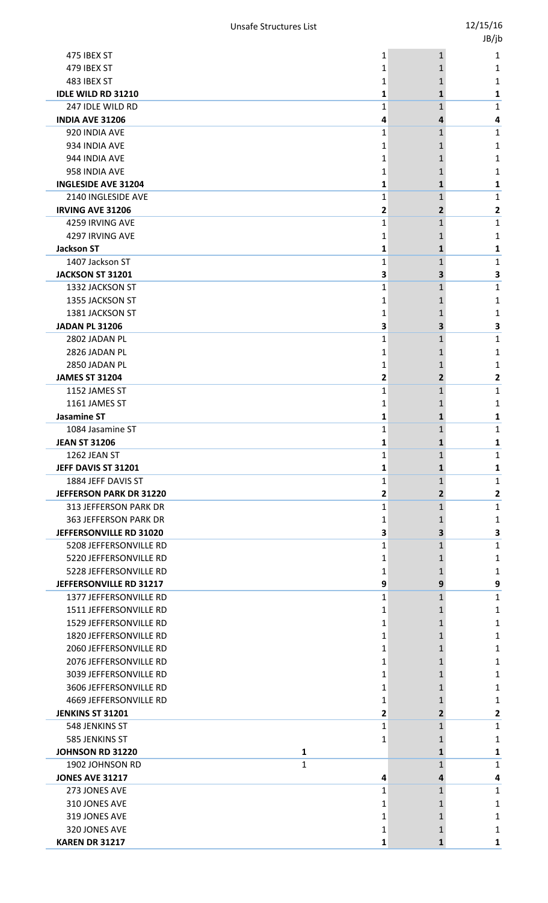| | | | | |
|---|---|---|---|---|
| 475 IBEX ST | | 1 | 1 | 1 |
| 479 IBEX ST | | 1 | 1 | 1 |
| 483 IBEX ST | | 1 | 1 | 1 |
| **IDLE WILD RD 31210** | | **1** | **1** | **1** |
| 247 IDLE WILD RD | | 1 | 1 | 1 |
| **INDIA AVE 31206** | | **4** | **4** | **4** |
| 920 INDIA AVE | | 1 | 1 | 1 |
| 934 INDIA AVE | | 1 | 1 | 1 |
| 944 INDIA AVE | | 1 | 1 | 1 |
| 958 INDIA AVE | | 1 | 1 | 1 |
| **INGLESIDE AVE 31204** | | **1** | **1** | **1** |
| 2140 INGLESIDE AVE | | 1 | 1 | 1 |
| **IRVING AVE 31206** | | **2** | **2** | **2** |
| 4259 IRVING AVE | | 1 | 1 | 1 |
| 4297 IRVING AVE | | 1 | 1 | 1 |
| **Jackson ST** | | **1** | **1** | **1** |
| 1407 Jackson ST | | 1 | 1 | 1 |
| **JACKSON ST 31201** | | **3** | **3** | **3** |
| 1332 JACKSON ST | | 1 | 1 | 1 |
| 1355 JACKSON ST | | 1 | 1 | 1 |
| 1381 JACKSON ST | | 1 | 1 | 1 |
| **JADAN PL 31206** | | **3** | **3** | **3** |
| 2802 JADAN PL | | 1 | 1 | 1 |
| 2826 JADAN PL | | 1 | 1 | 1 |
| 2850 JADAN PL | | 1 | 1 | 1 |
| **JAMES ST 31204** | | **2** | **2** | **2** |
| 1152 JAMES ST | | 1 | 1 | 1 |
| 1161 JAMES ST | | 1 | 1 | 1 |
| **Jasamine ST** | | **1** | **1** | **1** |
| 1084 Jasamine ST | | 1 | 1 | 1 |
| **JEAN ST 31206** | | **1** | **1** | **1** |
| 1262 JEAN ST | | 1 | 1 | 1 |
| **JEFF DAVIS ST 31201** | | **1** | **1** | **1** |
| 1884 JEFF DAVIS ST | | 1 | 1 | 1 |
| **JEFFERSON PARK DR 31220** | | **2** | **2** | **2** |
| 313 JEFFERSON PARK DR | | 1 | 1 | 1 |
| 363 JEFFERSON PARK DR | | 1 | 1 | 1 |
| **JEFFERSONVILLE RD 31020** | | **3** | **3** | **3** |
| 5208 JEFFERSONVILLE RD | | 1 | 1 | 1 |
| 5220 JEFFERSONVILLE RD | | 1 | 1 | 1 |
| 5228 JEFFERSONVILLE RD | | 1 | 1 | 1 |
| **JEFFERSONVILLE RD 31217** | | **9** | **9** | **9** |
| 1377 JEFFERSONVILLE RD | | 1 | 1 | 1 |
| 1511 JEFFERSONVILLE RD | | 1 | 1 | 1 |
| 1529 JEFFERSONVILLE RD | | 1 | 1 | 1 |
| 1820 JEFFERSONVILLE RD | | 1 | 1 | 1 |
| 2060 JEFFERSONVILLE RD | | 1 | 1 | 1 |
| 2076 JEFFERSONVILLE RD | | 1 | 1 | 1 |
| 3039 JEFFERSONVILLE RD | | 1 | 1 | 1 |
| 3606 JEFFERSONVILLE RD | | 1 | 1 | 1 |
| 4669 JEFFERSONVILLE RD | | 1 | 1 | 1 |
| **JENKINS ST 31201** | | **2** | **2** | **2** |
| 548 JENKINS ST | | 1 | 1 | 1 |
| 585 JENKINS ST | | 1 | 1 | 1 |
| **JOHNSON RD 31220** | **1** | | **1** | **1** |
| 1902 JOHNSON RD | 1 | | 1 | 1 |
| **JONES AVE 31217** | | **4** | **4** | **4** |
| 273 JONES AVE | | 1 | 1 | 1 |
| 310 JONES AVE | | 1 | 1 | 1 |
| 319 JONES AVE | | 1 | 1 | 1 |
| 320 JONES AVE | | 1 | 1 | 1 |
| **KAREN DR 31217** | | **1** | **1** | **1** |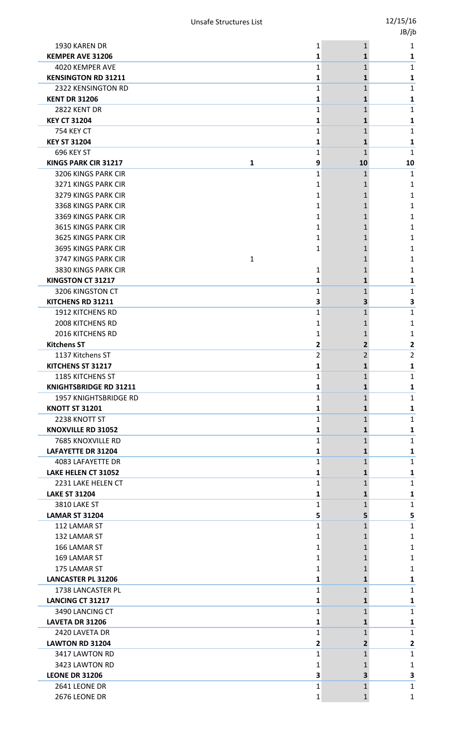| | | | | |
|---|---|---|---|---|
| 1930 KAREN DR | | 1 | 1 | 1 |
| **KEMPER AVE 31206** | | **1** | **1** | **1** |
| 4020 KEMPER AVE | | 1 | 1 | 1 |
| **KENSINGTON RD 31211** | | **1** | **1** | **1** |
| 2322 KENSINGTON RD | | 1 | 1 | 1 |
| **KENT DR 31206** | | **1** | **1** | **1** |
| 2822 KENT DR | | 1 | 1 | 1 |
| **KEY CT 31204** | | **1** | **1** | **1** |
| 754 KEY CT | | 1 | 1 | 1 |
| **KEY ST 31204** | | **1** | **1** | **1** |
| 696 KEY ST | | 1 | 1 | 1 |
| **KINGS PARK CIR 31217** | **1** | **9** | **10** | **10** |
| 3206 KINGS PARK CIR | | 1 | 1 | 1 |
| 3271 KINGS PARK CIR | | 1 | 1 | 1 |
| 3279 KINGS PARK CIR | | 1 | 1 | 1 |
| 3368 KINGS PARK CIR | | 1 | 1 | 1 |
| 3369 KINGS PARK CIR | | 1 | 1 | 1 |
| 3615 KINGS PARK CIR | | 1 | 1 | 1 |
| 3625 KINGS PARK CIR | | 1 | 1 | 1 |
| 3695 KINGS PARK CIR | | 1 | 1 | 1 |
| 3747 KINGS PARK CIR | 1 | | 1 | 1 |
| 3830 KINGS PARK CIR | | 1 | 1 | 1 |
| **KINGSTON CT 31217** | | **1** | **1** | **1** |
| 3206 KINGSTON CT | | 1 | 1 | 1 |
| **KITCHENS RD 31211** | | **3** | **3** | **3** |
| 1912 KITCHENS RD | | 1 | 1 | 1 |
| 2008 KITCHENS RD | | 1 | 1 | 1 |
| 2016 KITCHENS RD | | 1 | 1 | 1 |
| **Kitchens ST** | | **2** | **2** | **2** |
| 1137 Kitchens ST | | 2 | 2 | 2 |
| **KITCHENS ST 31217** | | **1** | **1** | **1** |
| 1185 KITCHENS ST | | 1 | 1 | 1 |
| **KNIGHTSBRIDGE RD 31211** | | **1** | **1** | **1** |
| 1957 KNIGHTSBRIDGE RD | | 1 | 1 | 1 |
| **KNOTT ST 31201** | | **1** | **1** | **1** |
| 2238 KNOTT ST | | 1 | 1 | 1 |
| **KNOXVILLE RD 31052** | | **1** | **1** | **1** |
| 7685 KNOXVILLE RD | | 1 | 1 | 1 |
| **LAFAYETTE DR 31204** | | **1** | **1** | **1** |
| 4083 LAFAYETTE DR | | 1 | 1 | 1 |
| **LAKE HELEN CT 31052** | | **1** | **1** | **1** |
| 2231 LAKE HELEN CT | | 1 | 1 | 1 |
| **LAKE ST 31204** | | **1** | **1** | **1** |
| 3810 LAKE ST | | 1 | 1 | 1 |
| **LAMAR ST 31204** | | **5** | **5** | **5** |
| 112 LAMAR ST | | 1 | 1 | 1 |
| 132 LAMAR ST | | 1 | 1 | 1 |
| 166 LAMAR ST | | 1 | 1 | 1 |
| 169 LAMAR ST | | 1 | 1 | 1 |
| 175 LAMAR ST | | 1 | 1 | 1 |
| **LANCASTER PL 31206** | | **1** | **1** | **1** |
| 1738 LANCASTER PL | | 1 | 1 | 1 |
| **LANCING CT 31217** | | **1** | **1** | **1** |
| 3490 LANCING CT | | 1 | 1 | 1 |
| **LAVETA DR 31206** | | **1** | **1** | **1** |
| 2420 LAVETA DR | | 1 | 1 | 1 |
| **LAWTON RD 31204** | | **2** | **2** | **2** |
| 3417 LAWTON RD | | 1 | 1 | 1 |
| 3423 LAWTON RD | | 1 | 1 | 1 |
| **LEONE DR 31206** | | **3** | **3** | **3** |
| 2641 LEONE DR | | 1 | 1 | 1 |
| 2676 LEONE DR | | 1 | 1 | 1 |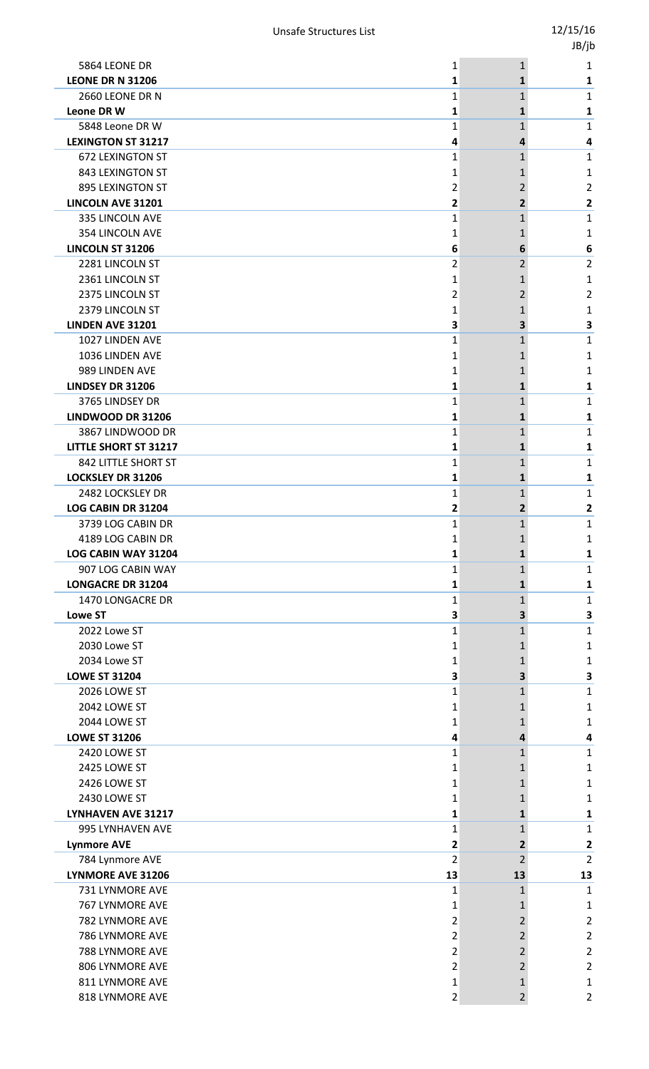| | | | |
|---|---|---|---|
| 5864 LEONE DR | 1 | 1 | 1 |
| **LEONE DR N 31206** | **1** | **1** | **1** |
| 2660 LEONE DR N | 1 | 1 | 1 |
| **Leone DR W** | **1** | **1** | **1** |
| 5848 Leone DR W | 1 | 1 | 1 |
| **LEXINGTON ST 31217** | **4** | **4** | **4** |
| 672 LEXINGTON ST | 1 | 1 | 1 |
| 843 LEXINGTON ST | 1 | 1 | 1 |
| 895 LEXINGTON ST | 2 | 2 | 2 |
| **LINCOLN AVE 31201** | **2** | **2** | **2** |
| 335 LINCOLN AVE | 1 | 1 | 1 |
| 354 LINCOLN AVE | 1 | 1 | 1 |
| **LINCOLN ST 31206** | **6** | **6** | **6** |
| 2281 LINCOLN ST | 2 | 2 | 2 |
| 2361 LINCOLN ST | 1 | 1 | 1 |
| 2375 LINCOLN ST | 2 | 2 | 2 |
| 2379 LINCOLN ST | 1 | 1 | 1 |
| **LINDEN AVE 31201** | **3** | **3** | **3** |
| 1027 LINDEN AVE | 1 | 1 | 1 |
| 1036 LINDEN AVE | 1 | 1 | 1 |
| 989 LINDEN AVE | 1 | 1 | 1 |
| **LINDSEY DR 31206** | **1** | **1** | **1** |
| 3765 LINDSEY DR | 1 | 1 | 1 |
| **LINDWOOD DR 31206** | **1** | **1** | **1** |
| 3867 LINDWOOD DR | 1 | 1 | 1 |
| **LITTLE SHORT ST 31217** | **1** | **1** | **1** |
| 842 LITTLE SHORT ST | 1 | 1 | 1 |
| **LOCKSLEY DR 31206** | **1** | **1** | **1** |
| 2482 LOCKSLEY DR | 1 | 1 | 1 |
| **LOG CABIN DR 31204** | **2** | **2** | **2** |
| 3739 LOG CABIN DR | 1 | 1 | 1 |
| 4189 LOG CABIN DR | 1 | 1 | 1 |
| **LOG CABIN WAY 31204** | **1** | **1** | **1** |
| 907 LOG CABIN WAY | 1 | 1 | 1 |
| **LONGACRE DR 31204** | **1** | **1** | **1** |
| 1470 LONGACRE DR | 1 | 1 | 1 |
| **Lowe ST** | **3** | **3** | **3** |
| 2022 Lowe ST | 1 | 1 | 1 |
| 2030 Lowe ST | 1 | 1 | 1 |
| 2034 Lowe ST | 1 | 1 | 1 |
| **LOWE ST 31204** | **3** | **3** | **3** |
| 2026 LOWE ST | 1 | 1 | 1 |
| 2042 LOWE ST | 1 | 1 | 1 |
| 2044 LOWE ST | 1 | 1 | 1 |
| **LOWE ST 31206** | **4** | **4** | **4** |
| 2420 LOWE ST | 1 | 1 | 1 |
| 2425 LOWE ST | 1 | 1 | 1 |
| 2426 LOWE ST | 1 | 1 | 1 |
| 2430 LOWE ST | 1 | 1 | 1 |
| **LYNHAVEN AVE 31217** | **1** | **1** | **1** |
| 995 LYNHAVEN AVE | 1 | 1 | 1 |
| **Lynmore AVE** | **2** | **2** | **2** |
| 784 Lynmore AVE | 2 | 2 | 2 |
| **LYNMORE AVE 31206** | **13** | **13** | **13** |
| 731 LYNMORE AVE | 1 | 1 | 1 |
| 767 LYNMORE AVE | 1 | 1 | 1 |
| 782 LYNMORE AVE | 2 | 2 | 2 |
| 786 LYNMORE AVE | 2 | 2 | 2 |
| 788 LYNMORE AVE | 2 | 2 | 2 |
| 806 LYNMORE AVE | 2 | 2 | 2 |
| 811 LYNMORE AVE | 1 | 1 | 1 |
| 818 LYNMORE AVE | 2 | 2 | 2 |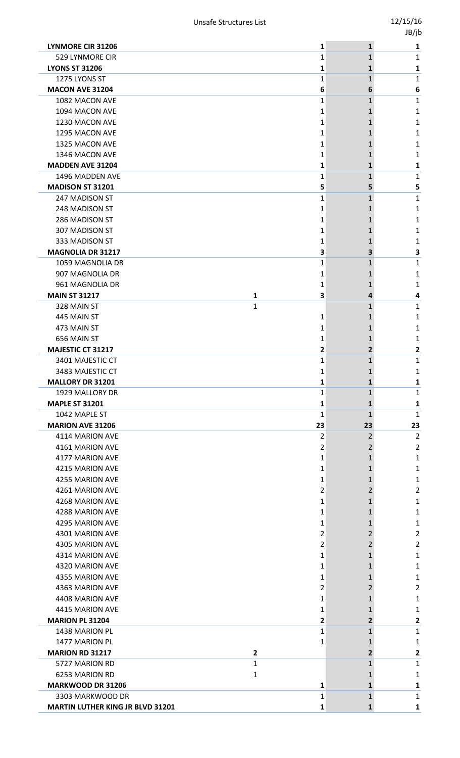| | | | | |
|---|---|---|---|---|
| **LYNMORE CIR 31206** | | **1** | **1** | **1** |
| 529 LYNMORE CIR | | 1 | 1 | 1 |
| **LYONS ST 31206** | | **1** | **1** | **1** |
| 1275 LYONS ST | | 1 | 1 | 1 |
| **MACON AVE 31204** | | **6** | **6** | **6** |
| 1082 MACON AVE | | 1 | 1 | 1 |
| 1094 MACON AVE | | 1 | 1 | 1 |
| 1230 MACON AVE | | 1 | 1 | 1 |
| 1295 MACON AVE | | 1 | 1 | 1 |
| 1325 MACON AVE | | 1 | 1 | 1 |
| 1346 MACON AVE | | 1 | 1 | 1 |
| **MADDEN AVE 31204** | | **1** | **1** | **1** |
| 1496 MADDEN AVE | | 1 | 1 | 1 |
| **MADISON ST 31201** | | **5** | **5** | **5** |
| 247 MADISON ST | | 1 | 1 | 1 |
| 248 MADISON ST | | 1 | 1 | 1 |
| 286 MADISON ST | | 1 | 1 | 1 |
| 307 MADISON ST | | 1 | 1 | 1 |
| 333 MADISON ST | | 1 | 1 | 1 |
| **MAGNOLIA DR 31217** | | **3** | **3** | **3** |
| 1059 MAGNOLIA DR | | 1 | 1 | 1 |
| 907 MAGNOLIA DR | | 1 | 1 | 1 |
| 961 MAGNOLIA DR | | 1 | 1 | 1 |
| **MAIN ST 31217** | **1** | **3** | **4** | **4** |
| 328 MAIN ST | 1 | | 1 | 1 |
| 445 MAIN ST | | 1 | 1 | 1 |
| 473 MAIN ST | | 1 | 1 | 1 |
| 656 MAIN ST | | 1 | 1 | 1 |
| **MAJESTIC CT 31217** | | **2** | **2** | **2** |
| 3401 MAJESTIC CT | | 1 | 1 | 1 |
| 3483 MAJESTIC CT | | 1 | 1 | 1 |
| **MALLORY DR 31201** | | **1** | **1** | **1** |
| 1929 MALLORY DR | | 1 | 1 | 1 |
| **MAPLE ST 31201** | | **1** | **1** | **1** |
| 1042 MAPLE ST | | 1 | 1 | 1 |
| **MARION AVE 31206** | | **23** | **23** | **23** |
| 4114 MARION AVE | | 2 | 2 | 2 |
| 4161 MARION AVE | | 2 | 2 | 2 |
| 4177 MARION AVE | | 1 | 1 | 1 |
| 4215 MARION AVE | | 1 | 1 | 1 |
| 4255 MARION AVE | | 1 | 1 | 1 |
| 4261 MARION AVE | | 2 | 2 | 2 |
| 4268 MARION AVE | | 1 | 1 | 1 |
| 4288 MARION AVE | | 1 | 1 | 1 |
| 4295 MARION AVE | | 1 | 1 | 1 |
| 4301 MARION AVE | | 2 | 2 | 2 |
| 4305 MARION AVE | | 2 | 2 | 2 |
| 4314 MARION AVE | | 1 | 1 | 1 |
| 4320 MARION AVE | | 1 | 1 | 1 |
| 4355 MARION AVE | | 1 | 1 | 1 |
| 4363 MARION AVE | | 2 | 2 | 2 |
| 4408 MARION AVE | | 1 | 1 | 1 |
| 4415 MARION AVE | | 1 | 1 | 1 |
| **MARION PL 31204** | | **2** | **2** | **2** |
| 1438 MARION PL | | 1 | 1 | 1 |
| 1477 MARION PL | | 1 | 1 | 1 |
| **MARION RD 31217** | **2** | | **2** | **2** |
| 5727 MARION RD | 1 | | 1 | 1 |
| 6253 MARION RD | 1 | | 1 | 1 |
| **MARKWOOD DR 31206** | | **1** | **1** | **1** |
| 3303 MARKWOOD DR | | 1 | 1 | 1 |
| **MARTIN LUTHER KING JR BLVD 31201** | | **1** | **1** | **1** |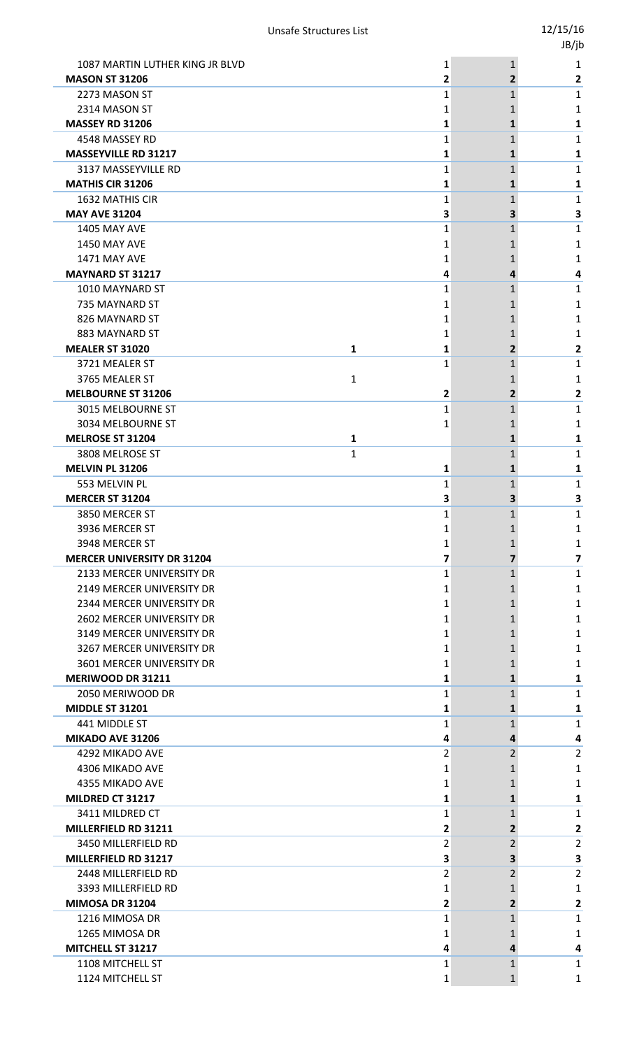| | | | | |
|---|---|---|---|---|
| 1087 MARTIN LUTHER KING JR BLVD | | 1 | 1 | 1 |
| **MASON ST 31206** | | **2** | **2** | **2** |
| 2273 MASON ST | | 1 | 1 | 1 |
| 2314 MASON ST | | 1 | 1 | 1 |
| **MASSEY RD 31206** | | **1** | **1** | **1** |
| 4548 MASSEY RD | | 1 | 1 | 1 |
| **MASSEYVILLE RD 31217** | | **1** | **1** | **1** |
| 3137 MASSEYVILLE RD | | 1 | 1 | 1 |
| **MATHIS CIR 31206** | | **1** | **1** | **1** |
| 1632 MATHIS CIR | | 1 | 1 | 1 |
| **MAY AVE 31204** | | **3** | **3** | **3** |
| 1405 MAY AVE | | 1 | 1 | 1 |
| 1450 MAY AVE | | 1 | 1 | 1 |
| 1471 MAY AVE | | 1 | 1 | 1 |
| **MAYNARD ST 31217** | | **4** | **4** | **4** |
| 1010 MAYNARD ST | | 1 | 1 | 1 |
| 735 MAYNARD ST | | 1 | 1 | 1 |
| 826 MAYNARD ST | | 1 | 1 | 1 |
| 883 MAYNARD ST | | 1 | 1 | 1 |
| **MEALER ST 31020** | **1** | **1** | **2** | **2** |
| 3721 MEALER ST | | 1 | 1 | 1 |
| 3765 MEALER ST | 1 | | 1 | 1 |
| **MELBOURNE ST 31206** | | **2** | **2** | **2** |
| 3015 MELBOURNE ST | | 1 | 1 | 1 |
| 3034 MELBOURNE ST | | 1 | 1 | 1 |
| **MELROSE ST 31204** | **1** | | **1** | **1** |
| 3808 MELROSE ST | 1 | | 1 | 1 |
| **MELVIN PL 31206** | | **1** | **1** | **1** |
| 553 MELVIN PL | | 1 | 1 | 1 |
| **MERCER ST 31204** | | **3** | **3** | **3** |
| 3850 MERCER ST | | 1 | 1 | 1 |
| 3936 MERCER ST | | 1 | 1 | 1 |
| 3948 MERCER ST | | 1 | 1 | 1 |
| **MERCER UNIVERSITY DR 31204** | | **7** | **7** | **7** |
| 2133 MERCER UNIVERSITY DR | | 1 | 1 | 1 |
| 2149 MERCER UNIVERSITY DR | | 1 | 1 | 1 |
| 2344 MERCER UNIVERSITY DR | | 1 | 1 | 1 |
| 2602 MERCER UNIVERSITY DR | | 1 | 1 | 1 |
| 3149 MERCER UNIVERSITY DR | | 1 | 1 | 1 |
| 3267 MERCER UNIVERSITY DR | | 1 | 1 | 1 |
| 3601 MERCER UNIVERSITY DR | | 1 | 1 | 1 |
| **MERIWOOD DR 31211** | | **1** | **1** | **1** |
| 2050 MERIWOOD DR | | 1 | 1 | 1 |
| **MIDDLE ST 31201** | | **1** | **1** | **1** |
| 441 MIDDLE ST | | 1 | 1 | 1 |
| **MIKADO AVE 31206** | | **4** | **4** | **4** |
| 4292 MIKADO AVE | | 2 | 2 | 2 |
| 4306 MIKADO AVE | | 1 | 1 | 1 |
| 4355 MIKADO AVE | | 1 | 1 | 1 |
| **MILDRED CT 31217** | | **1** | **1** | **1** |
| 3411 MILDRED CT | | 1 | 1 | 1 |
| **MILLERFIELD RD 31211** | | **2** | **2** | **2** |
| 3450 MILLERFIELD RD | | 2 | 2 | 2 |
| **MILLERFIELD RD 31217** | | **3** | **3** | **3** |
| 2448 MILLERFIELD RD | | 2 | 2 | 2 |
| 3393 MILLERFIELD RD | | 1 | 1 | 1 |
| **MIMOSA DR 31204** | | **2** | **2** | **2** |
| 1216 MIMOSA DR | | 1 | 1 | 1 |
| 1265 MIMOSA DR | | 1 | 1 | 1 |
| **MITCHELL ST 31217** | | **4** | **4** | **4** |
| 1108 MITCHELL ST | | 1 | 1 | 1 |
| 1124 MITCHELL ST | | 1 | 1 | 1 |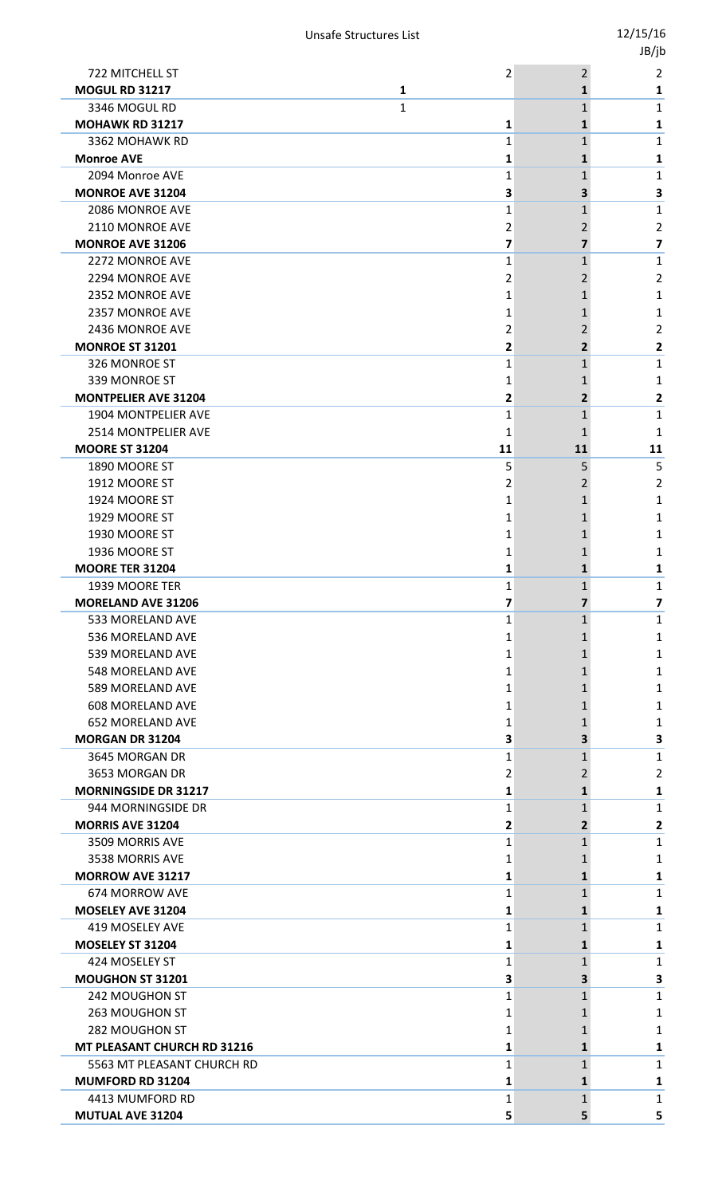| | | | | |
|---|---|---|---|---|
| 722 MITCHELL ST | | 2 | 2 | 2 |
| **MOGUL RD 31217** | **1** | | **1** | **1** |
| 3346 MOGUL RD | 1 | | 1 | 1 |
| **MOHAWK RD 31217** | | **1** | **1** | **1** |
| 3362 MOHAWK RD | | 1 | 1 | 1 |
| **Monroe AVE** | | **1** | **1** | **1** |
| 2094 Monroe AVE | | 1 | 1 | 1 |
| **MONROE AVE 31204** | | **3** | **3** | **3** |
| 2086 MONROE AVE | | 1 | 1 | 1 |
| 2110 MONROE AVE | | 2 | 2 | 2 |
| **MONROE AVE 31206** | | **7** | **7** | **7** |
| 2272 MONROE AVE | | 1 | 1 | 1 |
| 2294 MONROE AVE | | 2 | 2 | 2 |
| 2352 MONROE AVE | | 1 | 1 | 1 |
| 2357 MONROE AVE | | 1 | 1 | 1 |
| 2436 MONROE AVE | | 2 | 2 | 2 |
| **MONROE ST 31201** | | **2** | **2** | **2** |
| 326 MONROE ST | | 1 | 1 | 1 |
| 339 MONROE ST | | 1 | 1 | 1 |
| **MONTPELIER AVE 31204** | | **2** | **2** | **2** |
| 1904 MONTPELIER AVE | | 1 | 1 | 1 |
| 2514 MONTPELIER AVE | | 1 | 1 | 1 |
| **MOORE ST 31204** | | **11** | **11** | **11** |
| 1890 MOORE ST | | 5 | 5 | 5 |
| 1912 MOORE ST | | 2 | 2 | 2 |
| 1924 MOORE ST | | 1 | 1 | 1 |
| 1929 MOORE ST | | 1 | 1 | 1 |
| 1930 MOORE ST | | 1 | 1 | 1 |
| 1936 MOORE ST | | 1 | 1 | 1 |
| **MOORE TER 31204** | | **1** | **1** | **1** |
| 1939 MOORE TER | | 1 | 1 | 1 |
| **MORELAND AVE 31206** | | **7** | **7** | **7** |
| 533 MORELAND AVE | | 1 | 1 | 1 |
| 536 MORELAND AVE | | 1 | 1 | 1 |
| 539 MORELAND AVE | | 1 | 1 | 1 |
| 548 MORELAND AVE | | 1 | 1 | 1 |
| 589 MORELAND AVE | | 1 | 1 | 1 |
| 608 MORELAND AVE | | 1 | 1 | 1 |
| 652 MORELAND AVE | | 1 | 1 | 1 |
| **MORGAN DR 31204** | | **3** | **3** | **3** |
| 3645 MORGAN DR | | 1 | 1 | 1 |
| 3653 MORGAN DR | | 2 | 2 | 2 |
| **MORNINGSIDE DR 31217** | | **1** | **1** | **1** |
| 944 MORNINGSIDE DR | | 1 | 1 | 1 |
| **MORRIS AVE 31204** | | **2** | **2** | **2** |
| 3509 MORRIS AVE | | 1 | 1 | 1 |
| 3538 MORRIS AVE | | 1 | 1 | 1 |
| **MORROW AVE 31217** | | **1** | **1** | **1** |
| 674 MORROW AVE | | 1 | 1 | 1 |
| **MOSELEY AVE 31204** | | **1** | **1** | **1** |
| 419 MOSELEY AVE | | 1 | 1 | 1 |
| **MOSELEY ST 31204** | | **1** | **1** | **1** |
| 424 MOSELEY ST | | 1 | 1 | 1 |
| **MOUGHON ST 31201** | | **3** | **3** | **3** |
| 242 MOUGHON ST | | 1 | 1 | 1 |
| 263 MOUGHON ST | | 1 | 1 | 1 |
| 282 MOUGHON ST | | 1 | 1 | 1 |
| **MT PLEASANT CHURCH RD 31216** | | **1** | **1** | **1** |
| 5563 MT PLEASANT CHURCH RD | | 1 | 1 | 1 |
| **MUMFORD RD 31204** | | **1** | **1** | **1** |
| 4413 MUMFORD RD | | 1 | 1 | 1 |
| **MUTUAL AVE 31204** | | **5** | **5** | **5** |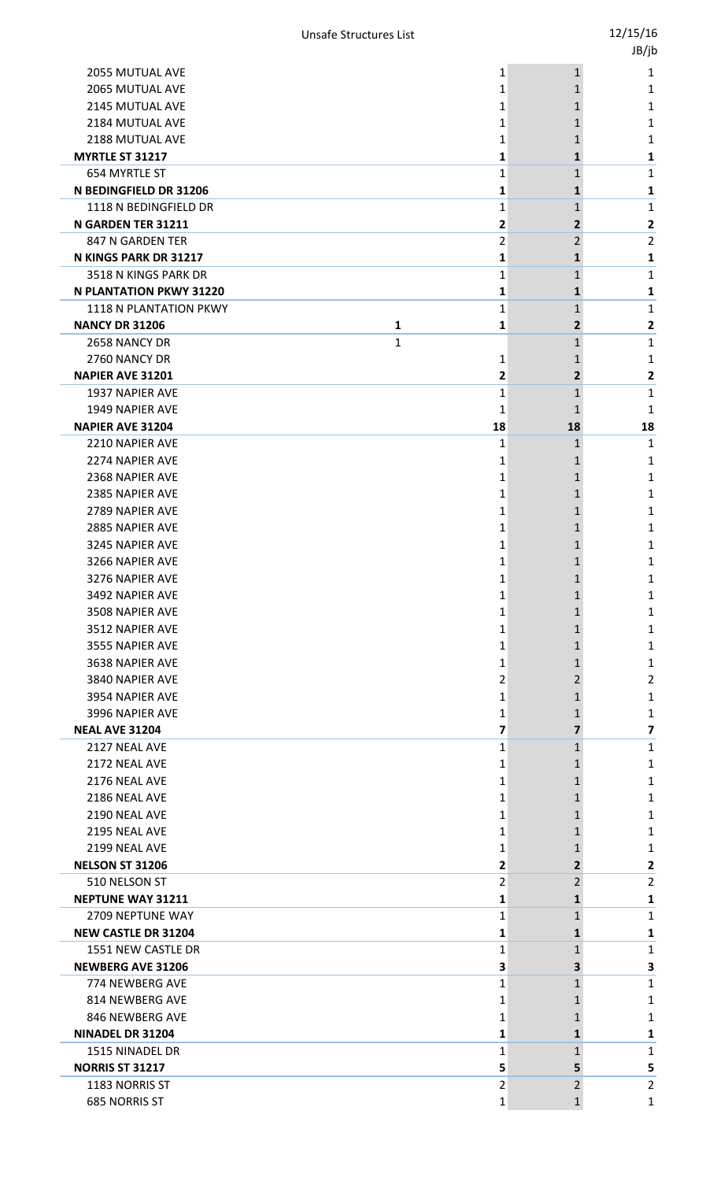| | | | | |
|---|---|---|---|---|
| 2055 MUTUAL AVE | | 1 | 1 | 1 |
| 2065 MUTUAL AVE | | 1 | 1 | 1 |
| 2145 MUTUAL AVE | | 1 | 1 | 1 |
| 2184 MUTUAL AVE | | 1 | 1 | 1 |
| 2188 MUTUAL AVE | | 1 | 1 | 1 |
| **MYRTLE ST 31217** | | **1** | **1** | **1** |
| 654 MYRTLE ST | | 1 | 1 | 1 |
| **N BEDINGFIELD DR 31206** | | **1** | **1** | **1** |
| 1118 N BEDINGFIELD DR | | 1 | 1 | 1 |
| **N GARDEN TER 31211** | | **2** | **2** | **2** |
| 847 N GARDEN TER | | 2 | 2 | 2 |
| **N KINGS PARK DR 31217** | | **1** | **1** | **1** |
| 3518 N KINGS PARK DR | | 1 | 1 | 1 |
| **N PLANTATION PKWY 31220** | | **1** | **1** | **1** |
| 1118 N PLANTATION PKWY | | 1 | 1 | 1 |
| **NANCY DR 31206** | **1** | **1** | **2** | **2** |
| 2658 NANCY DR | 1 | | 1 | 1 |
| 2760 NANCY DR | | 1 | 1 | 1 |
| **NAPIER AVE 31201** | | **2** | **2** | **2** |
| 1937 NAPIER AVE | | 1 | 1 | 1 |
| 1949 NAPIER AVE | | 1 | 1 | 1 |
| **NAPIER AVE 31204** | | **18** | **18** | **18** |
| 2210 NAPIER AVE | | 1 | 1 | 1 |
| 2274 NAPIER AVE | | 1 | 1 | 1 |
| 2368 NAPIER AVE | | 1 | 1 | 1 |
| 2385 NAPIER AVE | | 1 | 1 | 1 |
| 2789 NAPIER AVE | | 1 | 1 | 1 |
| 2885 NAPIER AVE | | 1 | 1 | 1 |
| 3245 NAPIER AVE | | 1 | 1 | 1 |
| 3266 NAPIER AVE | | 1 | 1 | 1 |
| 3276 NAPIER AVE | | 1 | 1 | 1 |
| 3492 NAPIER AVE | | 1 | 1 | 1 |
| 3508 NAPIER AVE | | 1 | 1 | 1 |
| 3512 NAPIER AVE | | 1 | 1 | 1 |
| 3555 NAPIER AVE | | 1 | 1 | 1 |
| 3638 NAPIER AVE | | 1 | 1 | 1 |
| 3840 NAPIER AVE | | 2 | 2 | 2 |
| 3954 NAPIER AVE | | 1 | 1 | 1 |
| 3996 NAPIER AVE | | 1 | 1 | 1 |
| **NEAL AVE 31204** | | **7** | **7** | **7** |
| 2127 NEAL AVE | | 1 | 1 | 1 |
| 2172 NEAL AVE | | 1 | 1 | 1 |
| 2176 NEAL AVE | | 1 | 1 | 1 |
| 2186 NEAL AVE | | 1 | 1 | 1 |
| 2190 NEAL AVE | | 1 | 1 | 1 |
| 2195 NEAL AVE | | 1 | 1 | 1 |
| 2199 NEAL AVE | | 1 | 1 | 1 |
| **NELSON ST 31206** | | **2** | **2** | **2** |
| 510 NELSON ST | | 2 | 2 | 2 |
| **NEPTUNE WAY 31211** | | **1** | **1** | **1** |
| 2709 NEPTUNE WAY | | 1 | 1 | 1 |
| **NEW CASTLE DR 31204** | | **1** | **1** | **1** |
| 1551 NEW CASTLE DR | | 1 | 1 | 1 |
| **NEWBERG AVE 31206** | | **3** | **3** | **3** |
| 774 NEWBERG AVE | | 1 | 1 | 1 |
| 814 NEWBERG AVE | | 1 | 1 | 1 |
| 846 NEWBERG AVE | | 1 | 1 | 1 |
| **NINADEL DR 31204** | | **1** | **1** | **1** |
| 1515 NINADEL DR | | 1 | 1 | 1 |
| **NORRIS ST 31217** | | **5** | **5** | **5** |
| 1183 NORRIS ST | | 2 | 2 | 2 |
| 685 NORRIS ST | | 1 | 1 | 1 |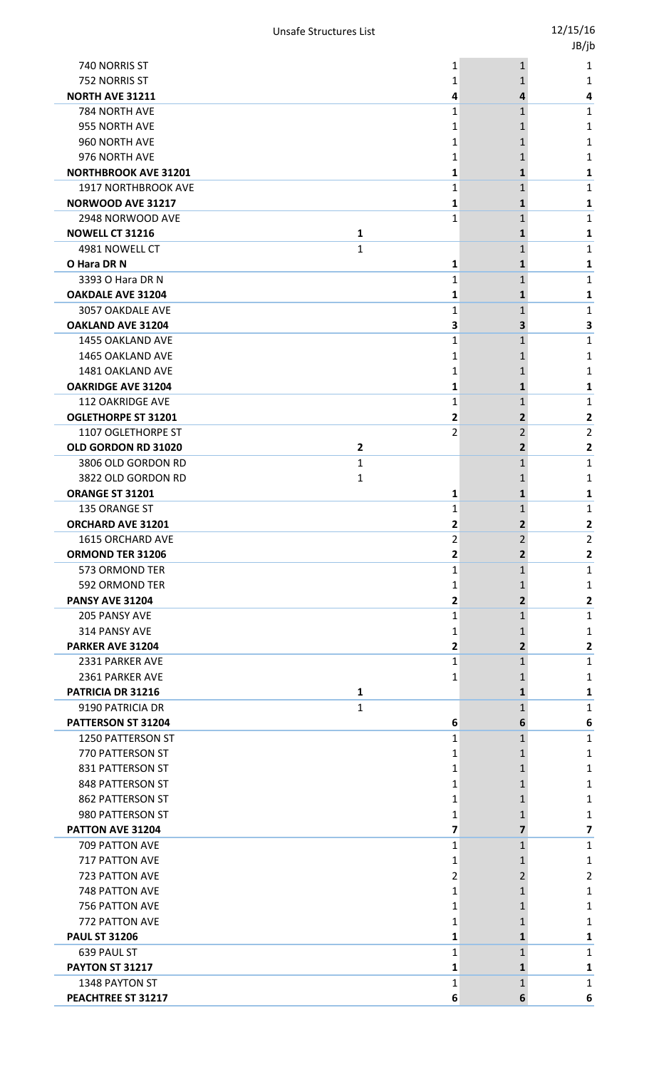| | | | | |
|---|---|---|---|---|
| 740 NORRIS ST | | 1 | 1 | 1 |
| 752 NORRIS ST | | 1 | 1 | 1 |
| **NORTH AVE 31211** | | **4** | **4** | **4** |
| 784 NORTH AVE | | 1 | 1 | 1 |
| 955 NORTH AVE | | 1 | 1 | 1 |
| 960 NORTH AVE | | 1 | 1 | 1 |
| 976 NORTH AVE | | 1 | 1 | 1 |
| **NORTHBROOK AVE 31201** | | **1** | **1** | **1** |
| 1917 NORTHBROOK AVE | | 1 | 1 | 1 |
| **NORWOOD AVE 31217** | | **1** | **1** | **1** |
| 2948 NORWOOD AVE | | 1 | 1 | 1 |
| **NOWELL CT 31216** | **1** | | **1** | **1** |
| 4981 NOWELL CT | 1 | | 1 | 1 |
| **O Hara DR N** | | **1** | **1** | **1** |
| 3393 O Hara DR N | | 1 | 1 | 1 |
| **OAKDALE AVE 31204** | | **1** | **1** | **1** |
| 3057 OAKDALE AVE | | 1 | 1 | 1 |
| **OAKLAND AVE 31204** | | **3** | **3** | **3** |
| 1455 OAKLAND AVE | | 1 | 1 | 1 |
| 1465 OAKLAND AVE | | 1 | 1 | 1 |
| 1481 OAKLAND AVE | | 1 | 1 | 1 |
| **OAKRIDGE AVE 31204** | | **1** | **1** | **1** |
| 112 OAKRIDGE AVE | | 1 | 1 | 1 |
| **OGLETHORPE ST 31201** | | **2** | **2** | **2** |
| 1107 OGLETHORPE ST | | 2 | 2 | 2 |
| **OLD GORDON RD 31020** | **2** | | **2** | **2** |
| 3806 OLD GORDON RD | 1 | | 1 | 1 |
| 3822 OLD GORDON RD | 1 | | 1 | 1 |
| **ORANGE ST 31201** | | **1** | **1** | **1** |
| 135 ORANGE ST | | 1 | 1 | 1 |
| **ORCHARD AVE 31201** | | **2** | **2** | **2** |
| 1615 ORCHARD AVE | | 2 | 2 | 2 |
| **ORMOND TER 31206** | | **2** | **2** | **2** |
| 573 ORMOND TER | | 1 | 1 | 1 |
| 592 ORMOND TER | | 1 | 1 | 1 |
| **PANSY AVE 31204** | | **2** | **2** | **2** |
| 205 PANSY AVE | | 1 | 1 | 1 |
| 314 PANSY AVE | | 1 | 1 | 1 |
| **PARKER AVE 31204** | | **2** | **2** | **2** |
| 2331 PARKER AVE | | 1 | 1 | 1 |
| 2361 PARKER AVE | | 1 | 1 | 1 |
| **PATRICIA DR 31216** | **1** | | **1** | **1** |
| 9190 PATRICIA DR | 1 | | 1 | 1 |
| **PATTERSON ST 31204** | | **6** | **6** | **6** |
| 1250 PATTERSON ST | | 1 | 1 | 1 |
| 770 PATTERSON ST | | 1 | 1 | 1 |
| 831 PATTERSON ST | | 1 | 1 | 1 |
| 848 PATTERSON ST | | 1 | 1 | 1 |
| 862 PATTERSON ST | | 1 | 1 | 1 |
| 980 PATTERSON ST | | 1 | 1 | 1 |
| **PATTON AVE 31204** | | **7** | **7** | **7** |
| 709 PATTON AVE | | 1 | 1 | 1 |
| 717 PATTON AVE | | 1 | 1 | 1 |
| 723 PATTON AVE | | 2 | 2 | 2 |
| 748 PATTON AVE | | 1 | 1 | 1 |
| 756 PATTON AVE | | 1 | 1 | 1 |
| 772 PATTON AVE | | 1 | 1 | 1 |
| **PAUL ST 31206** | | **1** | **1** | **1** |
| 639 PAUL ST | | 1 | 1 | 1 |
| **PAYTON ST 31217** | | **1** | **1** | **1** |
| 1348 PAYTON ST | | 1 | 1 | 1 |
| **PEACHTREE ST 31217** | | **6** | **6** | **6** |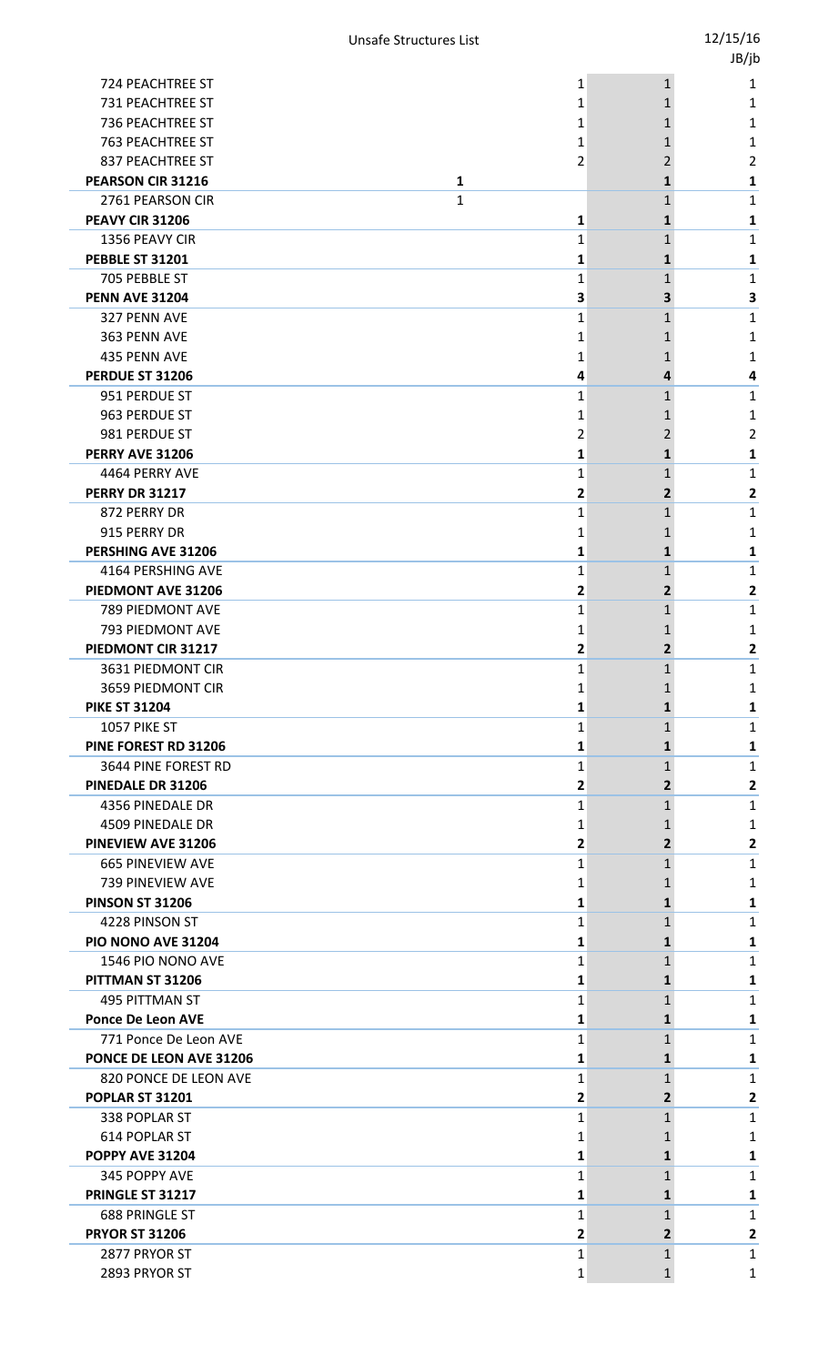| | | | | |
|---|---|---|---|---|
| 724 PEACHTREE ST | | 1 | 1 | 1 |
| 731 PEACHTREE ST | | 1 | 1 | 1 |
| 736 PEACHTREE ST | | 1 | 1 | 1 |
| 763 PEACHTREE ST | | 1 | 1 | 1 |
| 837 PEACHTREE ST | | 2 | 2 | 2 |
| **PEARSON CIR 31216** | **1** | | **1** | **1** |
| 2761 PEARSON CIR | 1 | | 1 | 1 |
| **PEAVY CIR 31206** | | **1** | **1** | **1** |
| 1356 PEAVY CIR | | 1 | 1 | 1 |
| **PEBBLE ST 31201** | | **1** | **1** | **1** |
| 705 PEBBLE ST | | 1 | 1 | 1 |
| **PENN AVE 31204** | | **3** | **3** | **3** |
| 327 PENN AVE | | 1 | 1 | 1 |
| 363 PENN AVE | | 1 | 1 | 1 |
| 435 PENN AVE | | 1 | 1 | 1 |
| **PERDUE ST 31206** | | **4** | **4** | **4** |
| 951 PERDUE ST | | 1 | 1 | 1 |
| 963 PERDUE ST | | 1 | 1 | 1 |
| 981 PERDUE ST | | 2 | 2 | 2 |
| **PERRY AVE 31206** | | **1** | **1** | **1** |
| 4464 PERRY AVE | | 1 | 1 | 1 |
| **PERRY DR 31217** | | **2** | **2** | **2** |
| 872 PERRY DR | | 1 | 1 | 1 |
| 915 PERRY DR | | 1 | 1 | 1 |
| **PERSHING AVE 31206** | | **1** | **1** | **1** |
| 4164 PERSHING AVE | | 1 | 1 | 1 |
| **PIEDMONT AVE 31206** | | **2** | **2** | **2** |
| 789 PIEDMONT AVE | | 1 | 1 | 1 |
| 793 PIEDMONT AVE | | 1 | 1 | 1 |
| **PIEDMONT CIR 31217** | | **2** | **2** | **2** |
| 3631 PIEDMONT CIR | | 1 | 1 | 1 |
| 3659 PIEDMONT CIR | | 1 | 1 | 1 |
| **PIKE ST 31204** | | **1** | **1** | **1** |
| 1057 PIKE ST | | 1 | 1 | 1 |
| **PINE FOREST RD 31206** | | **1** | **1** | **1** |
| 3644 PINE FOREST RD | | 1 | 1 | 1 |
| **PINEDALE DR 31206** | | **2** | **2** | **2** |
| 4356 PINEDALE DR | | 1 | 1 | 1 |
| 4509 PINEDALE DR | | 1 | 1 | 1 |
| **PINEVIEW AVE 31206** | | **2** | **2** | **2** |
| 665 PINEVIEW AVE | | 1 | 1 | 1 |
| 739 PINEVIEW AVE | | 1 | 1 | 1 |
| **PINSON ST 31206** | | **1** | **1** | **1** |
| 4228 PINSON ST | | 1 | 1 | 1 |
| **PIO NONO AVE 31204** | | **1** | **1** | **1** |
| 1546 PIO NONO AVE | | 1 | 1 | 1 |
| **PITTMAN ST 31206** | | **1** | **1** | **1** |
| 495 PITTMAN ST | | 1 | 1 | 1 |
| **Ponce De Leon AVE** | | **1** | **1** | **1** |
| 771 Ponce De Leon AVE | | 1 | 1 | 1 |
| **PONCE DE LEON AVE 31206** | | **1** | **1** | **1** |
| 820 PONCE DE LEON AVE | | 1 | 1 | 1 |
| **POPLAR ST 31201** | | **2** | **2** | **2** |
| 338 POPLAR ST | | 1 | 1 | 1 |
| 614 POPLAR ST | | 1 | 1 | 1 |
| **POPPY AVE 31204** | | **1** | **1** | **1** |
| 345 POPPY AVE | | 1 | 1 | 1 |
| **PRINGLE ST 31217** | | **1** | **1** | **1** |
| 688 PRINGLE ST | | 1 | 1 | 1 |
| **PRYOR ST 31206** | | **2** | **2** | **2** |
| 2877 PRYOR ST | | 1 | 1 | 1 |
| 2893 PRYOR ST | | 1 | 1 | 1 |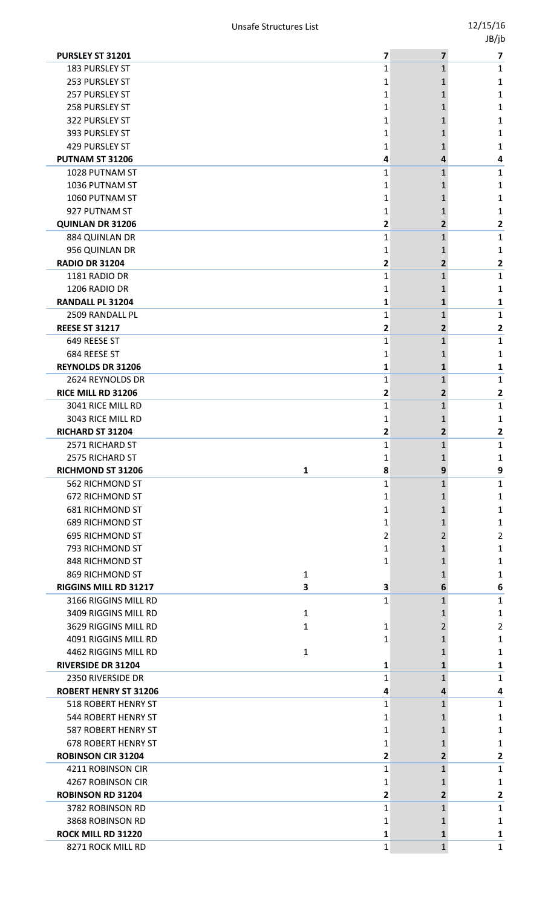| | | | | |
|---|---|---|---|---|
| **PURSLEY ST 31201** | | **7** | **7** | **7** |
| 183 PURSLEY ST | | 1 | 1 | 1 |
| 253 PURSLEY ST | | 1 | 1 | 1 |
| 257 PURSLEY ST | | 1 | 1 | 1 |
| 258 PURSLEY ST | | 1 | 1 | 1 |
| 322 PURSLEY ST | | 1 | 1 | 1 |
| 393 PURSLEY ST | | 1 | 1 | 1 |
| 429 PURSLEY ST | | 1 | 1 | 1 |
| **PUTNAM ST 31206** | | **4** | **4** | **4** |
| 1028 PUTNAM ST | | 1 | 1 | 1 |
| 1036 PUTNAM ST | | 1 | 1 | 1 |
| 1060 PUTNAM ST | | 1 | 1 | 1 |
| 927 PUTNAM ST | | 1 | 1 | 1 |
| **QUINLAN DR 31206** | | **2** | **2** | **2** |
| 884 QUINLAN DR | | 1 | 1 | 1 |
| 956 QUINLAN DR | | 1 | 1 | 1 |
| **RADIO DR 31204** | | **2** | **2** | **2** |
| 1181 RADIO DR | | 1 | 1 | 1 |
| 1206 RADIO DR | | 1 | 1 | 1 |
| **RANDALL PL 31204** | | **1** | **1** | **1** |
| 2509 RANDALL PL | | 1 | 1 | 1 |
| **REESE ST 31217** | | **2** | **2** | **2** |
| 649 REESE ST | | 1 | 1 | 1 |
| 684 REESE ST | | 1 | 1 | 1 |
| **REYNOLDS DR 31206** | | **1** | **1** | **1** |
| 2624 REYNOLDS DR | | 1 | 1 | 1 |
| **RICE MILL RD 31206** | | **2** | **2** | **2** |
| 3041 RICE MILL RD | | 1 | 1 | 1 |
| 3043 RICE MILL RD | | 1 | 1 | 1 |
| **RICHARD ST 31204** | | **2** | **2** | **2** |
| 2571 RICHARD ST | | 1 | 1 | 1 |
| 2575 RICHARD ST | | 1 | 1 | 1 |
| **RICHMOND ST 31206** | **1** | **8** | **9** | **9** |
| 562 RICHMOND ST | | 1 | 1 | 1 |
| 672 RICHMOND ST | | 1 | 1 | 1 |
| 681 RICHMOND ST | | 1 | 1 | 1 |
| 689 RICHMOND ST | | 1 | 1 | 1 |
| 695 RICHMOND ST | | 2 | 2 | 2 |
| 793 RICHMOND ST | | 1 | 1 | 1 |
| 848 RICHMOND ST | | 1 | 1 | 1 |
| 869 RICHMOND ST | 1 | | 1 | 1 |
| **RIGGINS MILL RD 31217** | **3** | **3** | **6** | **6** |
| 3166 RIGGINS MILL RD | | 1 | 1 | 1 |
| 3409 RIGGINS MILL RD | 1 | | 1 | 1 |
| 3629 RIGGINS MILL RD | 1 | 1 | 2 | 2 |
| 4091 RIGGINS MILL RD | | 1 | 1 | 1 |
| 4462 RIGGINS MILL RD | 1 | | 1 | 1 |
| **RIVERSIDE DR 31204** | | **1** | **1** | **1** |
| 2350 RIVERSIDE DR | | 1 | 1 | 1 |
| **ROBERT HENRY ST 31206** | | **4** | **4** | **4** |
| 518 ROBERT HENRY ST | | 1 | 1 | 1 |
| 544 ROBERT HENRY ST | | 1 | 1 | 1 |
| 587 ROBERT HENRY ST | | 1 | 1 | 1 |
| 678 ROBERT HENRY ST | | 1 | 1 | 1 |
| **ROBINSON CIR 31204** | | **2** | **2** | **2** |
| 4211 ROBINSON CIR | | 1 | 1 | 1 |
| 4267 ROBINSON CIR | | 1 | 1 | 1 |
| **ROBINSON RD 31204** | | **2** | **2** | **2** |
| 3782 ROBINSON RD | | 1 | 1 | 1 |
| 3868 ROBINSON RD | | 1 | 1 | 1 |
| **ROCK MILL RD 31220** | | **1** | **1** | **1** |
| 8271 ROCK MILL RD | | 1 | 1 | 1 |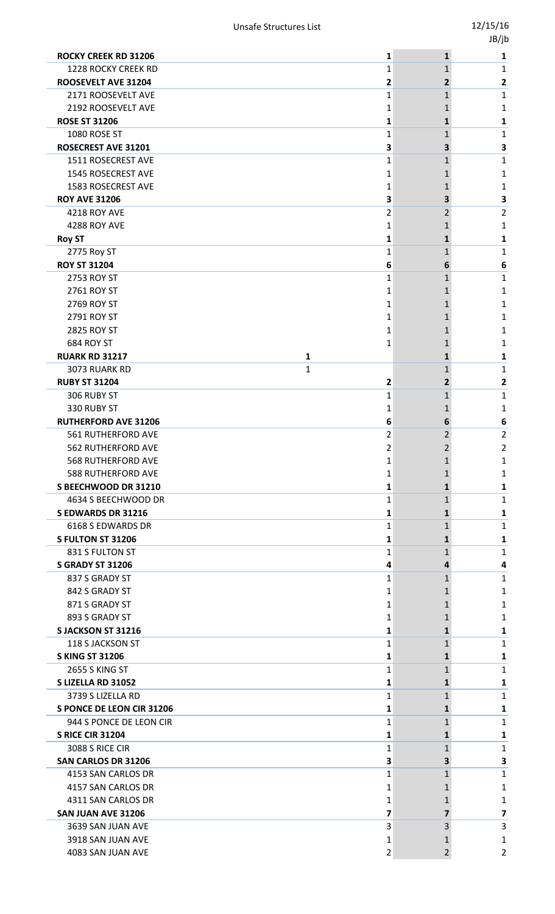| | | | | |
|---|---|---|---|---|
| **ROCKY CREEK RD 31206** | | **1** | **1** | **1** |
| 1228 ROCKY CREEK RD | | 1 | 1 | 1 |
| **ROOSEVELT AVE 31204** | | **2** | **2** | **2** |
| 2171 ROOSEVELT AVE | | 1 | 1 | 1 |
| 2192 ROOSEVELT AVE | | 1 | 1 | 1 |
| **ROSE ST 31206** | | **1** | **1** | **1** |
| 1080 ROSE ST | | 1 | 1 | 1 |
| **ROSECREST AVE 31201** | | **3** | **3** | **3** |
| 1511 ROSECREST AVE | | 1 | 1 | 1 |
| 1545 ROSECREST AVE | | 1 | 1 | 1 |
| 1583 ROSECREST AVE | | 1 | 1 | 1 |
| **ROY AVE 31206** | | **3** | **3** | **3** |
| 4218 ROY AVE | | 2 | 2 | 2 |
| 4288 ROY AVE | | 1 | 1 | 1 |
| **Roy ST** | | **1** | **1** | **1** |
| 2775 Roy ST | | 1 | 1 | 1 |
| **ROY ST 31204** | | **6** | **6** | **6** |
| 2753 ROY ST | | 1 | 1 | 1 |
| 2761 ROY ST | | 1 | 1 | 1 |
| 2769 ROY ST | | 1 | 1 | 1 |
| 2791 ROY ST | | 1 | 1 | 1 |
| 2825 ROY ST | | 1 | 1 | 1 |
| 684 ROY ST | | 1 | 1 | 1 |
| **RUARK RD 31217** | **1** | | **1** | **1** |
| 3073 RUARK RD | 1 | | 1 | 1 |
| **RUBY ST 31204** | | **2** | **2** | **2** |
| 306 RUBY ST | | 1 | 1 | 1 |
| 330 RUBY ST | | 1 | 1 | 1 |
| **RUTHERFORD AVE 31206** | | **6** | **6** | **6** |
| 561 RUTHERFORD AVE | | 2 | 2 | 2 |
| 562 RUTHERFORD AVE | | 2 | 2 | 2 |
| 568 RUTHERFORD AVE | | 1 | 1 | 1 |
| 588 RUTHERFORD AVE | | 1 | 1 | 1 |
| **S BEECHWOOD DR 31210** | | **1** | **1** | **1** |
| 4634 S BEECHWOOD DR | | 1 | 1 | 1 |
| **S EDWARDS DR 31216** | | **1** | **1** | **1** |
| 6168 S EDWARDS DR | | 1 | 1 | 1 |
| **S FULTON ST 31206** | | **1** | **1** | **1** |
| 831 S FULTON ST | | 1 | 1 | 1 |
| **S GRADY ST 31206** | | **4** | **4** | **4** |
| 837 S GRADY ST | | 1 | 1 | 1 |
| 842 S GRADY ST | | 1 | 1 | 1 |
| 871 S GRADY ST | | 1 | 1 | 1 |
| 893 S GRADY ST | | 1 | 1 | 1 |
| **S JACKSON ST 31216** | | **1** | **1** | **1** |
| 118 S JACKSON ST | | 1 | 1 | 1 |
| **S KING ST 31206** | | **1** | **1** | **1** |
| 2655 S KING ST | | 1 | 1 | 1 |
| **S LIZELLA RD 31052** | | **1** | **1** | **1** |
| 3739 S LIZELLA RD | | 1 | 1 | 1 |
| **S PONCE DE LEON CIR 31206** | | **1** | **1** | **1** |
| 944 S PONCE DE LEON CIR | | 1 | 1 | 1 |
| **S RICE CIR 31204** | | **1** | **1** | **1** |
| 3088 S RICE CIR | | 1 | 1 | 1 |
| **SAN CARLOS DR 31206** | | **3** | **3** | **3** |
| 4153 SAN CARLOS DR | | 1 | 1 | 1 |
| 4157 SAN CARLOS DR | | 1 | 1 | 1 |
| 4311 SAN CARLOS DR | | 1 | 1 | 1 |
| **SAN JUAN AVE 31206** | | **7** | **7** | **7** |
| 3639 SAN JUAN AVE | | 3 | 3 | 3 |
| 3918 SAN JUAN AVE | | 1 | 1 | 1 |
| 4083 SAN JUAN AVE | | 2 | 2 | 2 |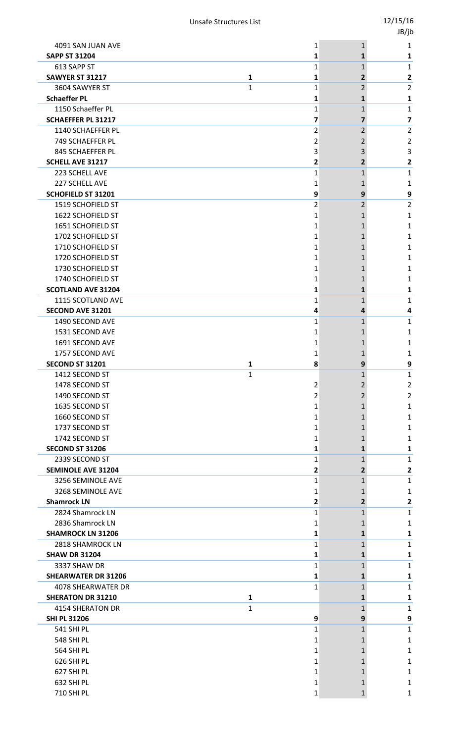| | | | | |
|---|---|---|---|---|
| 4091 SAN JUAN AVE | | 1 | 1 | 1 |
| **SAPP ST 31204** | | **1** | **1** | **1** |
| 613 SAPP ST | | 1 | 1 | 1 |
| **SAWYER ST 31217** | **1** | **1** | **2** | **2** |
| 3604 SAWYER ST | 1 | 1 | 2 | 2 |
| **Schaeffer PL** | | **1** | **1** | **1** |
| 1150 Schaeffer PL | | 1 | 1 | 1 |
| **SCHAEFFER PL 31217** | | **7** | **7** | **7** |
| 1140 SCHAEFFER PL | | 2 | 2 | 2 |
| 749 SCHAEFFER PL | | 2 | 2 | 2 |
| 845 SCHAEFFER PL | | 3 | 3 | 3 |
| **SCHELL AVE 31217** | | **2** | **2** | **2** |
| 223 SCHELL AVE | | 1 | 1 | 1 |
| 227 SCHELL AVE | | 1 | 1 | 1 |
| **SCHOFIELD ST 31201** | | **9** | **9** | **9** |
| 1519 SCHOFIELD ST | | 2 | 2 | 2 |
| 1622 SCHOFIELD ST | | 1 | 1 | 1 |
| 1651 SCHOFIELD ST | | 1 | 1 | 1 |
| 1702 SCHOFIELD ST | | 1 | 1 | 1 |
| 1710 SCHOFIELD ST | | 1 | 1 | 1 |
| 1720 SCHOFIELD ST | | 1 | 1 | 1 |
| 1730 SCHOFIELD ST | | 1 | 1 | 1 |
| 1740 SCHOFIELD ST | | 1 | 1 | 1 |
| **SCOTLAND AVE 31204** | | **1** | **1** | **1** |
| 1115 SCOTLAND AVE | | 1 | 1 | 1 |
| **SECOND AVE 31201** | | **4** | **4** | **4** |
| 1490 SECOND AVE | | 1 | 1 | 1 |
| 1531 SECOND AVE | | 1 | 1 | 1 |
| 1691 SECOND AVE | | 1 | 1 | 1 |
| 1757 SECOND AVE | | 1 | 1 | 1 |
| **SECOND ST 31201** | **1** | **8** | **9** | **9** |
| 1412 SECOND ST | 1 | | 1 | 1 |
| 1478 SECOND ST | | 2 | 2 | 2 |
| 1490 SECOND ST | | 2 | 2 | 2 |
| 1635 SECOND ST | | 1 | 1 | 1 |
| 1660 SECOND ST | | 1 | 1 | 1 |
| 1737 SECOND ST | | 1 | 1 | 1 |
| 1742 SECOND ST | | 1 | 1 | 1 |
| **SECOND ST 31206** | | **1** | **1** | **1** |
| 2339 SECOND ST | | 1 | 1 | 1 |
| **SEMINOLE AVE 31204** | | **2** | **2** | **2** |
| 3256 SEMINOLE AVE | | 1 | 1 | 1 |
| 3268 SEMINOLE AVE | | 1 | 1 | 1 |
| **Shamrock LN** | | **2** | **2** | **2** |
| 2824 Shamrock LN | | 1 | 1 | 1 |
| 2836 Shamrock LN | | 1 | 1 | 1 |
| **SHAMROCK LN 31206** | | **1** | **1** | **1** |
| 2818 SHAMROCK LN | | 1 | 1 | 1 |
| **SHAW DR 31204** | | **1** | **1** | **1** |
| 3337 SHAW DR | | 1 | 1 | 1 |
| **SHEARWATER DR 31206** | | **1** | **1** | **1** |
| 4078 SHEARWATER DR | | 1 | 1 | 1 |
| **SHERATON DR 31210** | **1** | | **1** | **1** |
| 4154 SHERATON DR | 1 | | 1 | 1 |
| **SHI PL 31206** | | **9** | **9** | **9** |
| 541 SHI PL | | 1 | 1 | 1 |
| 548 SHI PL | | 1 | 1 | 1 |
| 564 SHI PL | | 1 | 1 | 1 |
| 626 SHI PL | | 1 | 1 | 1 |
| 627 SHI PL | | 1 | 1 | 1 |
| 632 SHI PL | | 1 | 1 | 1 |
| 710 SHI PL | | 1 | 1 | 1 |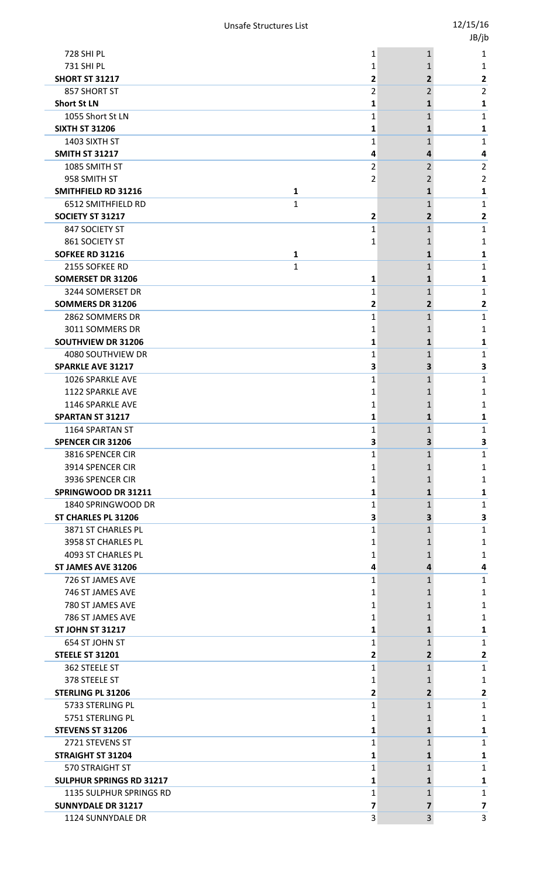| | | | | |
|---|---|---|---|---|
| 728 SHI PL | | 1 | 1 | 1 |
| 731 SHI PL | | 1 | 1 | 1 |
| **SHORT ST 31217** | | **2** | **2** | **2** |
| 857 SHORT ST | | 2 | 2 | 2 |
| **Short St LN** | | **1** | **1** | **1** |
| 1055 Short St LN | | 1 | 1 | 1 |
| **SIXTH ST 31206** | | **1** | **1** | **1** |
| 1403 SIXTH ST | | 1 | 1 | 1 |
| **SMITH ST 31217** | | **4** | **4** | **4** |
| 1085 SMITH ST | | 2 | 2 | 2 |
| 958 SMITH ST | | 2 | 2 | 2 |
| **SMITHFIELD RD 31216** | **1** | | **1** | **1** |
| 6512 SMITHFIELD RD | 1 | | 1 | 1 |
| **SOCIETY ST 31217** | | **2** | **2** | **2** |
| 847 SOCIETY ST | | 1 | 1 | 1 |
| 861 SOCIETY ST | | 1 | 1 | 1 |
| **SOFKEE RD 31216** | **1** | | **1** | **1** |
| 2155 SOFKEE RD | 1 | | 1 | 1 |
| **SOMERSET DR 31206** | | **1** | **1** | **1** |
| 3244 SOMERSET DR | | 1 | 1 | 1 |
| **SOMMERS DR 31206** | | **2** | **2** | **2** |
| 2862 SOMMERS DR | | 1 | 1 | 1 |
| 3011 SOMMERS DR | | 1 | 1 | 1 |
| **SOUTHVIEW DR 31206** | | **1** | **1** | **1** |
| 4080 SOUTHVIEW DR | | 1 | 1 | 1 |
| **SPARKLE AVE 31217** | | **3** | **3** | **3** |
| 1026 SPARKLE AVE | | 1 | 1 | 1 |
| 1122 SPARKLE AVE | | 1 | 1 | 1 |
| 1146 SPARKLE AVE | | 1 | 1 | 1 |
| **SPARTAN ST 31217** | | **1** | **1** | **1** |
| 1164 SPARTAN ST | | 1 | 1 | 1 |
| **SPENCER CIR 31206** | | **3** | **3** | **3** |
| 3816 SPENCER CIR | | 1 | 1 | 1 |
| 3914 SPENCER CIR | | 1 | 1 | 1 |
| 3936 SPENCER CIR | | 1 | 1 | 1 |
| **SPRINGWOOD DR 31211** | | **1** | **1** | **1** |
| 1840 SPRINGWOOD DR | | 1 | 1 | 1 |
| **ST CHARLES PL 31206** | | **3** | **3** | **3** |
| 3871 ST CHARLES PL | | 1 | 1 | 1 |
| 3958 ST CHARLES PL | | 1 | 1 | 1 |
| 4093 ST CHARLES PL | | 1 | 1 | 1 |
| **ST JAMES AVE 31206** | | **4** | **4** | **4** |
| 726 ST JAMES AVE | | 1 | 1 | 1 |
| 746 ST JAMES AVE | | 1 | 1 | 1 |
| 780 ST JAMES AVE | | 1 | 1 | 1 |
| 786 ST JAMES AVE | | 1 | 1 | 1 |
| **ST JOHN ST 31217** | | **1** | **1** | **1** |
| 654 ST JOHN ST | | 1 | 1 | 1 |
| **STEELE ST 31201** | | **2** | **2** | **2** |
| 362 STEELE ST | | 1 | 1 | 1 |
| 378 STEELE ST | | 1 | 1 | 1 |
| **STERLING PL 31206** | | **2** | **2** | **2** |
| 5733 STERLING PL | | 1 | 1 | 1 |
| 5751 STERLING PL | | 1 | 1 | 1 |
| **STEVENS ST 31206** | | **1** | **1** | **1** |
| 2721 STEVENS ST | | 1 | 1 | 1 |
| **STRAIGHT ST 31204** | | **1** | **1** | **1** |
| 570 STRAIGHT ST | | 1 | 1 | 1 |
| **SULPHUR SPRINGS RD 31217** | | **1** | **1** | **1** |
| 1135 SULPHUR SPRINGS RD | | 1 | 1 | 1 |
| **SUNNYDALE DR 31217** | | **7** | **7** | **7** |
| 1124 SUNNYDALE DR | | 3 | 3 | 3 |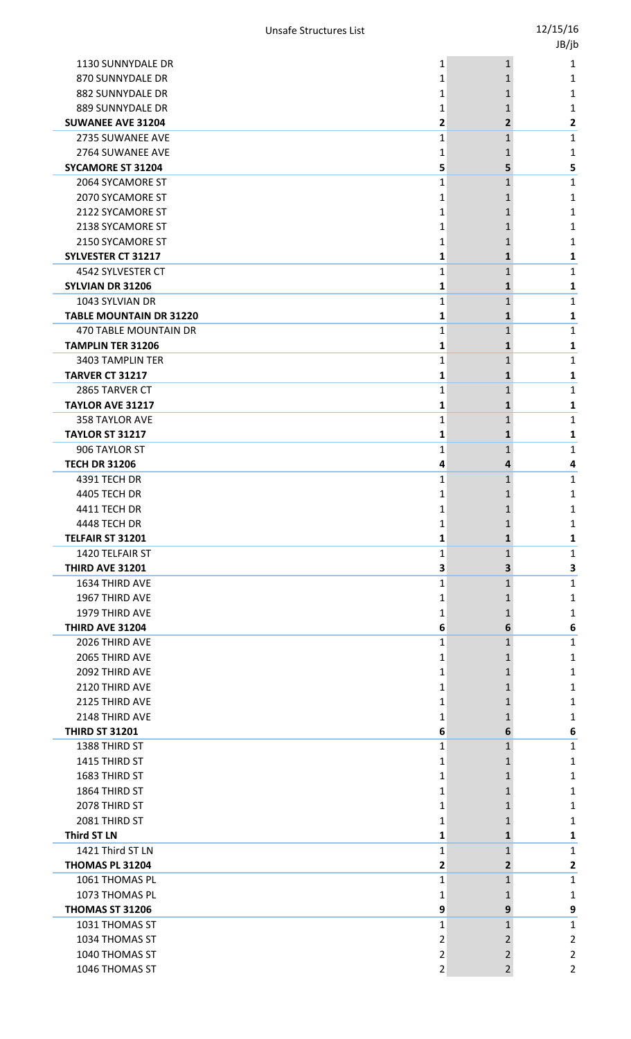| | | | |
|---|---|---|---|
| 1130 SUNNYDALE DR | 1 | 1 | 1 |
| 870 SUNNYDALE DR | 1 | 1 | 1 |
| 882 SUNNYDALE DR | 1 | 1 | 1 |
| 889 SUNNYDALE DR | 1 | 1 | 1 |
| **SUWANEE AVE 31204** | **2** | **2** | **2** |
| 2735 SUWANEE AVE | 1 | 1 | 1 |
| 2764 SUWANEE AVE | 1 | 1 | 1 |
| **SYCAMORE ST 31204** | **5** | **5** | **5** |
| 2064 SYCAMORE ST | 1 | 1 | 1 |
| 2070 SYCAMORE ST | 1 | 1 | 1 |
| 2122 SYCAMORE ST | 1 | 1 | 1 |
| 2138 SYCAMORE ST | 1 | 1 | 1 |
| 2150 SYCAMORE ST | 1 | 1 | 1 |
| **SYLVESTER CT 31217** | **1** | **1** | **1** |
| 4542 SYLVESTER CT | 1 | 1 | 1 |
| **SYLVIAN DR 31206** | **1** | **1** | **1** |
| 1043 SYLVIAN DR | 1 | 1 | 1 |
| **TABLE MOUNTAIN DR 31220** | **1** | **1** | **1** |
| 470 TABLE MOUNTAIN DR | 1 | 1 | 1 |
| **TAMPLIN TER 31206** | **1** | **1** | **1** |
| 3403 TAMPLIN TER | 1 | 1 | 1 |
| **TARVER CT 31217** | **1** | **1** | **1** |
| 2865 TARVER CT | 1 | 1 | 1 |
| **TAYLOR AVE 31217** | **1** | **1** | **1** |
| 358 TAYLOR AVE | 1 | 1 | 1 |
| **TAYLOR ST 31217** | **1** | **1** | **1** |
| 906 TAYLOR ST | 1 | 1 | 1 |
| **TECH DR 31206** | **4** | **4** | **4** |
| 4391 TECH DR | 1 | 1 | 1 |
| 4405 TECH DR | 1 | 1 | 1 |
| 4411 TECH DR | 1 | 1 | 1 |
| 4448 TECH DR | 1 | 1 | 1 |
| **TELFAIR ST 31201** | **1** | **1** | **1** |
| 1420 TELFAIR ST | 1 | 1 | 1 |
| **THIRD AVE 31201** | **3** | **3** | **3** |
| 1634 THIRD AVE | 1 | 1 | 1 |
| 1967 THIRD AVE | 1 | 1 | 1 |
| 1979 THIRD AVE | 1 | 1 | 1 |
| **THIRD AVE 31204** | **6** | **6** | **6** |
| 2026 THIRD AVE | 1 | 1 | 1 |
| 2065 THIRD AVE | 1 | 1 | 1 |
| 2092 THIRD AVE | 1 | 1 | 1 |
| 2120 THIRD AVE | 1 | 1 | 1 |
| 2125 THIRD AVE | 1 | 1 | 1 |
| 2148 THIRD AVE | 1 | 1 | 1 |
| **THIRD ST 31201** | **6** | **6** | **6** |
| 1388 THIRD ST | 1 | 1 | 1 |
| 1415 THIRD ST | 1 | 1 | 1 |
| 1683 THIRD ST | 1 | 1 | 1 |
| 1864 THIRD ST | 1 | 1 | 1 |
| 2078 THIRD ST | 1 | 1 | 1 |
| 2081 THIRD ST | 1 | 1 | 1 |
| **Third ST LN** | **1** | **1** | **1** |
| 1421 Third ST LN | 1 | 1 | 1 |
| **THOMAS PL 31204** | **2** | **2** | **2** |
| 1061 THOMAS PL | 1 | 1 | 1 |
| 1073 THOMAS PL | 1 | 1 | 1 |
| **THOMAS ST 31206** | **9** | **9** | **9** |
| 1031 THOMAS ST | 1 | 1 | 1 |
| 1034 THOMAS ST | 2 | 2 | 2 |
| 1040 THOMAS ST | 2 | 2 | 2 |
| 1046 THOMAS ST | 2 | 2 | 2 |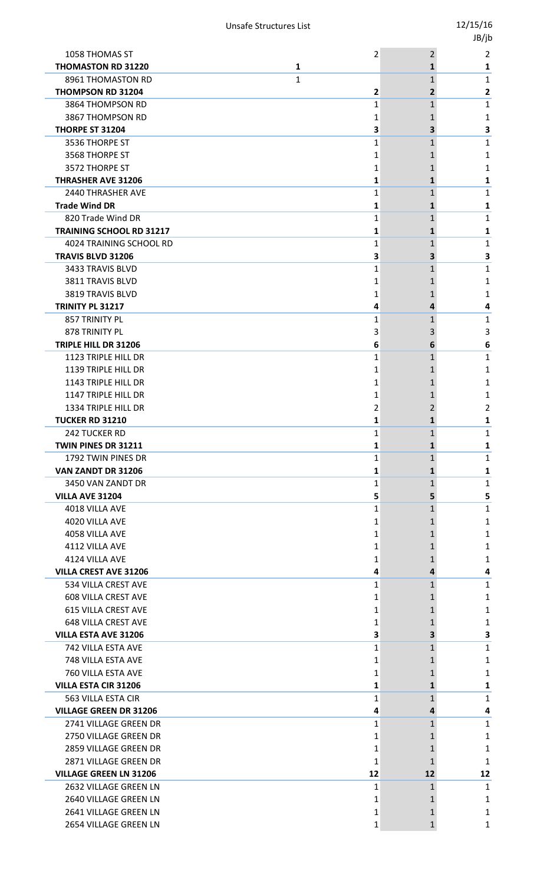| | | | | |
|---|---|---|---|---|
| 1058 THOMAS ST | | 2 | 2 | 2 |
| **THOMASTON RD 31220** | **1** | | **1** | **1** |
| 8961 THOMASTON RD | 1 | | 1 | 1 |
| **THOMPSON RD 31204** | | **2** | **2** | **2** |
| 3864 THOMPSON RD | | 1 | 1 | 1 |
| 3867 THOMPSON RD | | 1 | 1 | 1 |
| **THORPE ST 31204** | | **3** | **3** | **3** |
| 3536 THORPE ST | | 1 | 1 | 1 |
| 3568 THORPE ST | | 1 | 1 | 1 |
| 3572 THORPE ST | | 1 | 1 | 1 |
| **THRASHER AVE 31206** | | **1** | **1** | **1** |
| 2440 THRASHER AVE | | 1 | 1 | 1 |
| **Trade Wind DR** | | **1** | **1** | **1** |
| 820 Trade Wind DR | | 1 | 1 | 1 |
| **TRAINING SCHOOL RD 31217** | | **1** | **1** | **1** |
| 4024 TRAINING SCHOOL RD | | 1 | 1 | 1 |
| **TRAVIS BLVD 31206** | | **3** | **3** | **3** |
| 3433 TRAVIS BLVD | | 1 | 1 | 1 |
| 3811 TRAVIS BLVD | | 1 | 1 | 1 |
| 3819 TRAVIS BLVD | | 1 | 1 | 1 |
| **TRINITY PL 31217** | | **4** | **4** | **4** |
| 857 TRINITY PL | | 1 | 1 | 1 |
| 878 TRINITY PL | | 3 | 3 | 3 |
| **TRIPLE HILL DR 31206** | | **6** | **6** | **6** |
| 1123 TRIPLE HILL DR | | 1 | 1 | 1 |
| 1139 TRIPLE HILL DR | | 1 | 1 | 1 |
| 1143 TRIPLE HILL DR | | 1 | 1 | 1 |
| 1147 TRIPLE HILL DR | | 1 | 1 | 1 |
| 1334 TRIPLE HILL DR | | 2 | 2 | 2 |
| **TUCKER RD 31210** | | **1** | **1** | **1** |
| 242 TUCKER RD | | 1 | 1 | 1 |
| **TWIN PINES DR 31211** | | **1** | **1** | **1** |
| 1792 TWIN PINES DR | | 1 | 1 | 1 |
| **VAN ZANDT DR 31206** | | **1** | **1** | **1** |
| 3450 VAN ZANDT DR | | 1 | 1 | 1 |
| **VILLA AVE 31204** | | **5** | **5** | **5** |
| 4018 VILLA AVE | | 1 | 1 | 1 |
| 4020 VILLA AVE | | 1 | 1 | 1 |
| 4058 VILLA AVE | | 1 | 1 | 1 |
| 4112 VILLA AVE | | 1 | 1 | 1 |
| 4124 VILLA AVE | | 1 | 1 | 1 |
| **VILLA CREST AVE 31206** | | **4** | **4** | **4** |
| 534 VILLA CREST AVE | | 1 | 1 | 1 |
| 608 VILLA CREST AVE | | 1 | 1 | 1 |
| 615 VILLA CREST AVE | | 1 | 1 | 1 |
| 648 VILLA CREST AVE | | 1 | 1 | 1 |
| **VILLA ESTA AVE 31206** | | **3** | **3** | **3** |
| 742 VILLA ESTA AVE | | 1 | 1 | 1 |
| 748 VILLA ESTA AVE | | 1 | 1 | 1 |
| 760 VILLA ESTA AVE | | 1 | 1 | 1 |
| **VILLA ESTA CIR 31206** | | **1** | **1** | **1** |
| 563 VILLA ESTA CIR | | 1 | 1 | 1 |
| **VILLAGE GREEN DR 31206** | | **4** | **4** | **4** |
| 2741 VILLAGE GREEN DR | | 1 | 1 | 1 |
| 2750 VILLAGE GREEN DR | | 1 | 1 | 1 |
| 2859 VILLAGE GREEN DR | | 1 | 1 | 1 |
| 2871 VILLAGE GREEN DR | | 1 | 1 | 1 |
| **VILLAGE GREEN LN 31206** | | **12** | **12** | **12** |
| 2632 VILLAGE GREEN LN | | 1 | 1 | 1 |
| 2640 VILLAGE GREEN LN | | 1 | 1 | 1 |
| 2641 VILLAGE GREEN LN | | 1 | 1 | 1 |
| 2654 VILLAGE GREEN LN | | 1 | 1 | 1 |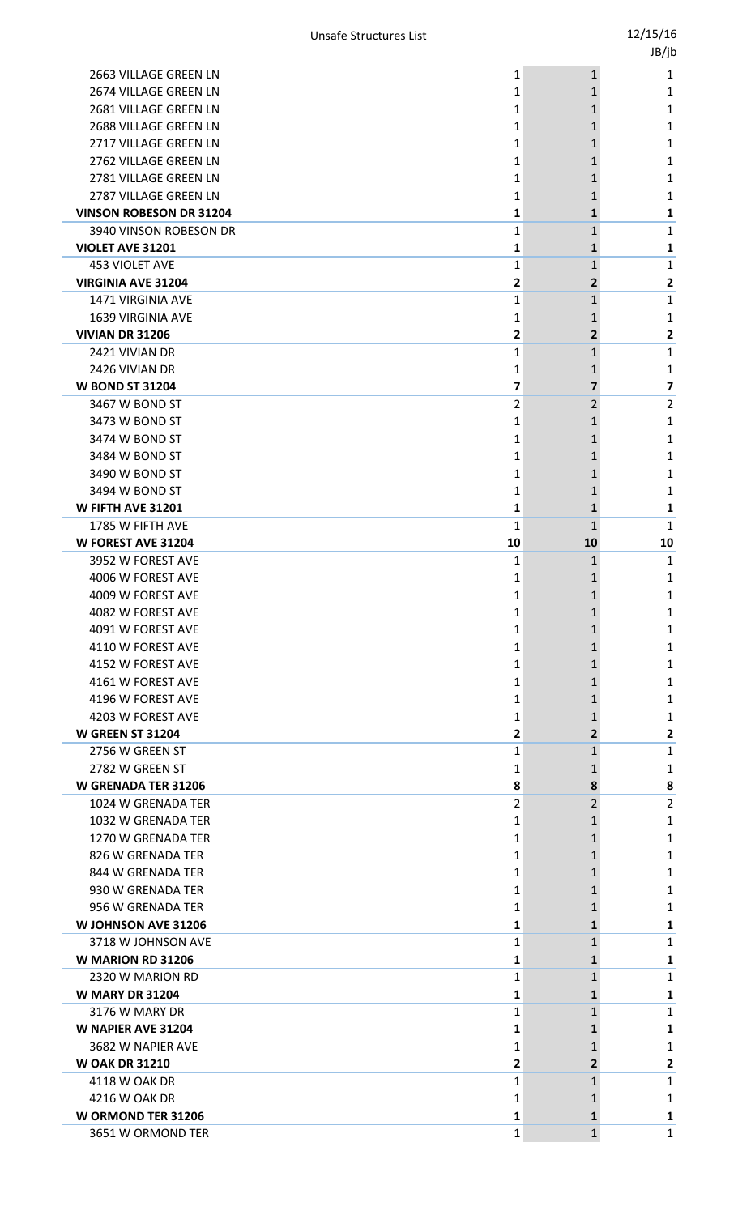| | | | |
|---|---|---|---|
| 2663 VILLAGE GREEN LN | 1 | 1 | 1 |
| 2674 VILLAGE GREEN LN | 1 | 1 | 1 |
| 2681 VILLAGE GREEN LN | 1 | 1 | 1 |
| 2688 VILLAGE GREEN LN | 1 | 1 | 1 |
| 2717 VILLAGE GREEN LN | 1 | 1 | 1 |
| 2762 VILLAGE GREEN LN | 1 | 1 | 1 |
| 2781 VILLAGE GREEN LN | 1 | 1 | 1 |
| 2787 VILLAGE GREEN LN | 1 | 1 | 1 |
| **VINSON ROBESON DR 31204** | **1** | **1** | **1** |
| 3940 VINSON ROBESON DR | 1 | 1 | 1 |
| **VIOLET AVE 31201** | **1** | **1** | **1** |
| 453 VIOLET AVE | 1 | 1 | 1 |
| **VIRGINIA AVE 31204** | **2** | **2** | **2** |
| 1471 VIRGINIA AVE | 1 | 1 | 1 |
| 1639 VIRGINIA AVE | 1 | 1 | 1 |
| **VIVIAN DR 31206** | **2** | **2** | **2** |
| 2421 VIVIAN DR | 1 | 1 | 1 |
| 2426 VIVIAN DR | 1 | 1 | 1 |
| **W BOND ST 31204** | **7** | **7** | **7** |
| 3467 W BOND ST | 2 | 2 | 2 |
| 3473 W BOND ST | 1 | 1 | 1 |
| 3474 W BOND ST | 1 | 1 | 1 |
| 3484 W BOND ST | 1 | 1 | 1 |
| 3490 W BOND ST | 1 | 1 | 1 |
| 3494 W BOND ST | 1 | 1 | 1 |
| **W FIFTH AVE 31201** | **1** | **1** | **1** |
| 1785 W FIFTH AVE | 1 | 1 | 1 |
| **W FOREST AVE 31204** | **10** | **10** | **10** |
| 3952 W FOREST AVE | 1 | 1 | 1 |
| 4006 W FOREST AVE | 1 | 1 | 1 |
| 4009 W FOREST AVE | 1 | 1 | 1 |
| 4082 W FOREST AVE | 1 | 1 | 1 |
| 4091 W FOREST AVE | 1 | 1 | 1 |
| 4110 W FOREST AVE | 1 | 1 | 1 |
| 4152 W FOREST AVE | 1 | 1 | 1 |
| 4161 W FOREST AVE | 1 | 1 | 1 |
| 4196 W FOREST AVE | 1 | 1 | 1 |
| 4203 W FOREST AVE | 1 | 1 | 1 |
| **W GREEN ST 31204** | **2** | **2** | **2** |
| 2756 W GREEN ST | 1 | 1 | 1 |
| 2782 W GREEN ST | 1 | 1 | 1 |
| **W GRENADA TER 31206** | **8** | **8** | **8** |
| 1024 W GRENADA TER | 2 | 2 | 2 |
| 1032 W GRENADA TER | 1 | 1 | 1 |
| 1270 W GRENADA TER | 1 | 1 | 1 |
| 826 W GRENADA TER | 1 | 1 | 1 |
| 844 W GRENADA TER | 1 | 1 | 1 |
| 930 W GRENADA TER | 1 | 1 | 1 |
| 956 W GRENADA TER | 1 | 1 | 1 |
| **W JOHNSON AVE 31206** | **1** | **1** | **1** |
| 3718 W JOHNSON AVE | 1 | 1 | 1 |
| **W MARION RD 31206** | **1** | **1** | **1** |
| 2320 W MARION RD | 1 | 1 | 1 |
| **W MARY DR 31204** | **1** | **1** | **1** |
| 3176 W MARY DR | 1 | 1 | 1 |
| **W NAPIER AVE 31204** | **1** | **1** | **1** |
| 3682 W NAPIER AVE | 1 | 1 | 1 |
| **W OAK DR 31210** | **2** | **2** | **2** |
| 4118 W OAK DR | 1 | 1 | 1 |
| 4216 W OAK DR | 1 | 1 | 1 |
| **W ORMOND TER 31206** | **1** | **1** | **1** |
| 3651 W ORMOND TER | 1 | 1 | 1 |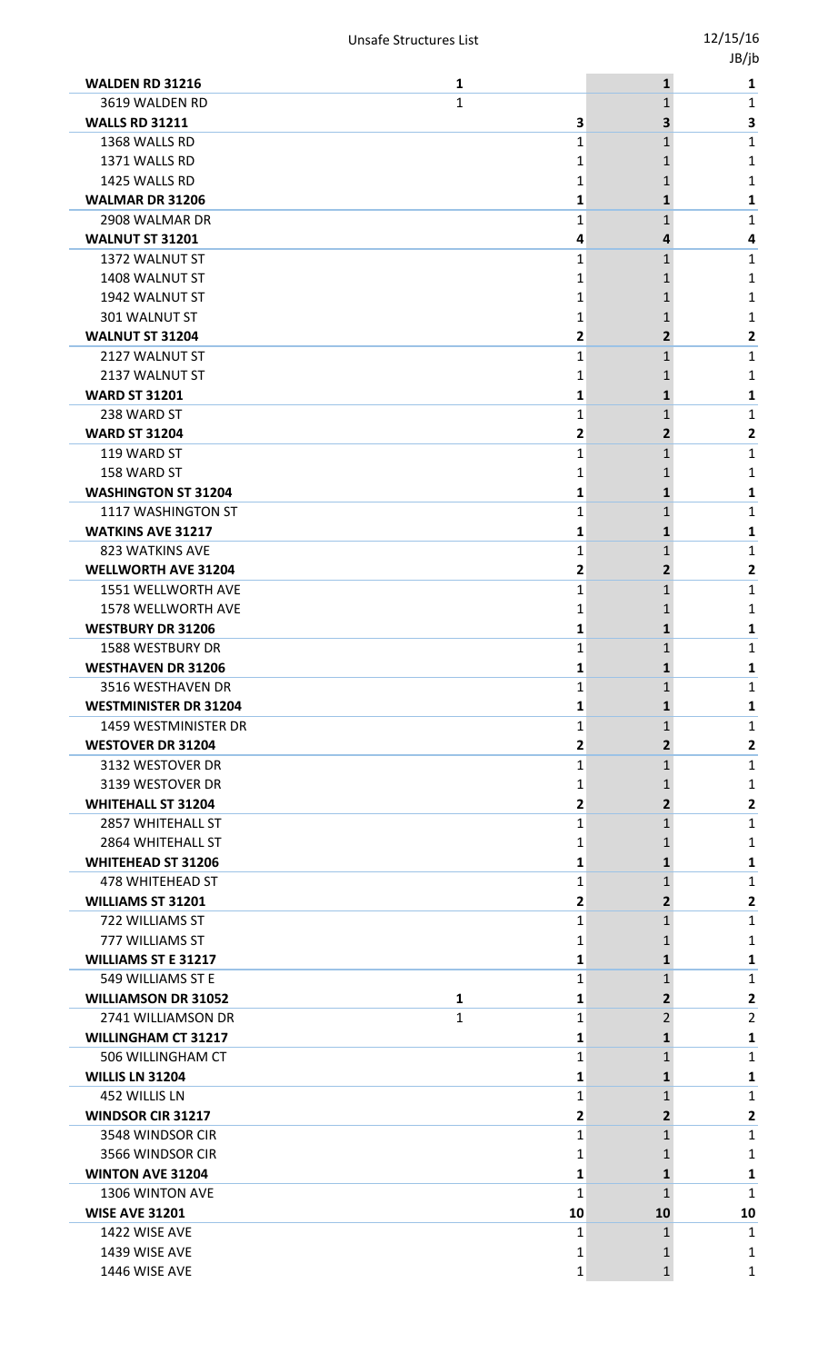| | | | | |
|---|---|---|---|---|
| **WALDEN RD 31216** | **1** | | **1** | **1** |
| 3619 WALDEN RD | 1 | | 1 | 1 |
| **WALLS RD 31211** | | **3** | **3** | **3** |
| 1368 WALLS RD | | 1 | 1 | 1 |
| 1371 WALLS RD | | 1 | 1 | 1 |
| 1425 WALLS RD | | 1 | 1 | 1 |
| **WALMAR DR 31206** | | **1** | **1** | **1** |
| 2908 WALMAR DR | | 1 | 1 | 1 |
| **WALNUT ST 31201** | | **4** | **4** | **4** |
| 1372 WALNUT ST | | 1 | 1 | 1 |
| 1408 WALNUT ST | | 1 | 1 | 1 |
| 1942 WALNUT ST | | 1 | 1 | 1 |
| 301 WALNUT ST | | 1 | 1 | 1 |
| **WALNUT ST 31204** | | **2** | **2** | **2** |
| 2127 WALNUT ST | | 1 | 1 | 1 |
| 2137 WALNUT ST | | 1 | 1 | 1 |
| **WARD ST 31201** | | **1** | **1** | **1** |
| 238 WARD ST | | 1 | 1 | 1 |
| **WARD ST 31204** | | **2** | **2** | **2** |
| 119 WARD ST | | 1 | 1 | 1 |
| 158 WARD ST | | 1 | 1 | 1 |
| **WASHINGTON ST 31204** | | **1** | **1** | **1** |
| 1117 WASHINGTON ST | | 1 | 1 | 1 |
| **WATKINS AVE 31217** | | **1** | **1** | **1** |
| 823 WATKINS AVE | | 1 | 1 | 1 |
| **WELLWORTH AVE 31204** | | **2** | **2** | **2** |
| 1551 WELLWORTH AVE | | 1 | 1 | 1 |
| 1578 WELLWORTH AVE | | 1 | 1 | 1 |
| **WESTBURY DR 31206** | | **1** | **1** | **1** |
| 1588 WESTBURY DR | | 1 | 1 | 1 |
| **WESTHAVEN DR 31206** | | **1** | **1** | **1** |
| 3516 WESTHAVEN DR | | 1 | 1 | 1 |
| **WESTMINISTER DR 31204** | | **1** | **1** | **1** |
| 1459 WESTMINISTER DR | | 1 | 1 | 1 |
| **WESTOVER DR 31204** | | **2** | **2** | **2** |
| 3132 WESTOVER DR | | 1 | 1 | 1 |
| 3139 WESTOVER DR | | 1 | 1 | 1 |
| **WHITEHALL ST 31204** | | **2** | **2** | **2** |
| 2857 WHITEHALL ST | | 1 | 1 | 1 |
| 2864 WHITEHALL ST | | 1 | 1 | 1 |
| **WHITEHEAD ST 31206** | | **1** | **1** | **1** |
| 478 WHITEHEAD ST | | 1 | 1 | 1 |
| **WILLIAMS ST 31201** | | **2** | **2** | **2** |
| 722 WILLIAMS ST | | 1 | 1 | 1 |
| 777 WILLIAMS ST | | 1 | 1 | 1 |
| **WILLIAMS ST E 31217** | | **1** | **1** | **1** |
| 549 WILLIAMS ST E | | 1 | 1 | 1 |
| **WILLIAMSON DR 31052** | **1** | **1** | **2** | **2** |
| 2741 WILLIAMSON DR | 1 | 1 | 2 | 2 |
| **WILLINGHAM CT 31217** | | **1** | **1** | **1** |
| 506 WILLINGHAM CT | | 1 | 1 | 1 |
| **WILLIS LN 31204** | | **1** | **1** | **1** |
| 452 WILLIS LN | | 1 | 1 | 1 |
| **WINDSOR CIR 31217** | | **2** | **2** | **2** |
| 3548 WINDSOR CIR | | 1 | 1 | 1 |
| 3566 WINDSOR CIR | | 1 | 1 | 1 |
| **WINTON AVE 31204** | | **1** | **1** | **1** |
| 1306 WINTON AVE | | 1 | 1 | 1 |
| **WISE AVE 31201** | | **10** | **10** | **10** |
| 1422 WISE AVE | | 1 | 1 | 1 |
| 1439 WISE AVE | | 1 | 1 | 1 |
| 1446 WISE AVE | | 1 | 1 | 1 |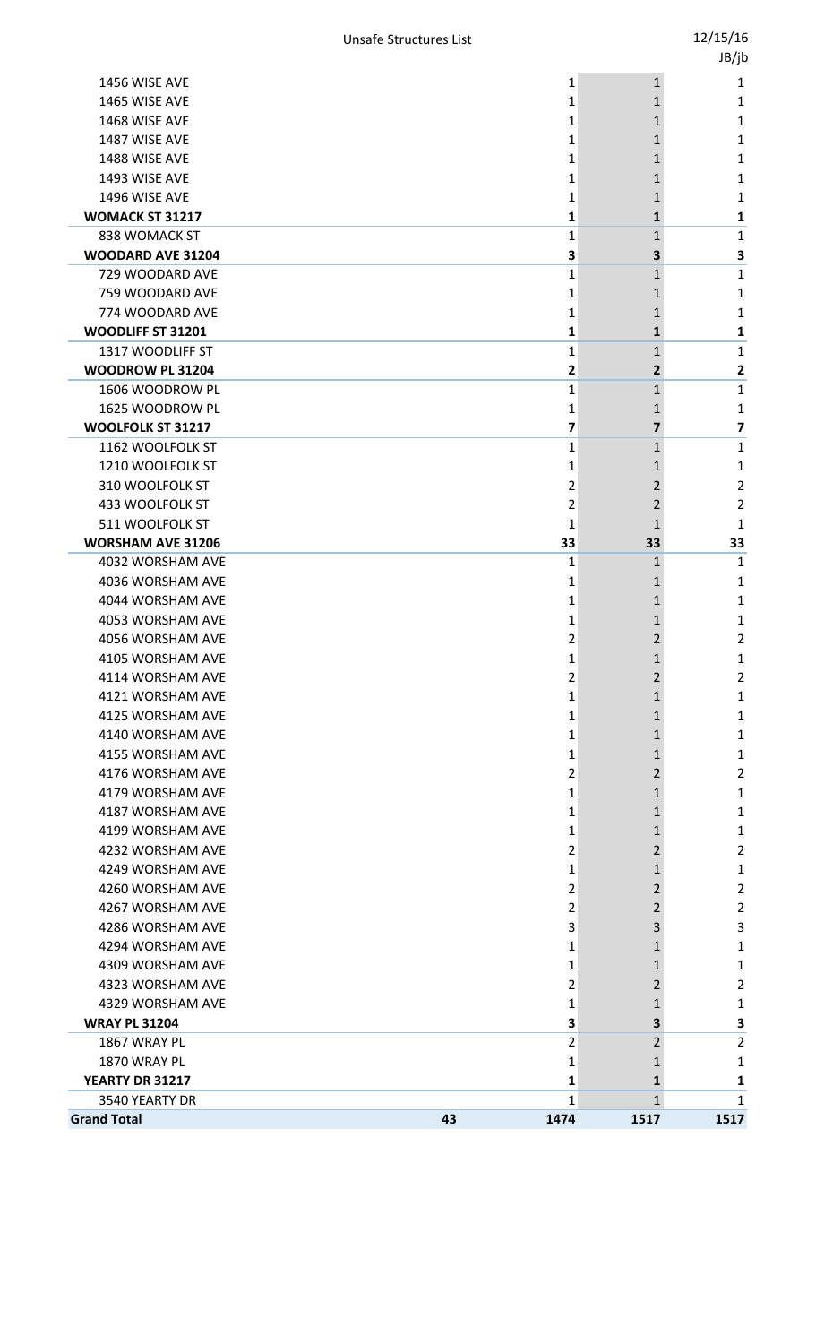| | | | | |
|---|---|---|---|---|
| 1456 WISE AVE | | 1 | 1 | 1 |
| 1465 WISE AVE | | 1 | 1 | 1 |
| 1468 WISE AVE | | 1 | 1 | 1 |
| 1487 WISE AVE | | 1 | 1 | 1 |
| 1488 WISE AVE | | 1 | 1 | 1 |
| 1493 WISE AVE | | 1 | 1 | 1 |
| 1496 WISE AVE | | 1 | 1 | 1 |
| **WOMACK ST 31217** | | **1** | **1** | **1** |
| 838 WOMACK ST | | 1 | 1 | 1 |
| **WOODARD AVE 31204** | | **3** | **3** | **3** |
| 729 WOODARD AVE | | 1 | 1 | 1 |
| 759 WOODARD AVE | | 1 | 1 | 1 |
| 774 WOODARD AVE | | 1 | 1 | 1 |
| **WOODLIFF ST 31201** | | **1** | **1** | **1** |
| 1317 WOODLIFF ST | | 1 | 1 | 1 |
| **WOODROW PL 31204** | | **2** | **2** | **2** |
| 1606 WOODROW PL | | 1 | 1 | 1 |
| 1625 WOODROW PL | | 1 | 1 | 1 |
| **WOOLFOLK ST 31217** | | **7** | **7** | **7** |
| 1162 WOOLFOLK ST | | 1 | 1 | 1 |
| 1210 WOOLFOLK ST | | 1 | 1 | 1 |
| 310 WOOLFOLK ST | | 2 | 2 | 2 |
| 433 WOOLFOLK ST | | 2 | 2 | 2 |
| 511 WOOLFOLK ST | | 1 | 1 | 1 |
| **WORSHAM AVE 31206** | | **33** | **33** | **33** |
| 4032 WORSHAM AVE | | 1 | 1 | 1 |
| 4036 WORSHAM AVE | | 1 | 1 | 1 |
| 4044 WORSHAM AVE | | 1 | 1 | 1 |
| 4053 WORSHAM AVE | | 1 | 1 | 1 |
| 4056 WORSHAM AVE | | 2 | 2 | 2 |
| 4105 WORSHAM AVE | | 1 | 1 | 1 |
| 4114 WORSHAM AVE | | 2 | 2 | 2 |
| 4121 WORSHAM AVE | | 1 | 1 | 1 |
| 4125 WORSHAM AVE | | 1 | 1 | 1 |
| 4140 WORSHAM AVE | | 1 | 1 | 1 |
| 4155 WORSHAM AVE | | 1 | 1 | 1 |
| 4176 WORSHAM AVE | | 2 | 2 | 2 |
| 4179 WORSHAM AVE | | 1 | 1 | 1 |
| 4187 WORSHAM AVE | | 1 | 1 | 1 |
| 4199 WORSHAM AVE | | 1 | 1 | 1 |
| 4232 WORSHAM AVE | | 2 | 2 | 2 |
| 4249 WORSHAM AVE | | 1 | 1 | 1 |
| 4260 WORSHAM AVE | | 2 | 2 | 2 |
| 4267 WORSHAM AVE | | 2 | 2 | 2 |
| 4286 WORSHAM AVE | | 3 | 3 | 3 |
| 4294 WORSHAM AVE | | 1 | 1 | 1 |
| 4309 WORSHAM AVE | | 1 | 1 | 1 |
| 4323 WORSHAM AVE | | 2 | 2 | 2 |
| 4329 WORSHAM AVE | | 1 | 1 | 1 |
| **WRAY PL 31204** | | **3** | **3** | **3** |
| 1867 WRAY PL | | 2 | 2 | 2 |
| 1870 WRAY PL | | 1 | 1 | 1 |
| **YEARTY DR 31217** | | **1** | **1** | **1** |
| 3540 YEARTY DR | | 1 | 1 | 1 |
| **Grand Total** | **43** | **1474** | **1517** | **1517** |